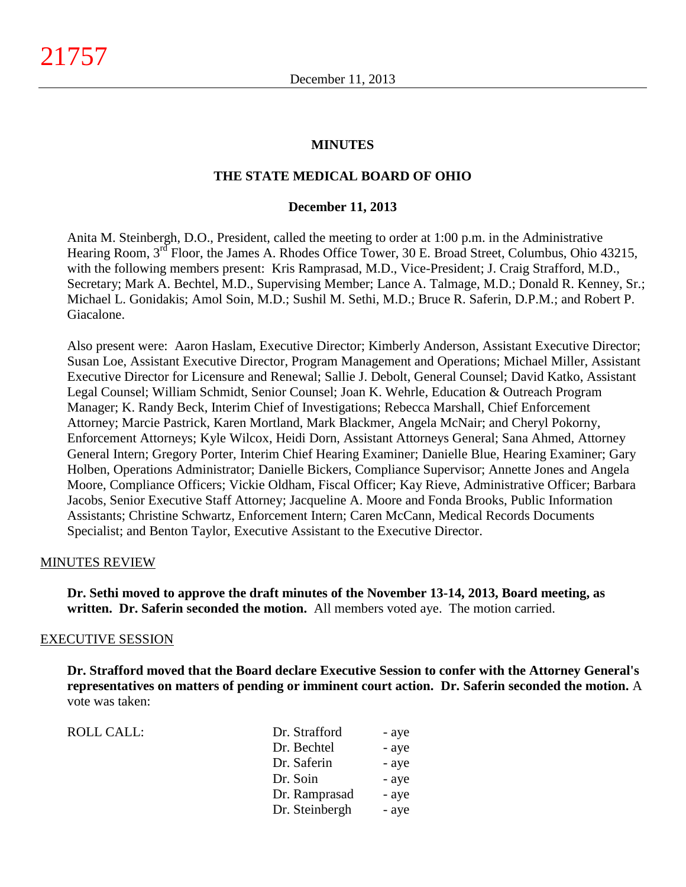**MINUTES**

**THE STATE MEDICAL BOARD OF OHIO**

**December 11, 2013**

Anita M. Steinbergh, D.O., President, called the meeting to order at 1:00 p.m. in the Administrative Hearing Room, 3rd Floor, the James A. Rhodes Office Tower, 30 E. Broad Street, Columbus, Ohio 43215, with the following members present: Kris Ramprasad, M.D., Vice-President; J. Craig Strafford, M.D., Secretary; Mark A. Bechtel, M.D., Supervising Member; Lance A. Talmage, M.D.; Donald R. Kenney, Sr.; Michael L. Gonidakis; Amol Soin, M.D.; Sushil M. Sethi, M.D.; Bruce R. Saferin, D.P.M.; and Robert P. Giacalone.

Also present were: Aaron Haslam, Executive Director; Kimberly Anderson, Assistant Executive Director; Susan Loe, Assistant Executive Director, Program Management and Operations; Michael Miller, Assistant Executive Director for Licensure and Renewal; Sallie J. Debolt, General Counsel; David Katko, Assistant Legal Counsel; William Schmidt, Senior Counsel; Joan K. Wehrle, Education & Outreach Program Manager; K. Randy Beck, Interim Chief of Investigations; Rebecca Marshall, Chief Enforcement Attorney; Marcie Pastrick, Karen Mortland, Mark Blackmer, Angela McNair; and Cheryl Pokorny, Enforcement Attorneys; Kyle Wilcox, Heidi Dorn, Assistant Attorneys General; Sana Ahmed, Attorney General Intern; Gregory Porter, Interim Chief Hearing Examiner; Danielle Blue, Hearing Examiner; Gary Holben, Operations Administrator; Danielle Bickers, Compliance Supervisor; Annette Jones and Angela Moore, Compliance Officers; Vickie Oldham, Fiscal Officer; Kay Rieve, Administrative Officer; Barbara Jacobs, Senior Executive Staff Attorney; Jacqueline A. Moore and Fonda Brooks, Public Information Assistants; Christine Schwartz, Enforcement Intern; Caren McCann, Medical Records Documents Specialist; and Benton Taylor, Executive Assistant to the Executive Director.

## MINUTES REVIEW

**Dr. Sethi moved to approve the draft minutes of the November 13-14, 2013, Board meeting, as written. Dr. Saferin seconded the motion.** All members voted aye. The motion carried.

## EXECUTIVE SESSION

**Dr. Strafford moved that the Board declare Executive Session to confer with the Attorney General's representatives on matters of pending or imminent court action. Dr. Saferin seconded the motion.** A vote was taken:

| ROLL CALL: | | |
|---|---|---|
| | Dr. Strafford | - aye |
| | Dr. Bechtel | - aye |
| | Dr. Saferin | - aye |
| | Dr. Soin | - aye |
| | Dr. Ramprasad | - aye |
| | Dr. Steinbergh | - aye |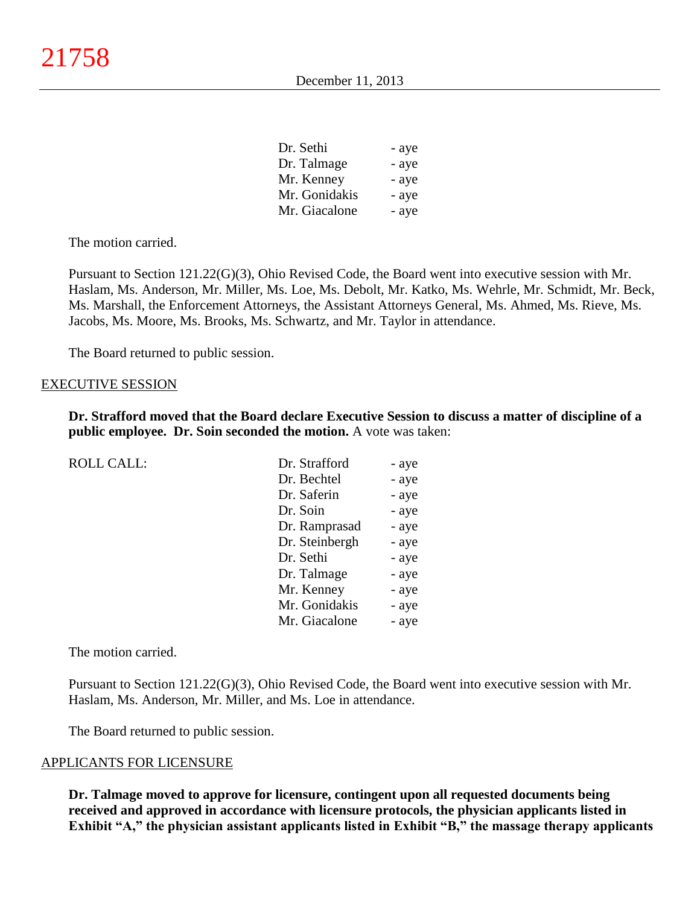| | |
|---|---|
| Dr. Sethi | - aye |
| Dr. Talmage | - aye |
| Mr. Kenney | - aye |
| Mr. Gonidakis | - aye |
| Mr. Giacalone | - aye |

The motion carried.

Pursuant to Section 121.22(G)(3), Ohio Revised Code, the Board went into executive session with Mr. Haslam, Ms. Anderson, Mr. Miller, Ms. Loe, Ms. Debolt, Mr. Katko, Ms. Wehrle, Mr. Schmidt, Mr. Beck, Ms. Marshall, the Enforcement Attorneys, the Assistant Attorneys General, Ms. Ahmed, Ms. Rieve, Ms. Jacobs, Ms. Moore, Ms. Brooks, Ms. Schwartz, and Mr. Taylor in attendance.

The Board returned to public session.

## EXECUTIVE SESSION

**Dr. Strafford moved that the Board declare Executive Session to discuss a matter of discipline of a public employee. Dr. Soin seconded the motion.** A vote was taken:

| ROLL CALL: | | |
|---|---|---|
| | Dr. Strafford | - aye |
| | Dr. Bechtel | - aye |
| | Dr. Saferin | - aye |
| | Dr. Soin | - aye |
| | Dr. Ramprasad | - aye |
| | Dr. Steinbergh | - aye |
| | Dr. Sethi | - aye |
| | Dr. Talmage | - aye |
| | Mr. Kenney | - aye |
| | Mr. Gonidakis | - aye |
| | Mr. Giacalone | - aye |

The motion carried.

Pursuant to Section 121.22(G)(3), Ohio Revised Code, the Board went into executive session with Mr. Haslam, Ms. Anderson, Mr. Miller, and Ms. Loe in attendance.

The Board returned to public session.

## APPLICANTS FOR LICENSURE

**Dr. Talmage moved to approve for licensure, contingent upon all requested documents being received and approved in accordance with licensure protocols, the physician applicants listed in Exhibit "A," the physician assistant applicants listed in Exhibit "B," the massage therapy applicants**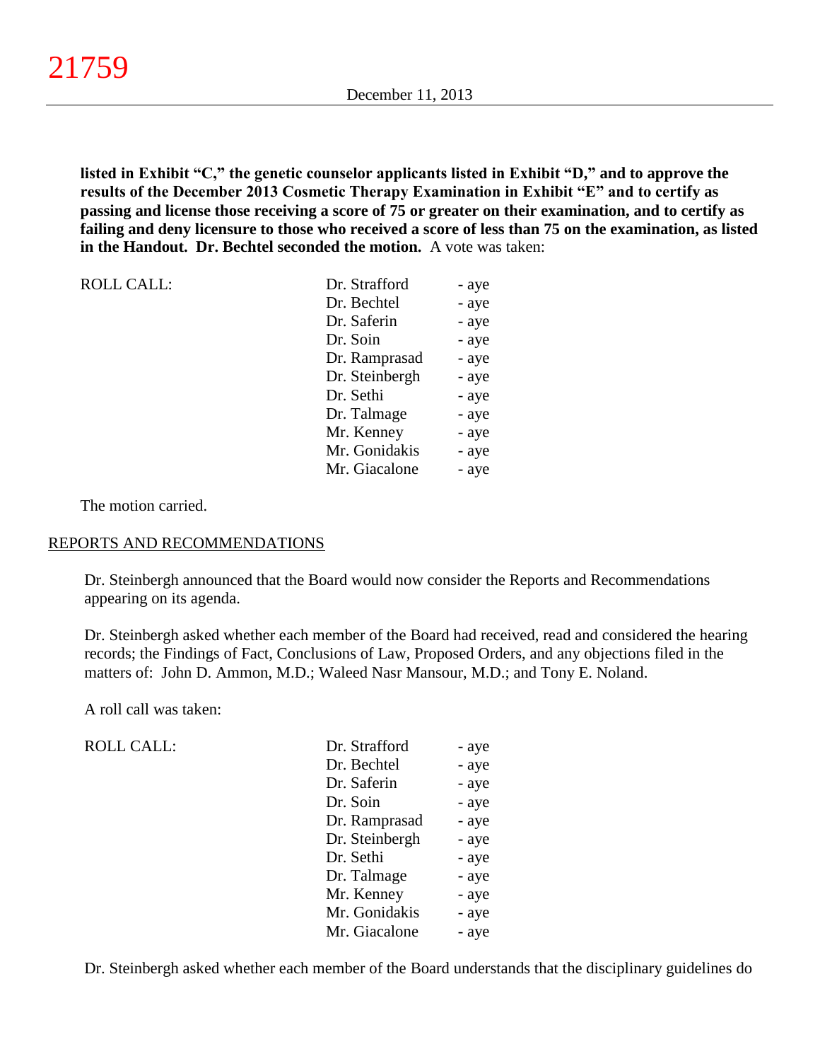**listed in Exhibit "C," the genetic counselor applicants listed in Exhibit "D," and to approve the results of the December 2013 Cosmetic Therapy Examination in Exhibit "E" and to certify as passing and license those receiving a score of 75 or greater on their examination, and to certify as failing and deny licensure to those who received a score of less than 75 on the examination, as listed in the Handout. Dr. Bechtel seconded the motion.** A vote was taken:

| ROLL CALL: | | |
|---|---|---|
| | Dr. Strafford | - aye |
| | Dr. Bechtel | - aye |
| | Dr. Saferin | - aye |
| | Dr. Soin | - aye |
| | Dr. Ramprasad | - aye |
| | Dr. Steinbergh | - aye |
| | Dr. Sethi | - aye |
| | Dr. Talmage | - aye |
| | Mr. Kenney | - aye |
| | Mr. Gonidakis | - aye |
| | Mr. Giacalone | - aye |

The motion carried.

REPORTS AND RECOMMENDATIONS

Dr. Steinbergh announced that the Board would now consider the Reports and Recommendations appearing on its agenda.

Dr. Steinbergh asked whether each member of the Board had received, read and considered the hearing records; the Findings of Fact, Conclusions of Law, Proposed Orders, and any objections filed in the matters of: John D. Ammon, M.D.; Waleed Nasr Mansour, M.D.; and Tony E. Noland.

A roll call was taken:

| ROLL CALL: | | |
|---|---|---|
| | Dr. Strafford | - aye |
| | Dr. Bechtel | - aye |
| | Dr. Saferin | - aye |
| | Dr. Soin | - aye |
| | Dr. Ramprasad | - aye |
| | Dr. Steinbergh | - aye |
| | Dr. Sethi | - aye |
| | Dr. Talmage | - aye |
| | Mr. Kenney | - aye |
| | Mr. Gonidakis | - aye |
| | Mr. Giacalone | - aye |

Dr. Steinbergh asked whether each member of the Board understands that the disciplinary guidelines do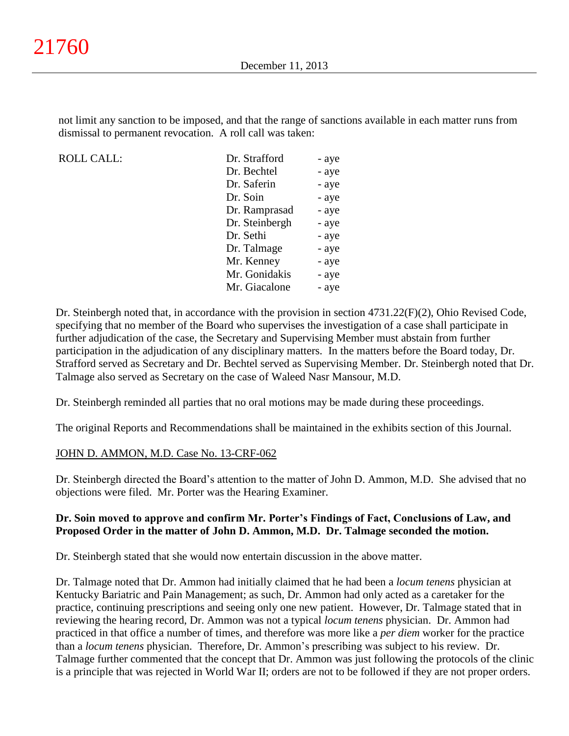not limit any sanction to be imposed, and that the range of sanctions available in each matter runs from dismissal to permanent revocation. A roll call was taken:

| ROLL CALL: | | |
|---|---|---|
| | Dr. Strafford | - aye |
| | Dr. Bechtel | - aye |
| | Dr. Saferin | - aye |
| | Dr. Soin | - aye |
| | Dr. Ramprasad | - aye |
| | Dr. Steinbergh | - aye |
| | Dr. Sethi | - aye |
| | Dr. Talmage | - aye |
| | Mr. Kenney | - aye |
| | Mr. Gonidakis | - aye |
| | Mr. Giacalone | - aye |

Dr. Steinbergh noted that, in accordance with the provision in section 4731.22(F)(2), Ohio Revised Code, specifying that no member of the Board who supervises the investigation of a case shall participate in further adjudication of the case, the Secretary and Supervising Member must abstain from further participation in the adjudication of any disciplinary matters. In the matters before the Board today, Dr. Strafford served as Secretary and Dr. Bechtel served as Supervising Member. Dr. Steinbergh noted that Dr. Talmage also served as Secretary on the case of Waleed Nasr Mansour, M.D.

Dr. Steinbergh reminded all parties that no oral motions may be made during these proceedings.

The original Reports and Recommendations shall be maintained in the exhibits section of this Journal.

JOHN D. AMMON, M.D. Case No. 13-CRF-062

Dr. Steinbergh directed the Board's attention to the matter of John D. Ammon, M.D. She advised that no objections were filed. Mr. Porter was the Hearing Examiner.

**Dr. Soin moved to approve and confirm Mr. Porter's Findings of Fact, Conclusions of Law, and Proposed Order in the matter of John D. Ammon, M.D. Dr. Talmage seconded the motion.**

Dr. Steinbergh stated that she would now entertain discussion in the above matter.

Dr. Talmage noted that Dr. Ammon had initially claimed that he had been a *locum tenens* physician at Kentucky Bariatric and Pain Management; as such, Dr. Ammon had only acted as a caretaker for the practice, continuing prescriptions and seeing only one new patient. However, Dr. Talmage stated that in reviewing the hearing record, Dr. Ammon was not a typical *locum tenens* physician. Dr. Ammon had practiced in that office a number of times, and therefore was more like a *per diem* worker for the practice than a *locum tenens* physician. Therefore, Dr. Ammon's prescribing was subject to his review. Dr. Talmage further commented that the concept that Dr. Ammon was just following the protocols of the clinic is a principle that was rejected in World War II; orders are not to be followed if they are not proper orders.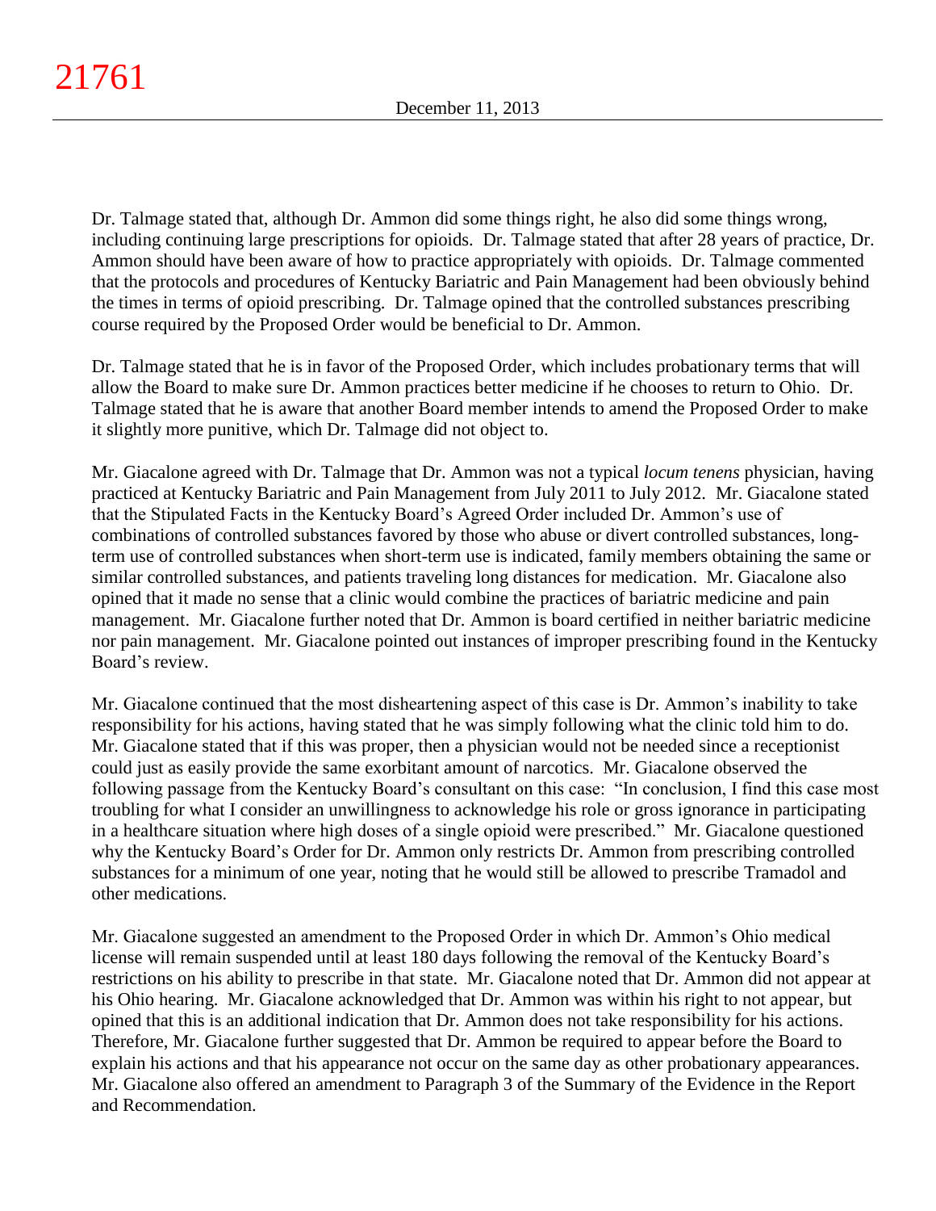Dr. Talmage stated that, although Dr. Ammon did some things right, he also did some things wrong, including continuing large prescriptions for opioids. Dr. Talmage stated that after 28 years of practice, Dr. Ammon should have been aware of how to practice appropriately with opioids. Dr. Talmage commented that the protocols and procedures of Kentucky Bariatric and Pain Management had been obviously behind the times in terms of opioid prescribing. Dr. Talmage opined that the controlled substances prescribing course required by the Proposed Order would be beneficial to Dr. Ammon.

Dr. Talmage stated that he is in favor of the Proposed Order, which includes probationary terms that will allow the Board to make sure Dr. Ammon practices better medicine if he chooses to return to Ohio. Dr. Talmage stated that he is aware that another Board member intends to amend the Proposed Order to make it slightly more punitive, which Dr. Talmage did not object to.

Mr. Giacalone agreed with Dr. Talmage that Dr. Ammon was not a typical *locum tenens* physician, having practiced at Kentucky Bariatric and Pain Management from July 2011 to July 2012. Mr. Giacalone stated that the Stipulated Facts in the Kentucky Board's Agreed Order included Dr. Ammon's use of combinations of controlled substances favored by those who abuse or divert controlled substances, long-term use of controlled substances when short-term use is indicated, family members obtaining the same or similar controlled substances, and patients traveling long distances for medication. Mr. Giacalone also opined that it made no sense that a clinic would combine the practices of bariatric medicine and pain management. Mr. Giacalone further noted that Dr. Ammon is board certified in neither bariatric medicine nor pain management. Mr. Giacalone pointed out instances of improper prescribing found in the Kentucky Board's review.

Mr. Giacalone continued that the most disheartening aspect of this case is Dr. Ammon's inability to take responsibility for his actions, having stated that he was simply following what the clinic told him to do. Mr. Giacalone stated that if this was proper, then a physician would not be needed since a receptionist could just as easily provide the same exorbitant amount of narcotics. Mr. Giacalone observed the following passage from the Kentucky Board's consultant on this case: "In conclusion, I find this case most troubling for what I consider an unwillingness to acknowledge his role or gross ignorance in participating in a healthcare situation where high doses of a single opioid were prescribed." Mr. Giacalone questioned why the Kentucky Board's Order for Dr. Ammon only restricts Dr. Ammon from prescribing controlled substances for a minimum of one year, noting that he would still be allowed to prescribe Tramadol and other medications.

Mr. Giacalone suggested an amendment to the Proposed Order in which Dr. Ammon's Ohio medical license will remain suspended until at least 180 days following the removal of the Kentucky Board's restrictions on his ability to prescribe in that state. Mr. Giacalone noted that Dr. Ammon did not appear at his Ohio hearing. Mr. Giacalone acknowledged that Dr. Ammon was within his right to not appear, but opined that this is an additional indication that Dr. Ammon does not take responsibility for his actions. Therefore, Mr. Giacalone further suggested that Dr. Ammon be required to appear before the Board to explain his actions and that his appearance not occur on the same day as other probationary appearances. Mr. Giacalone also offered an amendment to Paragraph 3 of the Summary of the Evidence in the Report and Recommendation.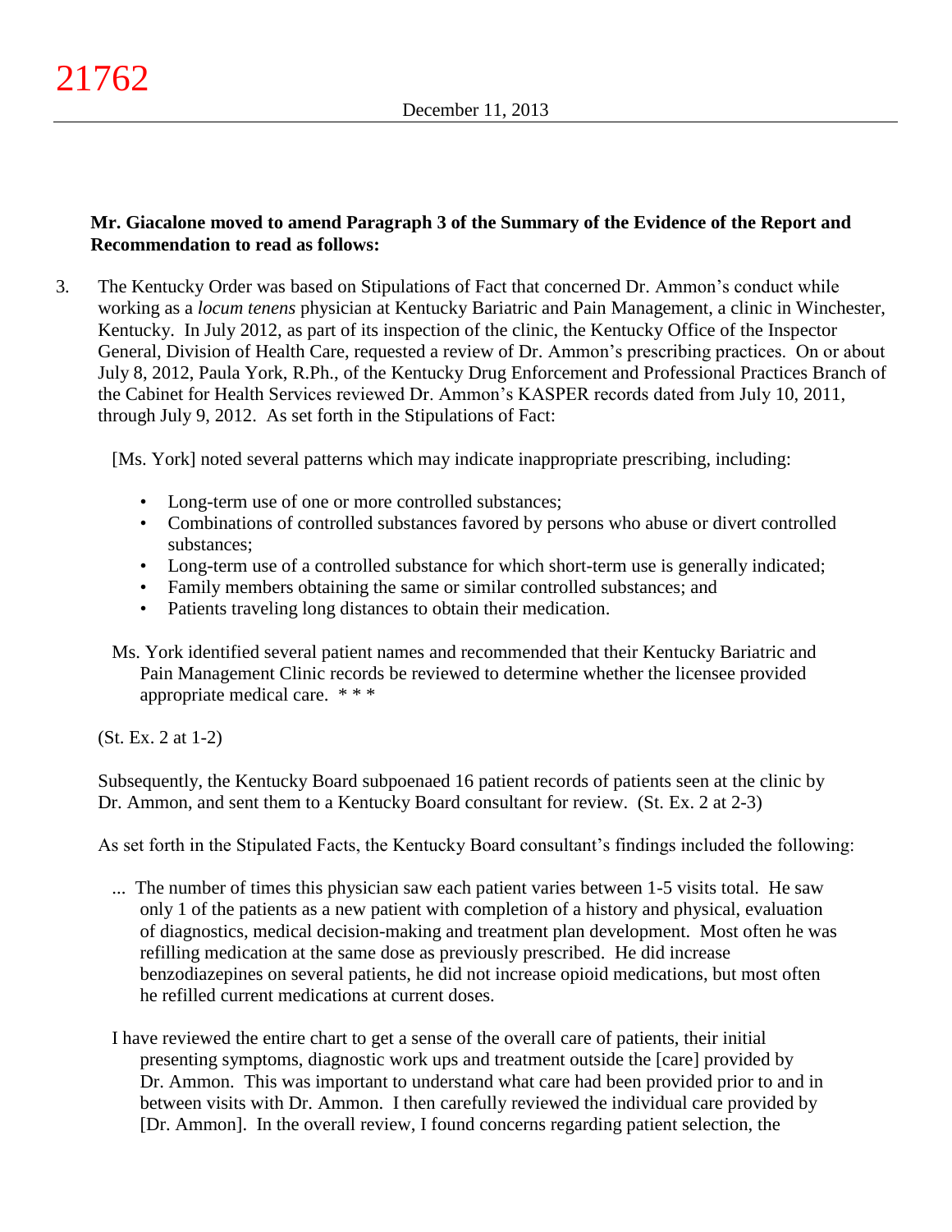**Mr. Giacalone moved to amend Paragraph 3 of the Summary of the Evidence of the Report and Recommendation to read as follows:**

3. The Kentucky Order was based on Stipulations of Fact that concerned Dr. Ammon's conduct while working as a *locum tenens* physician at Kentucky Bariatric and Pain Management, a clinic in Winchester, Kentucky. In July 2012, as part of its inspection of the clinic, the Kentucky Office of the Inspector General, Division of Health Care, requested a review of Dr. Ammon's prescribing practices. On or about July 8, 2012, Paula York, R.Ph., of the Kentucky Drug Enforcement and Professional Practices Branch of the Cabinet for Health Services reviewed Dr. Ammon's KASPER records dated from July 10, 2011, through July 9, 2012. As set forth in the Stipulations of Fact:

   > [Ms. York] noted several patterns which may indicate inappropriate prescribing, including:
   >
   > - Long-term use of one or more controlled substances;
   > - Combinations of controlled substances favored by persons who abuse or divert controlled substances;
   > - Long-term use of a controlled substance for which short-term use is generally indicated;
   > - Family members obtaining the same or similar controlled substances; and
   > - Patients traveling long distances to obtain their medication.
   >
   > Ms. York identified several patient names and recommended that their Kentucky Bariatric and Pain Management Clinic records be reviewed to determine whether the licensee provided appropriate medical care. * * *

   (St. Ex. 2 at 1-2)

   Subsequently, the Kentucky Board subpoenaed 16 patient records of patients seen at the clinic by Dr. Ammon, and sent them to a Kentucky Board consultant for review. (St. Ex. 2 at 2-3)

   As set forth in the Stipulated Facts, the Kentucky Board consultant's findings included the following:

   > ... The number of times this physician saw each patient varies between 1-5 visits total. He saw only 1 of the patients as a new patient with completion of a history and physical, evaluation of diagnostics, medical decision-making and treatment plan development. Most often he was refilling medication at the same dose as previously prescribed. He did increase benzodiazepines on several patients, he did not increase opioid medications, but most often he refilled current medications at current doses.
   >
   > I have reviewed the entire chart to get a sense of the overall care of patients, their initial presenting symptoms, diagnostic work ups and treatment outside the [care] provided by Dr. Ammon. This was important to understand what care had been provided prior to and in between visits with Dr. Ammon. I then carefully reviewed the individual care provided by [Dr. Ammon]. In the overall review, I found concerns regarding patient selection, the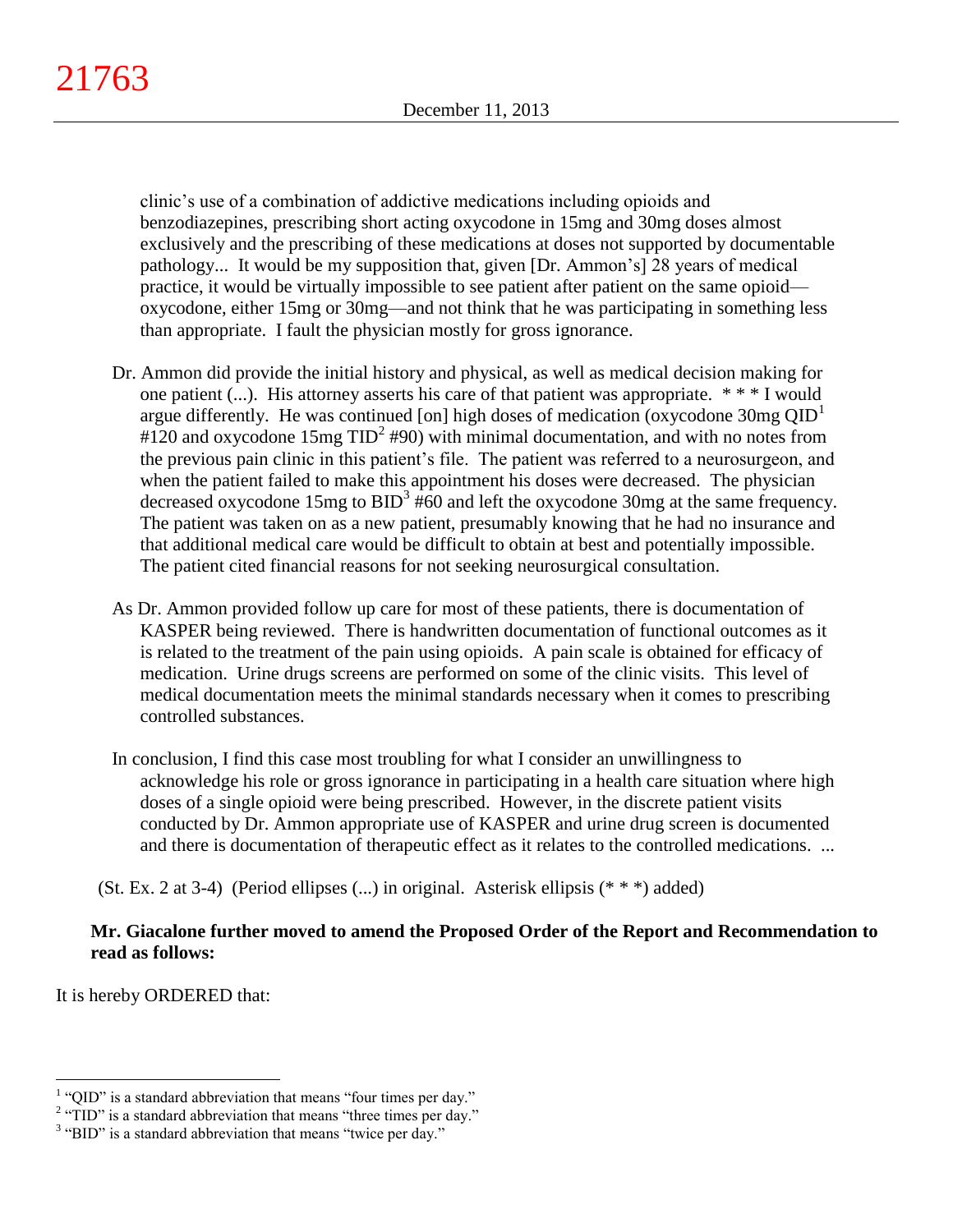clinic's use of a combination of addictive medications including opioids and benzodiazepines, prescribing short acting oxycodone in 15mg and 30mg doses almost exclusively and the prescribing of these medications at doses not supported by documentable pathology... It would be my supposition that, given [Dr. Ammon's] 28 years of medical practice, it would be virtually impossible to see patient after patient on the same opioid—oxycodone, either 15mg or 30mg—and not think that he was participating in something less than appropriate. I fault the physician mostly for gross ignorance.

> Dr. Ammon did provide the initial history and physical, as well as medical decision making for one patient (...). His attorney asserts his care of that patient was appropriate. * * * I would argue differently. He was continued [on] high doses of medication (oxycodone 30mg QID[1] #120 and oxycodone 15mg TID[2] #90) with minimal documentation, and with no notes from the previous pain clinic in this patient's file. The patient was referred to a neurosurgeon, and when the patient failed to make this appointment his doses were decreased. The physician decreased oxycodone 15mg to BID[3] #60 and left the oxycodone 30mg at the same frequency. The patient was taken on as a new patient, presumably knowing that he had no insurance and that additional medical care would be difficult to obtain at best and potentially impossible. The patient cited financial reasons for not seeking neurosurgical consultation.

> As Dr. Ammon provided follow up care for most of these patients, there is documentation of KASPER being reviewed. There is handwritten documentation of functional outcomes as it is related to the treatment of the pain using opioids. A pain scale is obtained for efficacy of medication. Urine drugs screens are performed on some of the clinic visits. This level of medical documentation meets the minimal standards necessary when it comes to prescribing controlled substances.

> In conclusion, I find this case most troubling for what I consider an unwillingness to acknowledge his role or gross ignorance in participating in a health care situation where high doses of a single opioid were being prescribed. However, in the discrete patient visits conducted by Dr. Ammon appropriate use of KASPER and urine drug screen is documented and there is documentation of therapeutic effect as it relates to the controlled medications. ...

(St. Ex. 2 at 3-4) (Period ellipses (...) in original. Asterisk ellipsis (* * *) added)

**Mr. Giacalone further moved to amend the Proposed Order of the Report and Recommendation to read as follows:**

It is hereby ORDERED that:

[1] "QID" is a standard abbreviation that means "four times per day."

[2] "TID" is a standard abbreviation that means "three times per day."

[3] "BID" is a standard abbreviation that means "twice per day."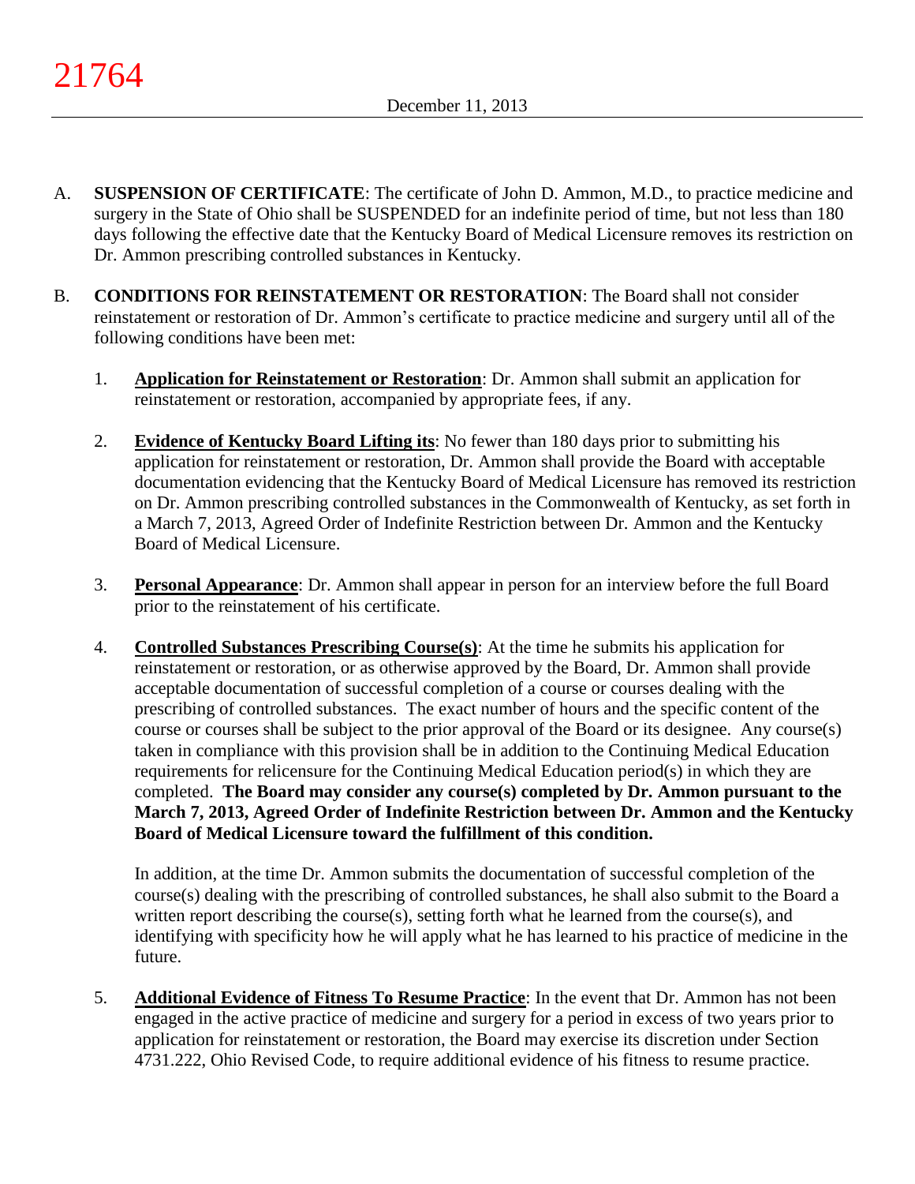A. **SUSPENSION OF CERTIFICATE**: The certificate of John D. Ammon, M.D., to practice medicine and surgery in the State of Ohio shall be SUSPENDED for an indefinite period of time, but not less than 180 days following the effective date that the Kentucky Board of Medical Licensure removes its restriction on Dr. Ammon prescribing controlled substances in Kentucky.

B. **CONDITIONS FOR REINSTATEMENT OR RESTORATION**: The Board shall not consider reinstatement or restoration of Dr. Ammon's certificate to practice medicine and surgery until all of the following conditions have been met:

   1. **Application for Reinstatement or Restoration**: Dr. Ammon shall submit an application for reinstatement or restoration, accompanied by appropriate fees, if any.

   2. **Evidence of Kentucky Board Lifting its**: No fewer than 180 days prior to submitting his application for reinstatement or restoration, Dr. Ammon shall provide the Board with acceptable documentation evidencing that the Kentucky Board of Medical Licensure has removed its restriction on Dr. Ammon prescribing controlled substances in the Commonwealth of Kentucky, as set forth in a March 7, 2013, Agreed Order of Indefinite Restriction between Dr. Ammon and the Kentucky Board of Medical Licensure.

   3. **Personal Appearance**: Dr. Ammon shall appear in person for an interview before the full Board prior to the reinstatement of his certificate.

   4. **Controlled Substances Prescribing Course(s)**: At the time he submits his application for reinstatement or restoration, or as otherwise approved by the Board, Dr. Ammon shall provide acceptable documentation of successful completion of a course or courses dealing with the prescribing of controlled substances. The exact number of hours and the specific content of the course or courses shall be subject to the prior approval of the Board or its designee. Any course(s) taken in compliance with this provision shall be in addition to the Continuing Medical Education requirements for relicensure for the Continuing Medical Education period(s) in which they are completed. **The Board may consider any course(s) completed by Dr. Ammon pursuant to the March 7, 2013, Agreed Order of Indefinite Restriction between Dr. Ammon and the Kentucky Board of Medical Licensure toward the fulfillment of this condition.**

      In addition, at the time Dr. Ammon submits the documentation of successful completion of the course(s) dealing with the prescribing of controlled substances, he shall also submit to the Board a written report describing the course(s), setting forth what he learned from the course(s), and identifying with specificity how he will apply what he has learned to his practice of medicine in the future.

   5. **Additional Evidence of Fitness To Resume Practice**: In the event that Dr. Ammon has not been engaged in the active practice of medicine and surgery for a period in excess of two years prior to application for reinstatement or restoration, the Board may exercise its discretion under Section 4731.222, Ohio Revised Code, to require additional evidence of his fitness to resume practice.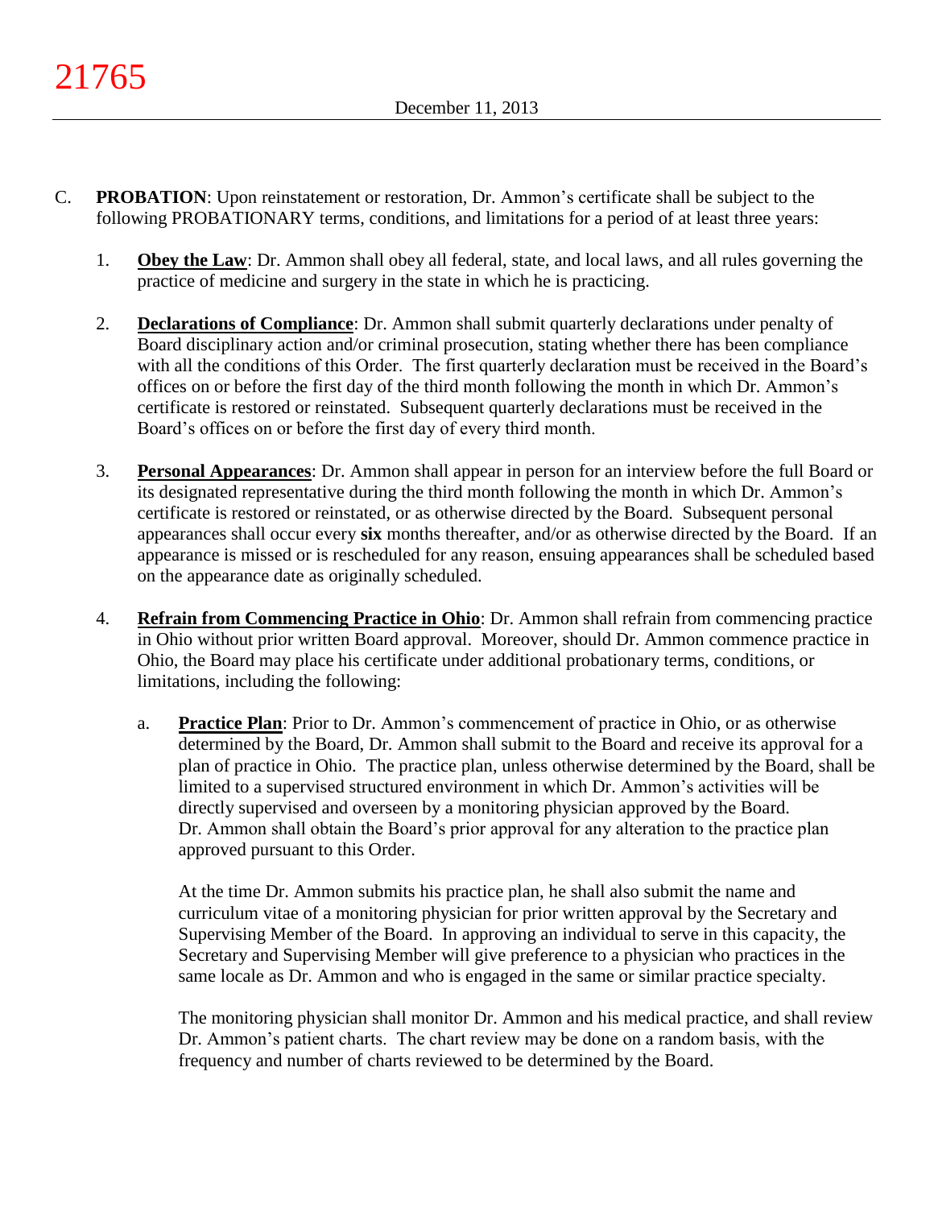C. **PROBATION**: Upon reinstatement or restoration, Dr. Ammon's certificate shall be subject to the following PROBATIONARY terms, conditions, and limitations for a period of at least three years:

1. **Obey the Law**: Dr. Ammon shall obey all federal, state, and local laws, and all rules governing the practice of medicine and surgery in the state in which he is practicing.

2. **Declarations of Compliance**: Dr. Ammon shall submit quarterly declarations under penalty of Board disciplinary action and/or criminal prosecution, stating whether there has been compliance with all the conditions of this Order. The first quarterly declaration must be received in the Board's offices on or before the first day of the third month following the month in which Dr. Ammon's certificate is restored or reinstated. Subsequent quarterly declarations must be received in the Board's offices on or before the first day of every third month.

3. **Personal Appearances**: Dr. Ammon shall appear in person for an interview before the full Board or its designated representative during the third month following the month in which Dr. Ammon's certificate is restored or reinstated, or as otherwise directed by the Board. Subsequent personal appearances shall occur every **six** months thereafter, and/or as otherwise directed by the Board. If an appearance is missed or is rescheduled for any reason, ensuing appearances shall be scheduled based on the appearance date as originally scheduled.

4. **Refrain from Commencing Practice in Ohio**: Dr. Ammon shall refrain from commencing practice in Ohio without prior written Board approval. Moreover, should Dr. Ammon commence practice in Ohio, the Board may place his certificate under additional probationary terms, conditions, or limitations, including the following:

   a. **Practice Plan**: Prior to Dr. Ammon's commencement of practice in Ohio, or as otherwise determined by the Board, Dr. Ammon shall submit to the Board and receive its approval for a plan of practice in Ohio. The practice plan, unless otherwise determined by the Board, shall be limited to a supervised structured environment in which Dr. Ammon's activities will be directly supervised and overseen by a monitoring physician approved by the Board. Dr. Ammon shall obtain the Board's prior approval for any alteration to the practice plan approved pursuant to this Order.

   At the time Dr. Ammon submits his practice plan, he shall also submit the name and curriculum vitae of a monitoring physician for prior written approval by the Secretary and Supervising Member of the Board. In approving an individual to serve in this capacity, the Secretary and Supervising Member will give preference to a physician who practices in the same locale as Dr. Ammon and who is engaged in the same or similar practice specialty.

   The monitoring physician shall monitor Dr. Ammon and his medical practice, and shall review Dr. Ammon's patient charts. The chart review may be done on a random basis, with the frequency and number of charts reviewed to be determined by the Board.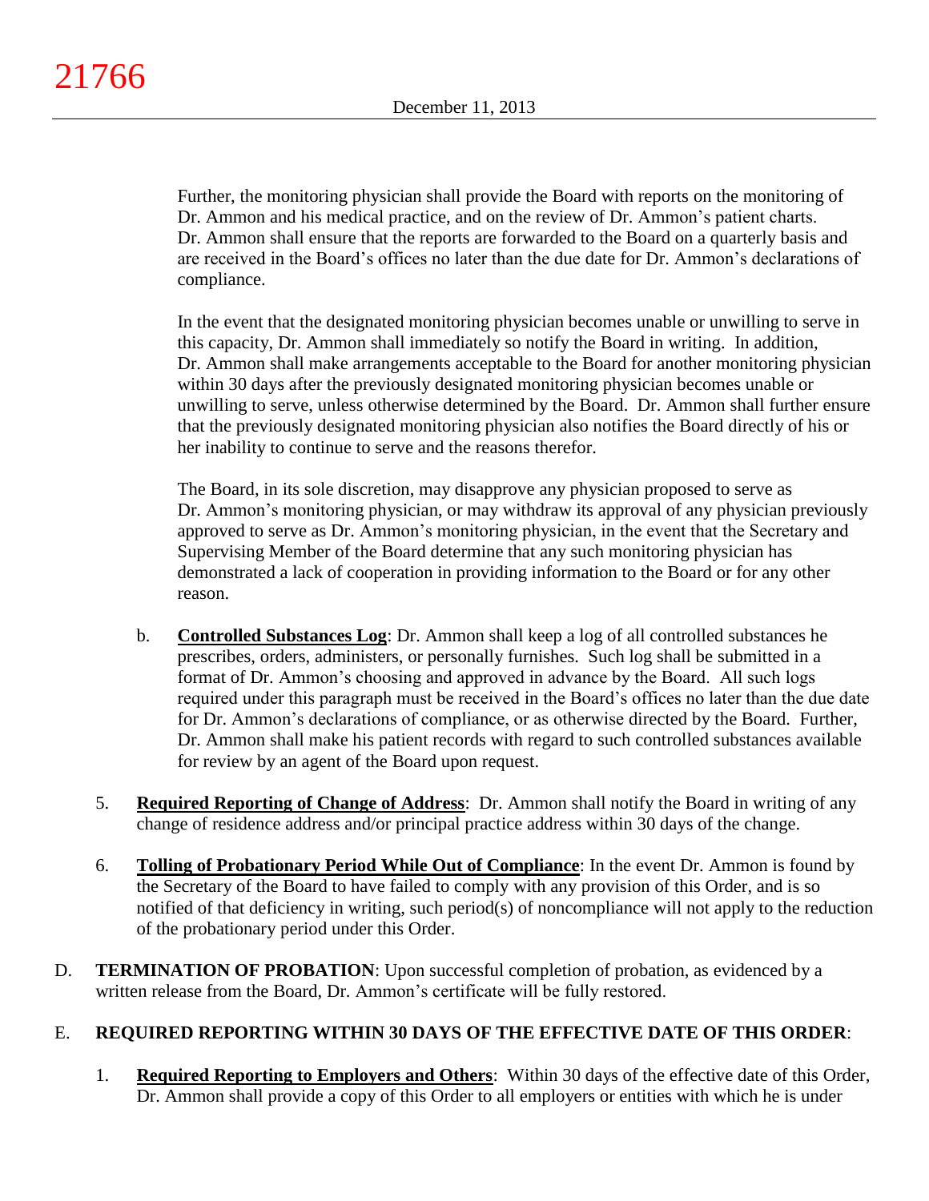Further, the monitoring physician shall provide the Board with reports on the monitoring of Dr. Ammon and his medical practice, and on the review of Dr. Ammon's patient charts. Dr. Ammon shall ensure that the reports are forwarded to the Board on a quarterly basis and are received in the Board's offices no later than the due date for Dr. Ammon's declarations of compliance.

In the event that the designated monitoring physician becomes unable or unwilling to serve in this capacity, Dr. Ammon shall immediately so notify the Board in writing. In addition, Dr. Ammon shall make arrangements acceptable to the Board for another monitoring physician within 30 days after the previously designated monitoring physician becomes unable or unwilling to serve, unless otherwise determined by the Board. Dr. Ammon shall further ensure that the previously designated monitoring physician also notifies the Board directly of his or her inability to continue to serve and the reasons therefor.

The Board, in its sole discretion, may disapprove any physician proposed to serve as Dr. Ammon's monitoring physician, or may withdraw its approval of any physician previously approved to serve as Dr. Ammon's monitoring physician, in the event that the Secretary and Supervising Member of the Board determine that any such monitoring physician has demonstrated a lack of cooperation in providing information to the Board or for any other reason.

b. **Controlled Substances Log**: Dr. Ammon shall keep a log of all controlled substances he prescribes, orders, administers, or personally furnishes. Such log shall be submitted in a format of Dr. Ammon's choosing and approved in advance by the Board. All such logs required under this paragraph must be received in the Board's offices no later than the due date for Dr. Ammon's declarations of compliance, or as otherwise directed by the Board. Further, Dr. Ammon shall make his patient records with regard to such controlled substances available for review by an agent of the Board upon request.

5. **Required Reporting of Change of Address**: Dr. Ammon shall notify the Board in writing of any change of residence address and/or principal practice address within 30 days of the change.

6. **Tolling of Probationary Period While Out of Compliance**: In the event Dr. Ammon is found by the Secretary of the Board to have failed to comply with any provision of this Order, and is so notified of that deficiency in writing, such period(s) of noncompliance will not apply to the reduction of the probationary period under this Order.

D. **TERMINATION OF PROBATION**: Upon successful completion of probation, as evidenced by a written release from the Board, Dr. Ammon's certificate will be fully restored.

E. **REQUIRED REPORTING WITHIN 30 DAYS OF THE EFFECTIVE DATE OF THIS ORDER**:

1. **Required Reporting to Employers and Others**: Within 30 days of the effective date of this Order, Dr. Ammon shall provide a copy of this Order to all employers or entities with which he is under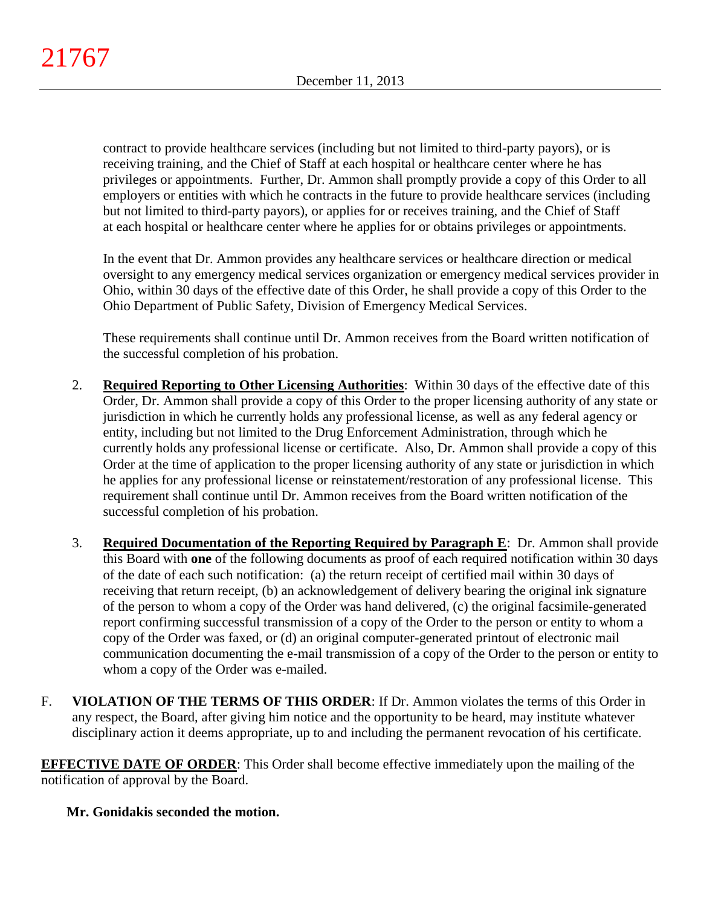contract to provide healthcare services (including but not limited to third-party payors), or is receiving training, and the Chief of Staff at each hospital or healthcare center where he has privileges or appointments. Further, Dr. Ammon shall promptly provide a copy of this Order to all employers or entities with which he contracts in the future to provide healthcare services (including but not limited to third-party payors), or applies for or receives training, and the Chief of Staff at each hospital or healthcare center where he applies for or obtains privileges or appointments.

In the event that Dr. Ammon provides any healthcare services or healthcare direction or medical oversight to any emergency medical services organization or emergency medical services provider in Ohio, within 30 days of the effective date of this Order, he shall provide a copy of this Order to the Ohio Department of Public Safety, Division of Emergency Medical Services.

These requirements shall continue until Dr. Ammon receives from the Board written notification of the successful completion of his probation.

2. **Required Reporting to Other Licensing Authorities**: Within 30 days of the effective date of this Order, Dr. Ammon shall provide a copy of this Order to the proper licensing authority of any state or jurisdiction in which he currently holds any professional license, as well as any federal agency or entity, including but not limited to the Drug Enforcement Administration, through which he currently holds any professional license or certificate. Also, Dr. Ammon shall provide a copy of this Order at the time of application to the proper licensing authority of any state or jurisdiction in which he applies for any professional license or reinstatement/restoration of any professional license. This requirement shall continue until Dr. Ammon receives from the Board written notification of the successful completion of his probation.

3. **Required Documentation of the Reporting Required by Paragraph E**: Dr. Ammon shall provide this Board with **one** of the following documents as proof of each required notification within 30 days of the date of each such notification: (a) the return receipt of certified mail within 30 days of receiving that return receipt, (b) an acknowledgement of delivery bearing the original ink signature of the person to whom a copy of the Order was hand delivered, (c) the original facsimile-generated report confirming successful transmission of a copy of the Order to the person or entity to whom a copy of the Order was faxed, or (d) an original computer-generated printout of electronic mail communication documenting the e-mail transmission of a copy of the Order to the person or entity to whom a copy of the Order was e-mailed.

F. **VIOLATION OF THE TERMS OF THIS ORDER**: If Dr. Ammon violates the terms of this Order in any respect, the Board, after giving him notice and the opportunity to be heard, may institute whatever disciplinary action it deems appropriate, up to and including the permanent revocation of his certificate.

**EFFECTIVE DATE OF ORDER**: This Order shall become effective immediately upon the mailing of the notification of approval by the Board.

**Mr. Gonidakis seconded the motion.**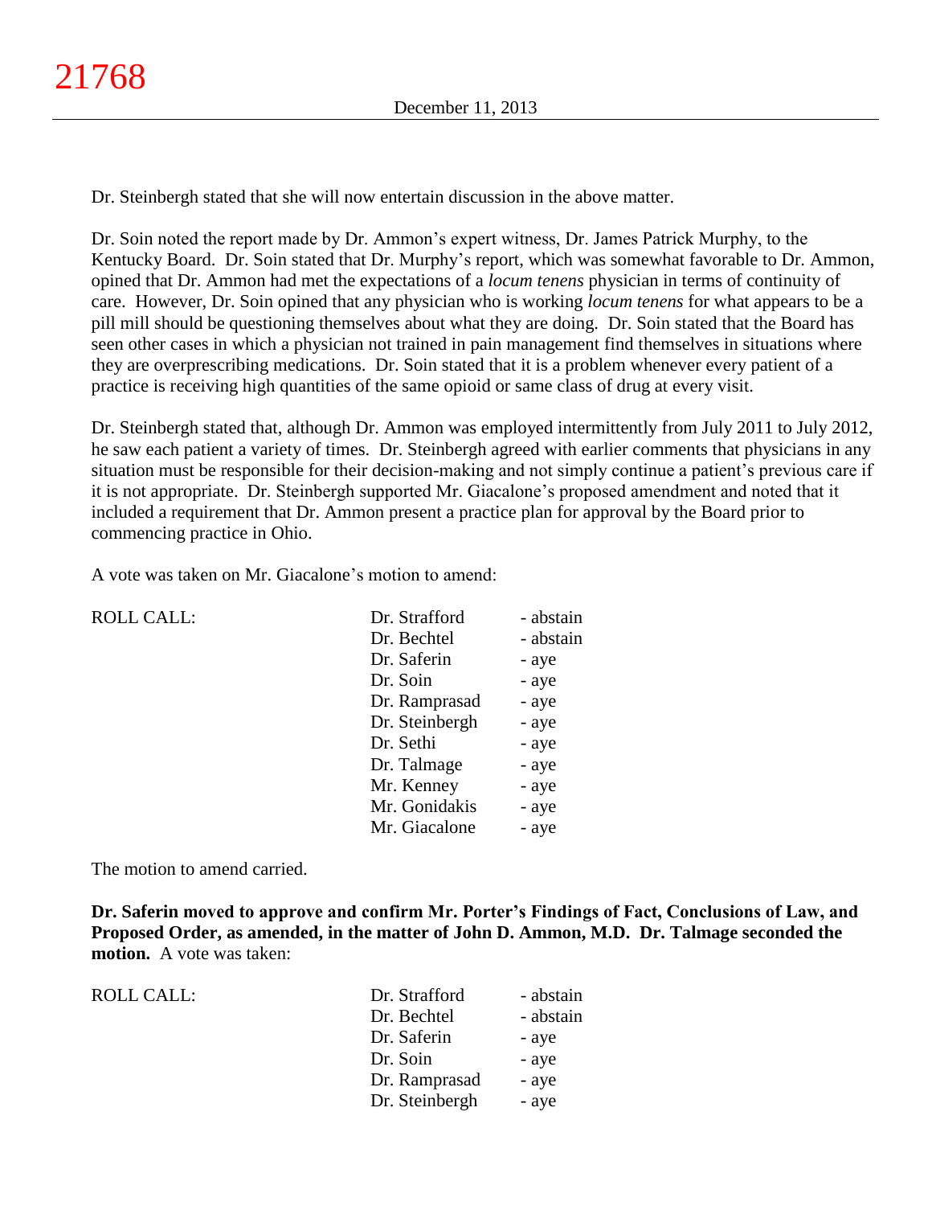Dr. Steinbergh stated that she will now entertain discussion in the above matter.

Dr. Soin noted the report made by Dr. Ammon's expert witness, Dr. James Patrick Murphy, to the Kentucky Board. Dr. Soin stated that Dr. Murphy's report, which was somewhat favorable to Dr. Ammon, opined that Dr. Ammon had met the expectations of a *locum tenens* physician in terms of continuity of care. However, Dr. Soin opined that any physician who is working *locum tenens* for what appears to be a pill mill should be questioning themselves about what they are doing. Dr. Soin stated that the Board has seen other cases in which a physician not trained in pain management find themselves in situations where they are overprescribing medications. Dr. Soin stated that it is a problem whenever every patient of a practice is receiving high quantities of the same opioid or same class of drug at every visit.

Dr. Steinbergh stated that, although Dr. Ammon was employed intermittently from July 2011 to July 2012, he saw each patient a variety of times. Dr. Steinbergh agreed with earlier comments that physicians in any situation must be responsible for their decision-making and not simply continue a patient's previous care if it is not appropriate. Dr. Steinbergh supported Mr. Giacalone's proposed amendment and noted that it included a requirement that Dr. Ammon present a practice plan for approval by the Board prior to commencing practice in Ohio.

A vote was taken on Mr. Giacalone's motion to amend:

| ROLL CALL: | Dr. Strafford | - abstain |
|---|---|---|
| | Dr. Bechtel | - abstain |
| | Dr. Saferin | - aye |
| | Dr. Soin | - aye |
| | Dr. Ramprasad | - aye |
| | Dr. Steinbergh | - aye |
| | Dr. Sethi | - aye |
| | Dr. Talmage | - aye |
| | Mr. Kenney | - aye |
| | Mr. Gonidakis | - aye |
| | Mr. Giacalone | - aye |

The motion to amend carried.

**Dr. Saferin moved to approve and confirm Mr. Porter's Findings of Fact, Conclusions of Law, and Proposed Order, as amended, in the matter of John D. Ammon, M.D. Dr. Talmage seconded the motion.** A vote was taken:

| ROLL CALL: | Dr. Strafford | - abstain |
|---|---|---|
| | Dr. Bechtel | - abstain |
| | Dr. Saferin | - aye |
| | Dr. Soin | - aye |
| | Dr. Ramprasad | - aye |
| | Dr. Steinbergh | - aye |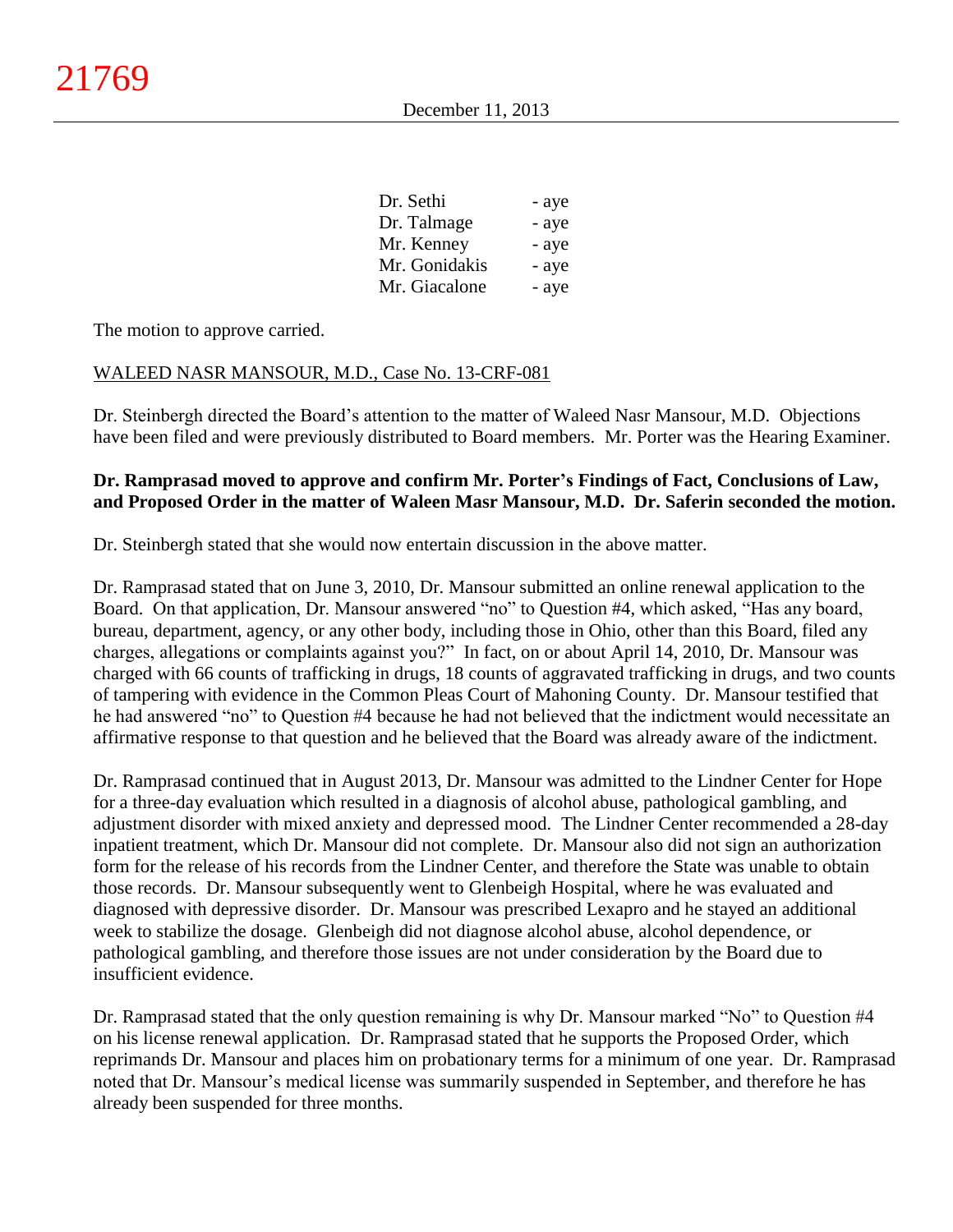| | |
|---|---|
| Dr. Sethi | - aye |
| Dr. Talmage | - aye |
| Mr. Kenney | - aye |
| Mr. Gonidakis | - aye |
| Mr. Giacalone | - aye |

The motion to approve carried.

WALEED NASR MANSOUR, M.D., Case No. 13-CRF-081

Dr. Steinbergh directed the Board's attention to the matter of Waleed Nasr Mansour, M.D. Objections have been filed and were previously distributed to Board members. Mr. Porter was the Hearing Examiner.

**Dr. Ramprasad moved to approve and confirm Mr. Porter's Findings of Fact, Conclusions of Law, and Proposed Order in the matter of Waleen Masr Mansour, M.D. Dr. Saferin seconded the motion.**

Dr. Steinbergh stated that she would now entertain discussion in the above matter.

Dr. Ramprasad stated that on June 3, 2010, Dr. Mansour submitted an online renewal application to the Board. On that application, Dr. Mansour answered "no" to Question #4, which asked, "Has any board, bureau, department, agency, or any other body, including those in Ohio, other than this Board, filed any charges, allegations or complaints against you?" In fact, on or about April 14, 2010, Dr. Mansour was charged with 66 counts of trafficking in drugs, 18 counts of aggravated trafficking in drugs, and two counts of tampering with evidence in the Common Pleas Court of Mahoning County. Dr. Mansour testified that he had answered "no" to Question #4 because he had not believed that the indictment would necessitate an affirmative response to that question and he believed that the Board was already aware of the indictment.

Dr. Ramprasad continued that in August 2013, Dr. Mansour was admitted to the Lindner Center for Hope for a three-day evaluation which resulted in a diagnosis of alcohol abuse, pathological gambling, and adjustment disorder with mixed anxiety and depressed mood. The Lindner Center recommended a 28-day inpatient treatment, which Dr. Mansour did not complete. Dr. Mansour also did not sign an authorization form for the release of his records from the Lindner Center, and therefore the State was unable to obtain those records. Dr. Mansour subsequently went to Glenbeigh Hospital, where he was evaluated and diagnosed with depressive disorder. Dr. Mansour was prescribed Lexapro and he stayed an additional week to stabilize the dosage. Glenbeigh did not diagnose alcohol abuse, alcohol dependence, or pathological gambling, and therefore those issues are not under consideration by the Board due to insufficient evidence.

Dr. Ramprasad stated that the only question remaining is why Dr. Mansour marked "No" to Question #4 on his license renewal application. Dr. Ramprasad stated that he supports the Proposed Order, which reprimands Dr. Mansour and places him on probationary terms for a minimum of one year. Dr. Ramprasad noted that Dr. Mansour's medical license was summarily suspended in September, and therefore he has already been suspended for three months.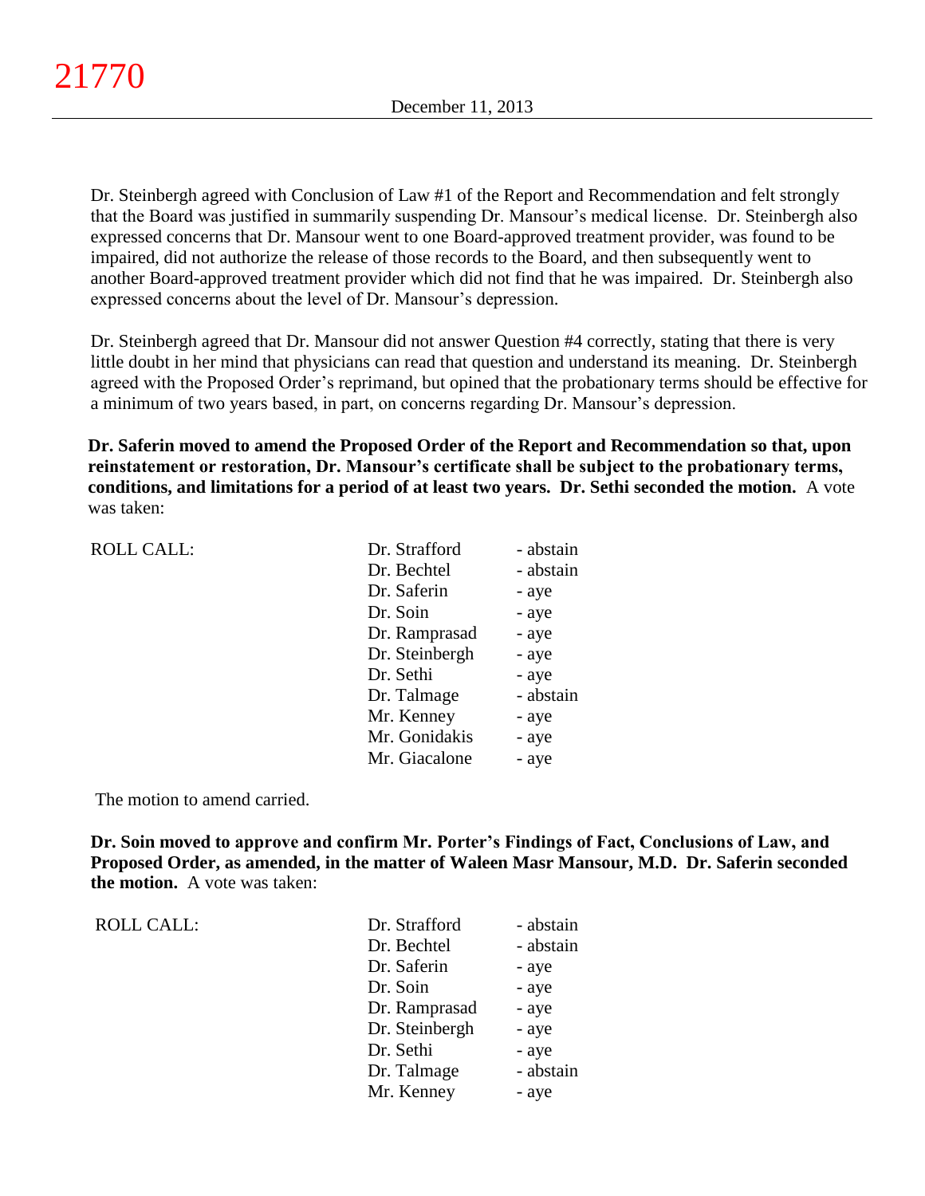Dr. Steinbergh agreed with Conclusion of Law #1 of the Report and Recommendation and felt strongly that the Board was justified in summarily suspending Dr. Mansour's medical license. Dr. Steinbergh also expressed concerns that Dr. Mansour went to one Board-approved treatment provider, was found to be impaired, did not authorize the release of those records to the Board, and then subsequently went to another Board-approved treatment provider which did not find that he was impaired. Dr. Steinbergh also expressed concerns about the level of Dr. Mansour's depression.

Dr. Steinbergh agreed that Dr. Mansour did not answer Question #4 correctly, stating that there is very little doubt in her mind that physicians can read that question and understand its meaning. Dr. Steinbergh agreed with the Proposed Order's reprimand, but opined that the probationary terms should be effective for a minimum of two years based, in part, on concerns regarding Dr. Mansour's depression.

**Dr. Saferin moved to amend the Proposed Order of the Report and Recommendation so that, upon reinstatement or restoration, Dr. Mansour's certificate shall be subject to the probationary terms, conditions, and limitations for a period of at least two years. Dr. Sethi seconded the motion.** A vote was taken:

| ROLL CALL: | | |
|---|---|---|
| | Dr. Strafford | - abstain |
| | Dr. Bechtel | - abstain |
| | Dr. Saferin | - aye |
| | Dr. Soin | - aye |
| | Dr. Ramprasad | - aye |
| | Dr. Steinbergh | - aye |
| | Dr. Sethi | - aye |
| | Dr. Talmage | - abstain |
| | Mr. Kenney | - aye |
| | Mr. Gonidakis | - aye |
| | Mr. Giacalone | - aye |

The motion to amend carried.

**Dr. Soin moved to approve and confirm Mr. Porter's Findings of Fact, Conclusions of Law, and Proposed Order, as amended, in the matter of Waleen Masr Mansour, M.D. Dr. Saferin seconded the motion.** A vote was taken:

| ROLL CALL: | | |
|---|---|---|
| | Dr. Strafford | - abstain |
| | Dr. Bechtel | - abstain |
| | Dr. Saferin | - aye |
| | Dr. Soin | - aye |
| | Dr. Ramprasad | - aye |
| | Dr. Steinbergh | - aye |
| | Dr. Sethi | - aye |
| | Dr. Talmage | - abstain |
| | Mr. Kenney | - aye |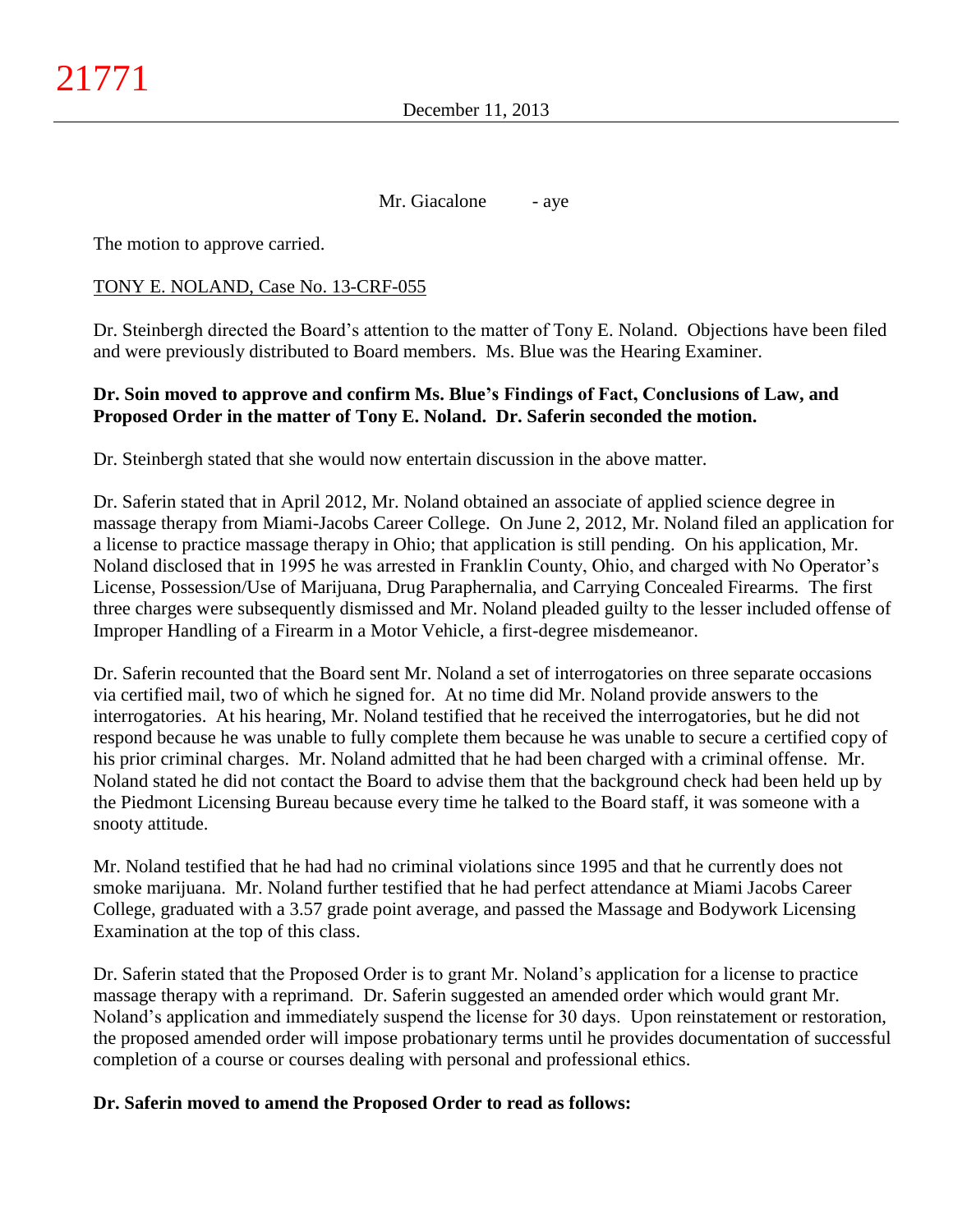Mr. Giacalone - aye

The motion to approve carried.

TONY E. NOLAND, Case No. 13-CRF-055

Dr. Steinbergh directed the Board's attention to the matter of Tony E. Noland. Objections have been filed and were previously distributed to Board members. Ms. Blue was the Hearing Examiner.

**Dr. Soin moved to approve and confirm Ms. Blue's Findings of Fact, Conclusions of Law, and Proposed Order in the matter of Tony E. Noland. Dr. Saferin seconded the motion.**

Dr. Steinbergh stated that she would now entertain discussion in the above matter.

Dr. Saferin stated that in April 2012, Mr. Noland obtained an associate of applied science degree in massage therapy from Miami-Jacobs Career College. On June 2, 2012, Mr. Noland filed an application for a license to practice massage therapy in Ohio; that application is still pending. On his application, Mr. Noland disclosed that in 1995 he was arrested in Franklin County, Ohio, and charged with No Operator's License, Possession/Use of Marijuana, Drug Paraphernalia, and Carrying Concealed Firearms. The first three charges were subsequently dismissed and Mr. Noland pleaded guilty to the lesser included offense of Improper Handling of a Firearm in a Motor Vehicle, a first-degree misdemeanor.

Dr. Saferin recounted that the Board sent Mr. Noland a set of interrogatories on three separate occasions via certified mail, two of which he signed for. At no time did Mr. Noland provide answers to the interrogatories. At his hearing, Mr. Noland testified that he received the interrogatories, but he did not respond because he was unable to fully complete them because he was unable to secure a certified copy of his prior criminal charges. Mr. Noland admitted that he had been charged with a criminal offense. Mr. Noland stated he did not contact the Board to advise them that the background check had been held up by the Piedmont Licensing Bureau because every time he talked to the Board staff, it was someone with a snooty attitude.

Mr. Noland testified that he had had no criminal violations since 1995 and that he currently does not smoke marijuana. Mr. Noland further testified that he had perfect attendance at Miami Jacobs Career College, graduated with a 3.57 grade point average, and passed the Massage and Bodywork Licensing Examination at the top of this class.

Dr. Saferin stated that the Proposed Order is to grant Mr. Noland's application for a license to practice massage therapy with a reprimand. Dr. Saferin suggested an amended order which would grant Mr. Noland's application and immediately suspend the license for 30 days. Upon reinstatement or restoration, the proposed amended order will impose probationary terms until he provides documentation of successful completion of a course or courses dealing with personal and professional ethics.

**Dr. Saferin moved to amend the Proposed Order to read as follows:**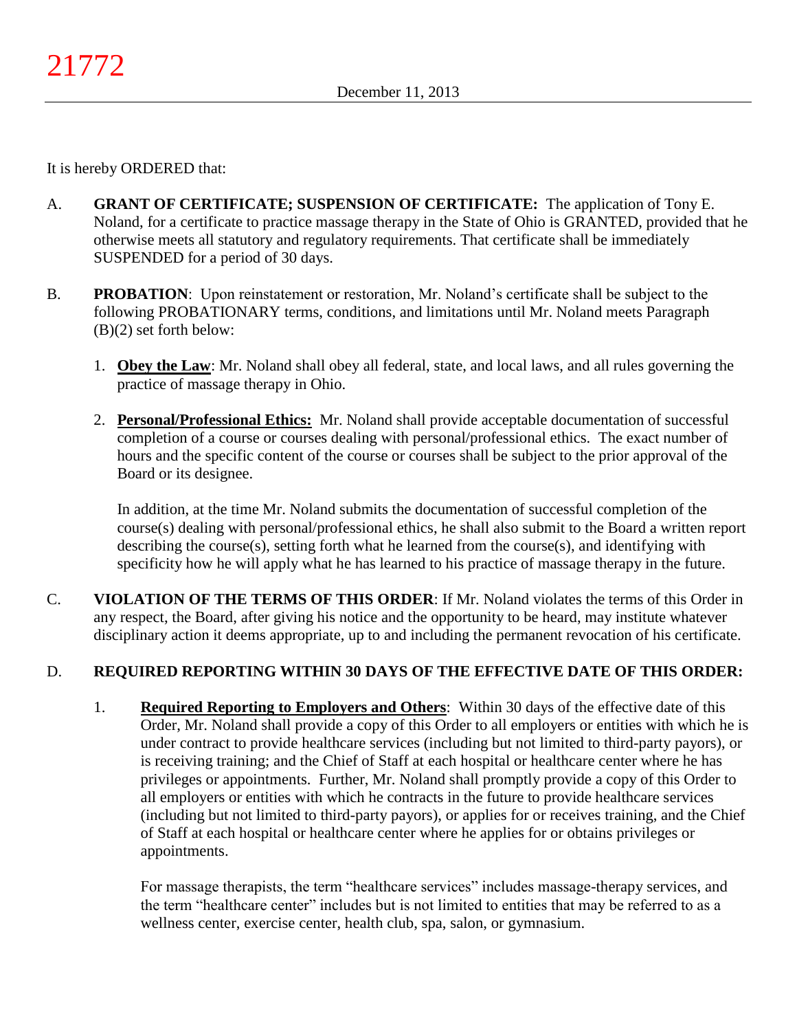It is hereby ORDERED that:

A. **GRANT OF CERTIFICATE; SUSPENSION OF CERTIFICATE:** The application of Tony E. Noland, for a certificate to practice massage therapy in the State of Ohio is GRANTED, provided that he otherwise meets all statutory and regulatory requirements. That certificate shall be immediately SUSPENDED for a period of 30 days.

B. **PROBATION**: Upon reinstatement or restoration, Mr. Noland's certificate shall be subject to the following PROBATIONARY terms, conditions, and limitations until Mr. Noland meets Paragraph (B)(2) set forth below:

   1. **Obey the Law**: Mr. Noland shall obey all federal, state, and local laws, and all rules governing the practice of massage therapy in Ohio.

   2. **Personal/Professional Ethics:** Mr. Noland shall provide acceptable documentation of successful completion of a course or courses dealing with personal/professional ethics. The exact number of hours and the specific content of the course or courses shall be subject to the prior approval of the Board or its designee.

      In addition, at the time Mr. Noland submits the documentation of successful completion of the course(s) dealing with personal/professional ethics, he shall also submit to the Board a written report describing the course(s), setting forth what he learned from the course(s), and identifying with specificity how he will apply what he has learned to his practice of massage therapy in the future.

C. **VIOLATION OF THE TERMS OF THIS ORDER**: If Mr. Noland violates the terms of this Order in any respect, the Board, after giving his notice and the opportunity to be heard, may institute whatever disciplinary action it deems appropriate, up to and including the permanent revocation of his certificate.

D. **REQUIRED REPORTING WITHIN 30 DAYS OF THE EFFECTIVE DATE OF THIS ORDER:**

   1. **Required Reporting to Employers and Others**: Within 30 days of the effective date of this Order, Mr. Noland shall provide a copy of this Order to all employers or entities with which he is under contract to provide healthcare services (including but not limited to third-party payors), or is receiving training; and the Chief of Staff at each hospital or healthcare center where he has privileges or appointments. Further, Mr. Noland shall promptly provide a copy of this Order to all employers or entities with which he contracts in the future to provide healthcare services (including but not limited to third-party payors), or applies for or receives training, and the Chief of Staff at each hospital or healthcare center where he applies for or obtains privileges or appointments.

      For massage therapists, the term "healthcare services" includes massage-therapy services, and the term "healthcare center" includes but is not limited to entities that may be referred to as a wellness center, exercise center, health club, spa, salon, or gymnasium.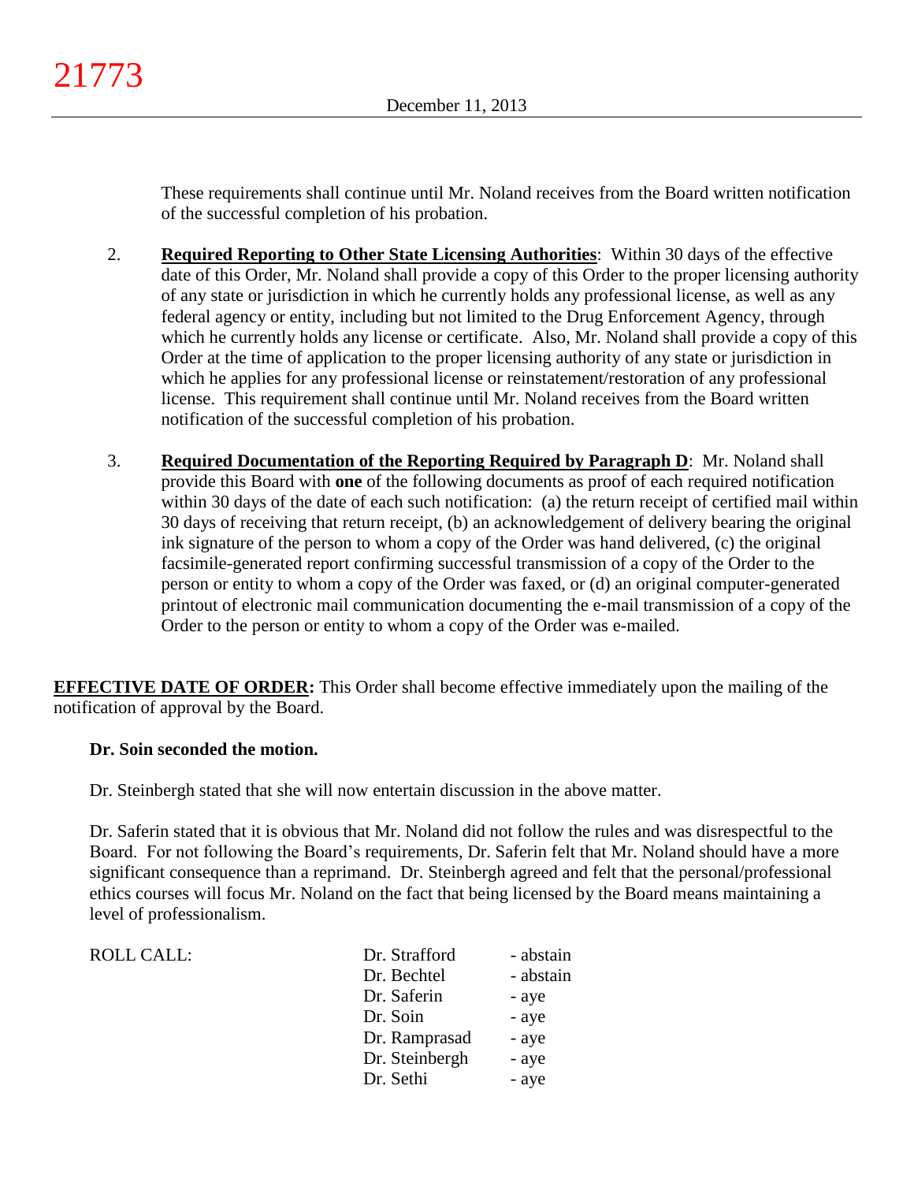These requirements shall continue until Mr. Noland receives from the Board written notification of the successful completion of his probation.

2. **Required Reporting to Other State Licensing Authorities**: Within 30 days of the effective date of this Order, Mr. Noland shall provide a copy of this Order to the proper licensing authority of any state or jurisdiction in which he currently holds any professional license, as well as any federal agency or entity, including but not limited to the Drug Enforcement Agency, through which he currently holds any license or certificate. Also, Mr. Noland shall provide a copy of this Order at the time of application to the proper licensing authority of any state or jurisdiction in which he applies for any professional license or reinstatement/restoration of any professional license. This requirement shall continue until Mr. Noland receives from the Board written notification of the successful completion of his probation.

3. **Required Documentation of the Reporting Required by Paragraph D**: Mr. Noland shall provide this Board with **one** of the following documents as proof of each required notification within 30 days of the date of each such notification: (a) the return receipt of certified mail within 30 days of receiving that return receipt, (b) an acknowledgement of delivery bearing the original ink signature of the person to whom a copy of the Order was hand delivered, (c) the original facsimile-generated report confirming successful transmission of a copy of the Order to the person or entity to whom a copy of the Order was faxed, or (d) an original computer-generated printout of electronic mail communication documenting the e-mail transmission of a copy of the Order to the person or entity to whom a copy of the Order was e-mailed.

**EFFECTIVE DATE OF ORDER:** This Order shall become effective immediately upon the mailing of the notification of approval by the Board.

**Dr. Soin seconded the motion.**

Dr. Steinbergh stated that she will now entertain discussion in the above matter.

Dr. Saferin stated that it is obvious that Mr. Noland did not follow the rules and was disrespectful to the Board. For not following the Board's requirements, Dr. Saferin felt that Mr. Noland should have a more significant consequence than a reprimand. Dr. Steinbergh agreed and felt that the personal/professional ethics courses will focus Mr. Noland on the fact that being licensed by the Board means maintaining a level of professionalism.

| ROLL CALL: | | |
|---|---|---|
| | Dr. Strafford | - abstain |
| | Dr. Bechtel | - abstain |
| | Dr. Saferin | - aye |
| | Dr. Soin | - aye |
| | Dr. Ramprasad | - aye |
| | Dr. Steinbergh | - aye |
| | Dr. Sethi | - aye |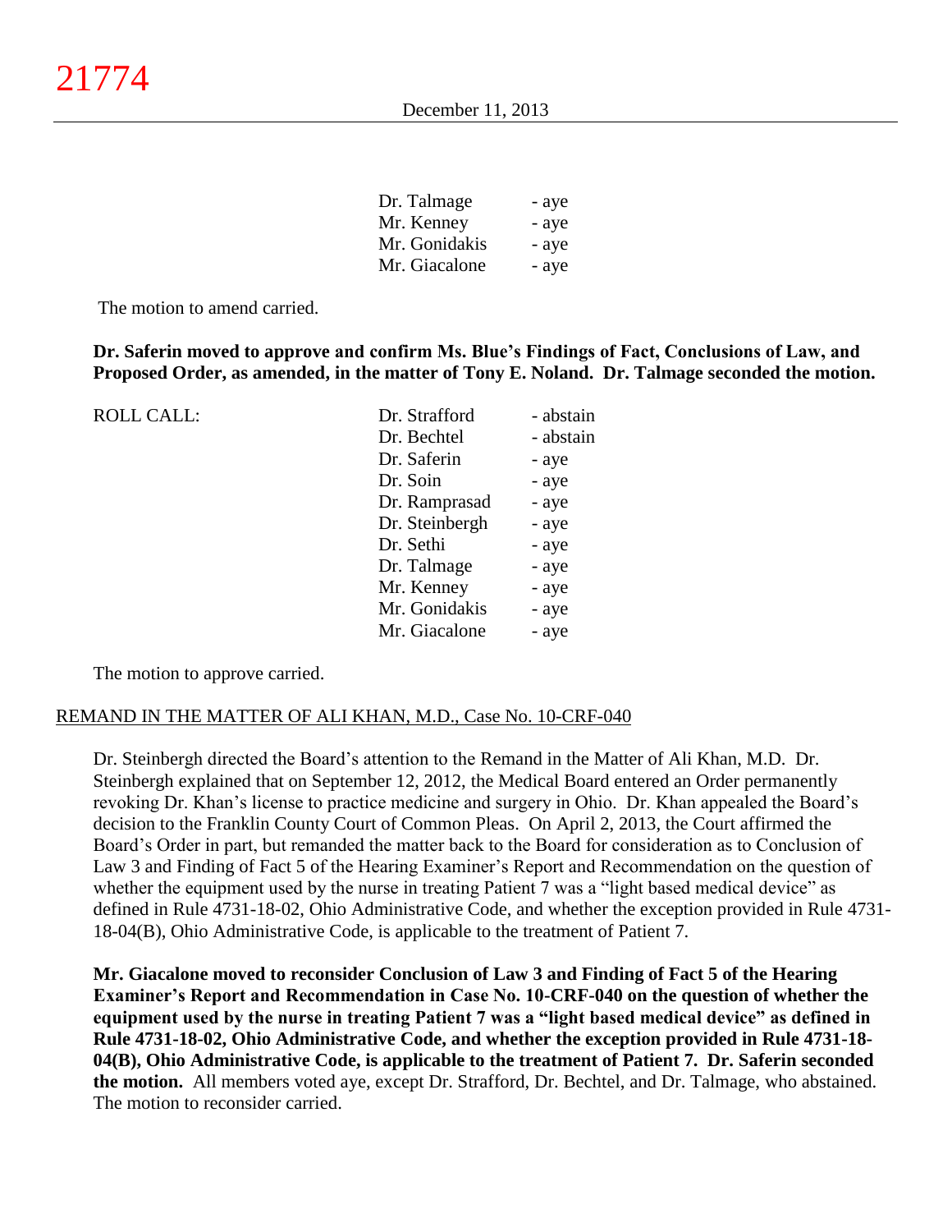| | |
|---|---|
| Dr. Talmage | - aye |
| Mr. Kenney | - aye |
| Mr. Gonidakis | - aye |
| Mr. Giacalone | - aye |

The motion to amend carried.

**Dr. Saferin moved to approve and confirm Ms. Blue's Findings of Fact, Conclusions of Law, and Proposed Order, as amended, in the matter of Tony E. Noland. Dr. Talmage seconded the motion.**

| ROLL CALL: | | |
|---|---|---|
| | Dr. Strafford | - abstain |
| | Dr. Bechtel | - abstain |
| | Dr. Saferin | - aye |
| | Dr. Soin | - aye |
| | Dr. Ramprasad | - aye |
| | Dr. Steinbergh | - aye |
| | Dr. Sethi | - aye |
| | Dr. Talmage | - aye |
| | Mr. Kenney | - aye |
| | Mr. Gonidakis | - aye |
| | Mr. Giacalone | - aye |

The motion to approve carried.

REMAND IN THE MATTER OF ALI KHAN, M.D., Case No. 10-CRF-040

Dr. Steinbergh directed the Board's attention to the Remand in the Matter of Ali Khan, M.D. Dr. Steinbergh explained that on September 12, 2012, the Medical Board entered an Order permanently revoking Dr. Khan's license to practice medicine and surgery in Ohio. Dr. Khan appealed the Board's decision to the Franklin County Court of Common Pleas. On April 2, 2013, the Court affirmed the Board's Order in part, but remanded the matter back to the Board for consideration as to Conclusion of Law 3 and Finding of Fact 5 of the Hearing Examiner's Report and Recommendation on the question of whether the equipment used by the nurse in treating Patient 7 was a "light based medical device" as defined in Rule 4731-18-02, Ohio Administrative Code, and whether the exception provided in Rule 4731-18-04(B), Ohio Administrative Code, is applicable to the treatment of Patient 7.

**Mr. Giacalone moved to reconsider Conclusion of Law 3 and Finding of Fact 5 of the Hearing Examiner's Report and Recommendation in Case No. 10-CRF-040 on the question of whether the equipment used by the nurse in treating Patient 7 was a "light based medical device" as defined in Rule 4731-18-02, Ohio Administrative Code, and whether the exception provided in Rule 4731-18-04(B), Ohio Administrative Code, is applicable to the treatment of Patient 7. Dr. Saferin seconded the motion.** All members voted aye, except Dr. Strafford, Dr. Bechtel, and Dr. Talmage, who abstained. The motion to reconsider carried.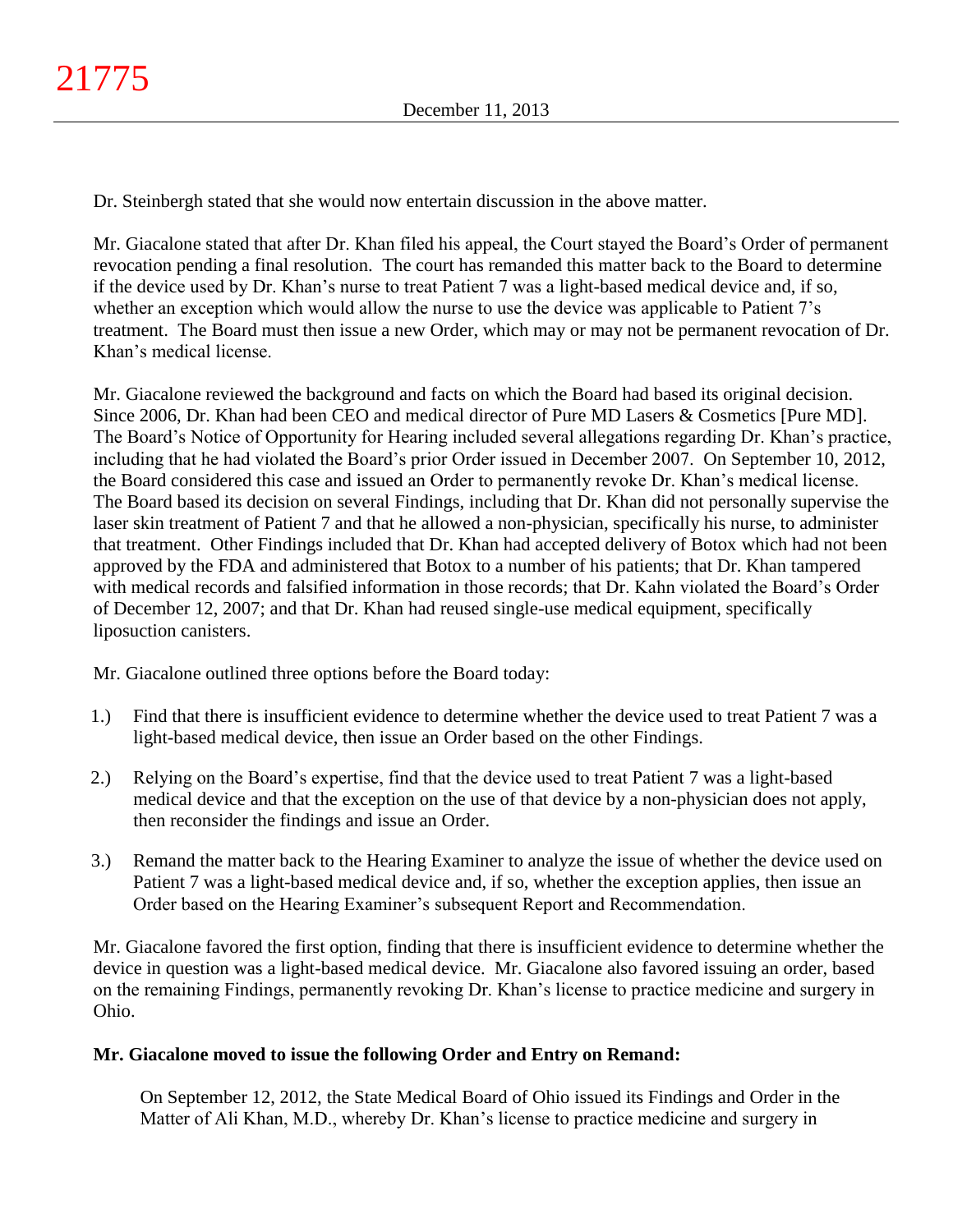Dr. Steinbergh stated that she would now entertain discussion in the above matter.

Mr. Giacalone stated that after Dr. Khan filed his appeal, the Court stayed the Board's Order of permanent revocation pending a final resolution. The court has remanded this matter back to the Board to determine if the device used by Dr. Khan's nurse to treat Patient 7 was a light-based medical device and, if so, whether an exception which would allow the nurse to use the device was applicable to Patient 7's treatment. The Board must then issue a new Order, which may or may not be permanent revocation of Dr. Khan's medical license.

Mr. Giacalone reviewed the background and facts on which the Board had based its original decision. Since 2006, Dr. Khan had been CEO and medical director of Pure MD Lasers & Cosmetics [Pure MD]. The Board's Notice of Opportunity for Hearing included several allegations regarding Dr. Khan's practice, including that he had violated the Board's prior Order issued in December 2007. On September 10, 2012, the Board considered this case and issued an Order to permanently revoke Dr. Khan's medical license. The Board based its decision on several Findings, including that Dr. Khan did not personally supervise the laser skin treatment of Patient 7 and that he allowed a non-physician, specifically his nurse, to administer that treatment. Other Findings included that Dr. Khan had accepted delivery of Botox which had not been approved by the FDA and administered that Botox to a number of his patients; that Dr. Khan tampered with medical records and falsified information in those records; that Dr. Kahn violated the Board's Order of December 12, 2007; and that Dr. Khan had reused single-use medical equipment, specifically liposuction canisters.

Mr. Giacalone outlined three options before the Board today:

1.) Find that there is insufficient evidence to determine whether the device used to treat Patient 7 was a light-based medical device, then issue an Order based on the other Findings.

2.) Relying on the Board's expertise, find that the device used to treat Patient 7 was a light-based medical device and that the exception on the use of that device by a non-physician does not apply, then reconsider the findings and issue an Order.

3.) Remand the matter back to the Hearing Examiner to analyze the issue of whether the device used on Patient 7 was a light-based medical device and, if so, whether the exception applies, then issue an Order based on the Hearing Examiner's subsequent Report and Recommendation.

Mr. Giacalone favored the first option, finding that there is insufficient evidence to determine whether the device in question was a light-based medical device. Mr. Giacalone also favored issuing an order, based on the remaining Findings, permanently revoking Dr. Khan's license to practice medicine and surgery in Ohio.

**Mr. Giacalone moved to issue the following Order and Entry on Remand:**

> On September 12, 2012, the State Medical Board of Ohio issued its Findings and Order in the Matter of Ali Khan, M.D., whereby Dr. Khan's license to practice medicine and surgery in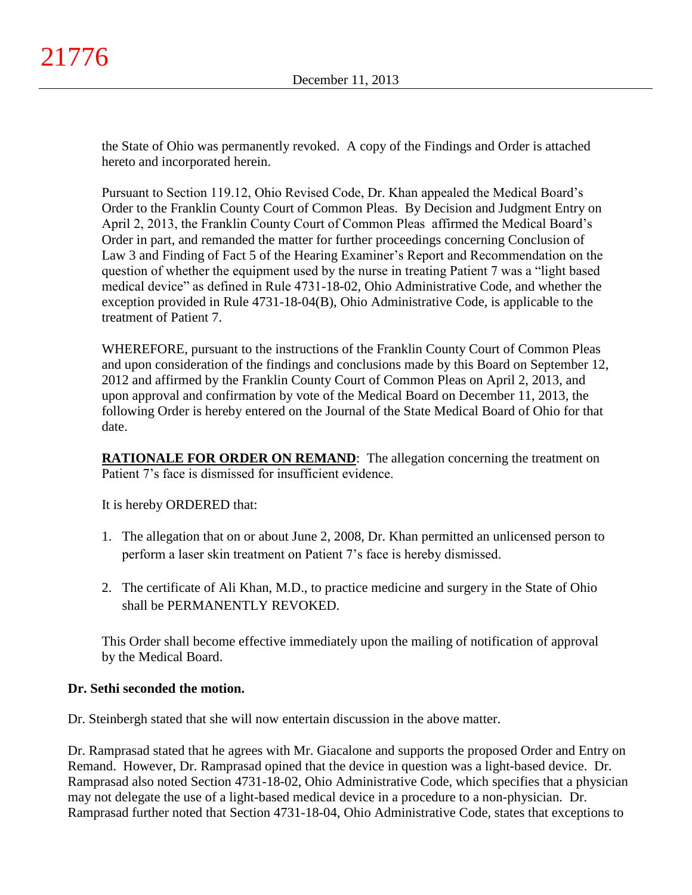the State of Ohio was permanently revoked. A copy of the Findings and Order is attached hereto and incorporated herein.

Pursuant to Section 119.12, Ohio Revised Code, Dr. Khan appealed the Medical Board's Order to the Franklin County Court of Common Pleas. By Decision and Judgment Entry on April 2, 2013, the Franklin County Court of Common Pleas affirmed the Medical Board's Order in part, and remanded the matter for further proceedings concerning Conclusion of Law 3 and Finding of Fact 5 of the Hearing Examiner's Report and Recommendation on the question of whether the equipment used by the nurse in treating Patient 7 was a "light based medical device" as defined in Rule 4731-18-02, Ohio Administrative Code, and whether the exception provided in Rule 4731-18-04(B), Ohio Administrative Code, is applicable to the treatment of Patient 7.

WHEREFORE, pursuant to the instructions of the Franklin County Court of Common Pleas and upon consideration of the findings and conclusions made by this Board on September 12, 2012 and affirmed by the Franklin County Court of Common Pleas on April 2, 2013, and upon approval and confirmation by vote of the Medical Board on December 11, 2013, the following Order is hereby entered on the Journal of the State Medical Board of Ohio for that date.

**RATIONALE FOR ORDER ON REMAND**: The allegation concerning the treatment on Patient 7's face is dismissed for insufficient evidence.

It is hereby ORDERED that:

1. The allegation that on or about June 2, 2008, Dr. Khan permitted an unlicensed person to perform a laser skin treatment on Patient 7's face is hereby dismissed.

2. The certificate of Ali Khan, M.D., to practice medicine and surgery in the State of Ohio shall be PERMANENTLY REVOKED.

This Order shall become effective immediately upon the mailing of notification of approval by the Medical Board.

**Dr. Sethi seconded the motion.**

Dr. Steinbergh stated that she will now entertain discussion in the above matter.

Dr. Ramprasad stated that he agrees with Mr. Giacalone and supports the proposed Order and Entry on Remand. However, Dr. Ramprasad opined that the device in question was a light-based device. Dr. Ramprasad also noted Section 4731-18-02, Ohio Administrative Code, which specifies that a physician may not delegate the use of a light-based medical device in a procedure to a non-physician. Dr. Ramprasad further noted that Section 4731-18-04, Ohio Administrative Code, states that exceptions to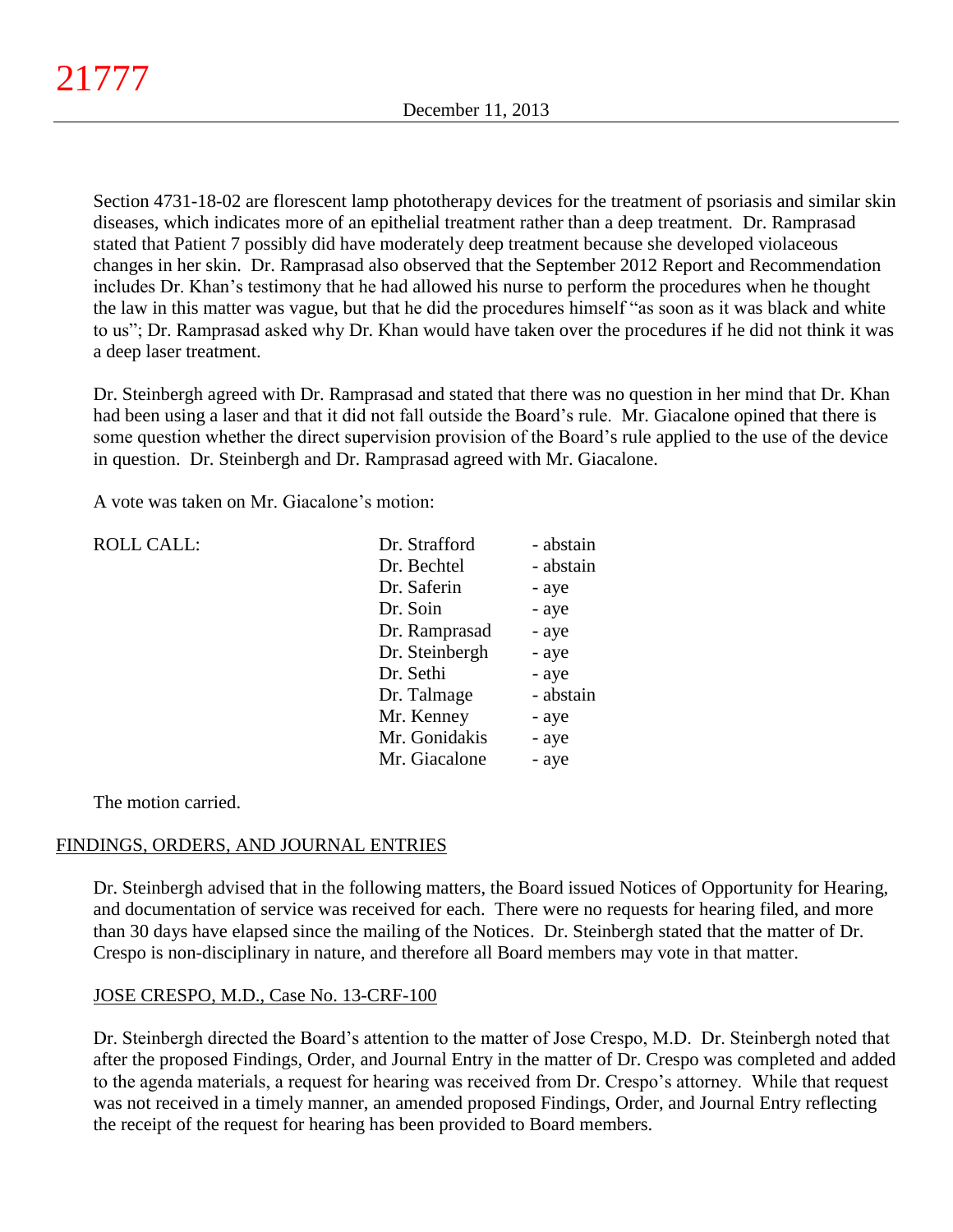Section 4731-18-02 are florescent lamp phototherapy devices for the treatment of psoriasis and similar skin diseases, which indicates more of an epithelial treatment rather than a deep treatment. Dr. Ramprasad stated that Patient 7 possibly did have moderately deep treatment because she developed violaceous changes in her skin. Dr. Ramprasad also observed that the September 2012 Report and Recommendation includes Dr. Khan's testimony that he had allowed his nurse to perform the procedures when he thought the law in this matter was vague, but that he did the procedures himself "as soon as it was black and white to us"; Dr. Ramprasad asked why Dr. Khan would have taken over the procedures if he did not think it was a deep laser treatment.

Dr. Steinbergh agreed with Dr. Ramprasad and stated that there was no question in her mind that Dr. Khan had been using a laser and that it did not fall outside the Board's rule. Mr. Giacalone opined that there is some question whether the direct supervision provision of the Board's rule applied to the use of the device in question. Dr. Steinbergh and Dr. Ramprasad agreed with Mr. Giacalone.

A vote was taken on Mr. Giacalone's motion:

| ROLL CALL: | | |
|---|---|---|
| | Dr. Strafford | - abstain |
| | Dr. Bechtel | - abstain |
| | Dr. Saferin | - aye |
| | Dr. Soin | - aye |
| | Dr. Ramprasad | - aye |
| | Dr. Steinbergh | - aye |
| | Dr. Sethi | - aye |
| | Dr. Talmage | - abstain |
| | Mr. Kenney | - aye |
| | Mr. Gonidakis | - aye |
| | Mr. Giacalone | - aye |

The motion carried.

## FINDINGS, ORDERS, AND JOURNAL ENTRIES

Dr. Steinbergh advised that in the following matters, the Board issued Notices of Opportunity for Hearing, and documentation of service was received for each. There were no requests for hearing filed, and more than 30 days have elapsed since the mailing of the Notices. Dr. Steinbergh stated that the matter of Dr. Crespo is non-disciplinary in nature, and therefore all Board members may vote in that matter.

### JOSE CRESPO, M.D., Case No. 13-CRF-100

Dr. Steinbergh directed the Board's attention to the matter of Jose Crespo, M.D. Dr. Steinbergh noted that after the proposed Findings, Order, and Journal Entry in the matter of Dr. Crespo was completed and added to the agenda materials, a request for hearing was received from Dr. Crespo's attorney. While that request was not received in a timely manner, an amended proposed Findings, Order, and Journal Entry reflecting the receipt of the request for hearing has been provided to Board members.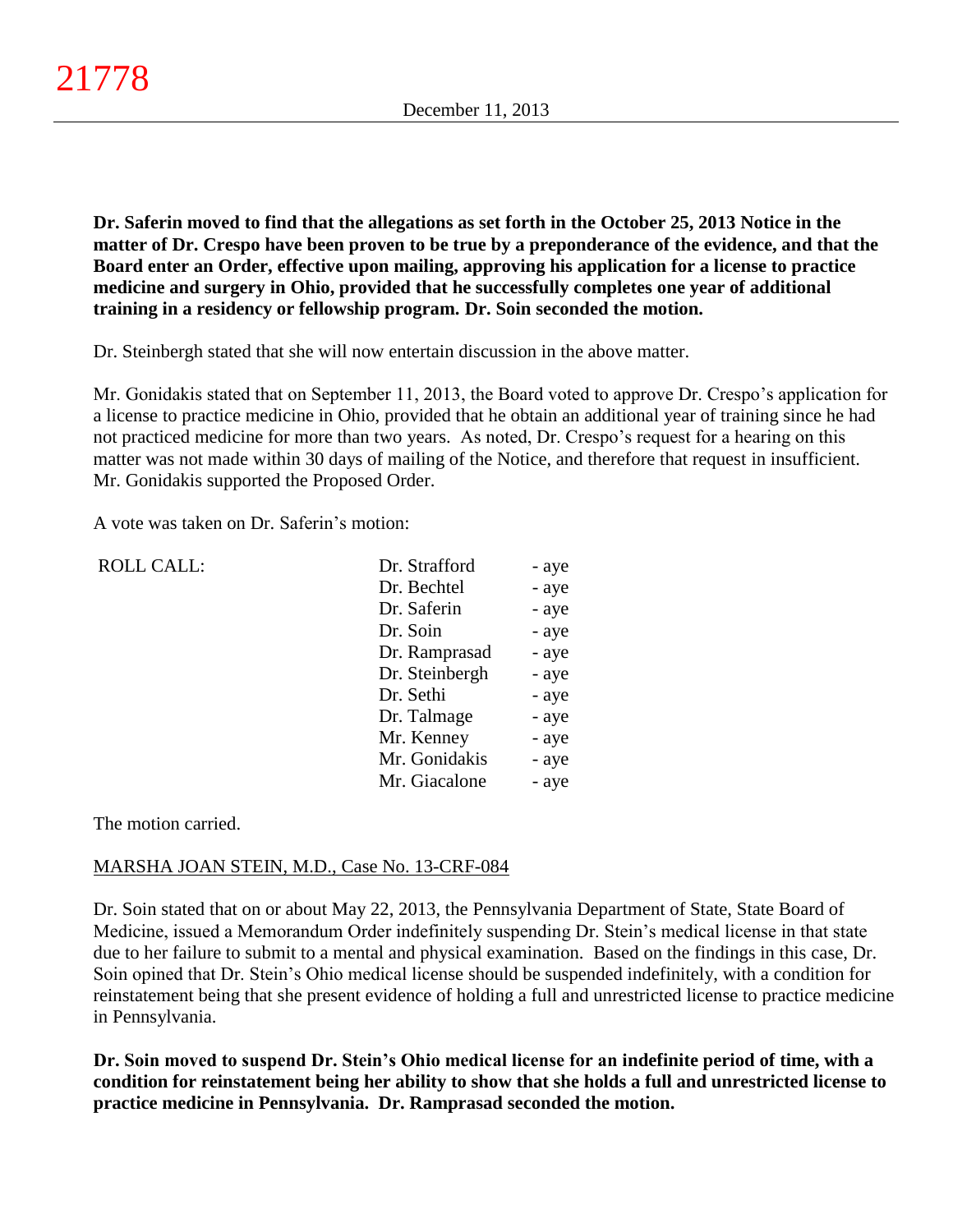**Dr. Saferin moved to find that the allegations as set forth in the October 25, 2013 Notice in the matter of Dr. Crespo have been proven to be true by a preponderance of the evidence, and that the Board enter an Order, effective upon mailing, approving his application for a license to practice medicine and surgery in Ohio, provided that he successfully completes one year of additional training in a residency or fellowship program. Dr. Soin seconded the motion.**

Dr. Steinbergh stated that she will now entertain discussion in the above matter.

Mr. Gonidakis stated that on September 11, 2013, the Board voted to approve Dr. Crespo's application for a license to practice medicine in Ohio, provided that he obtain an additional year of training since he had not practiced medicine for more than two years. As noted, Dr. Crespo's request for a hearing on this matter was not made within 30 days of mailing of the Notice, and therefore that request in insufficient. Mr. Gonidakis supported the Proposed Order.

A vote was taken on Dr. Saferin's motion:

| ROLL CALL: | | |
|---|---|---|
| | Dr. Strafford | - aye |
| | Dr. Bechtel | - aye |
| | Dr. Saferin | - aye |
| | Dr. Soin | - aye |
| | Dr. Ramprasad | - aye |
| | Dr. Steinbergh | - aye |
| | Dr. Sethi | - aye |
| | Dr. Talmage | - aye |
| | Mr. Kenney | - aye |
| | Mr. Gonidakis | - aye |
| | Mr. Giacalone | - aye |

The motion carried.

MARSHA JOAN STEIN, M.D., Case No. 13-CRF-084

Dr. Soin stated that on or about May 22, 2013, the Pennsylvania Department of State, State Board of Medicine, issued a Memorandum Order indefinitely suspending Dr. Stein's medical license in that state due to her failure to submit to a mental and physical examination. Based on the findings in this case, Dr. Soin opined that Dr. Stein's Ohio medical license should be suspended indefinitely, with a condition for reinstatement being that she present evidence of holding a full and unrestricted license to practice medicine in Pennsylvania.

**Dr. Soin moved to suspend Dr. Stein's Ohio medical license for an indefinite period of time, with a condition for reinstatement being her ability to show that she holds a full and unrestricted license to practice medicine in Pennsylvania. Dr. Ramprasad seconded the motion.**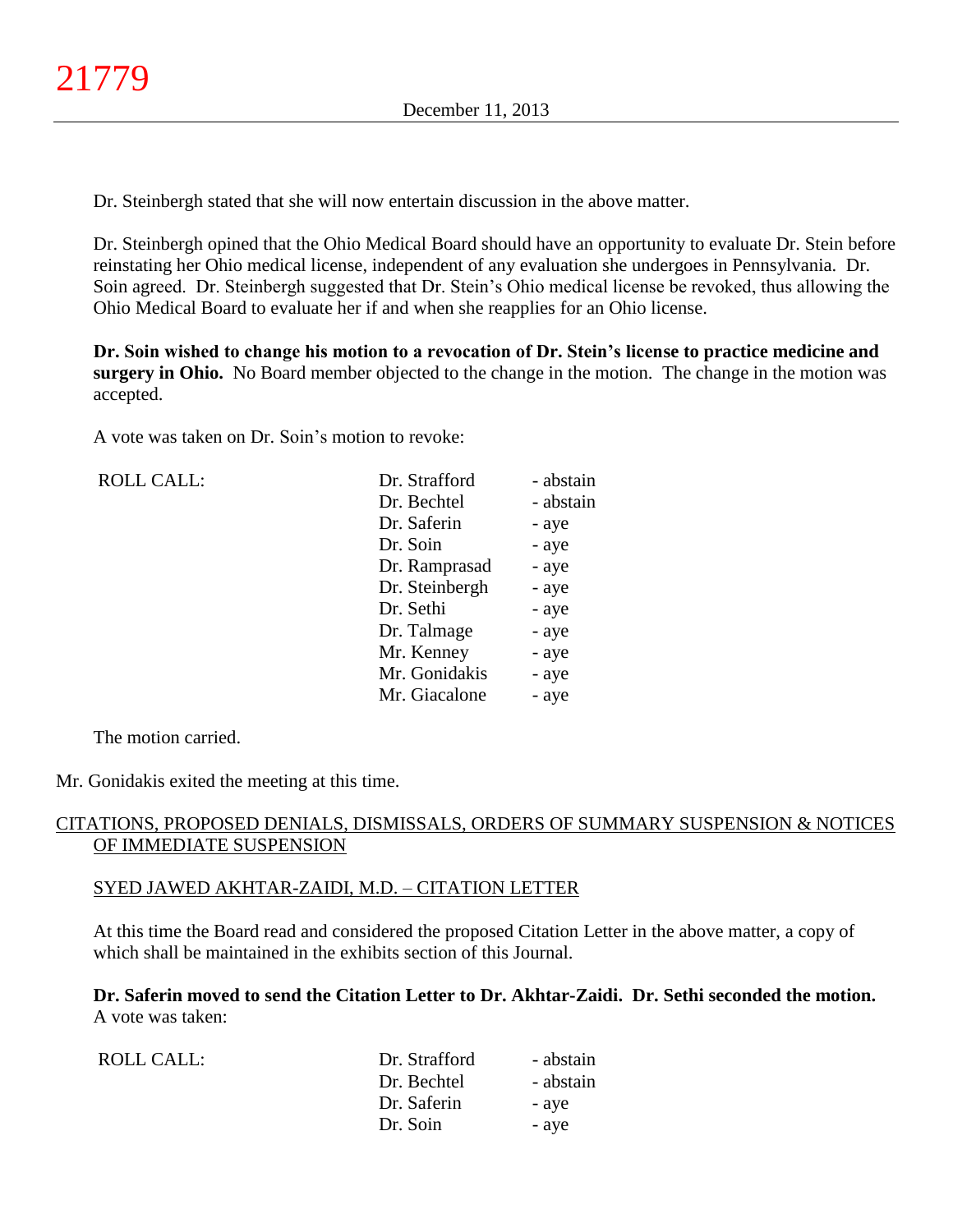Dr. Steinbergh stated that she will now entertain discussion in the above matter.

Dr. Steinbergh opined that the Ohio Medical Board should have an opportunity to evaluate Dr. Stein before reinstating her Ohio medical license, independent of any evaluation she undergoes in Pennsylvania. Dr. Soin agreed. Dr. Steinbergh suggested that Dr. Stein's Ohio medical license be revoked, thus allowing the Ohio Medical Board to evaluate her if and when she reapplies for an Ohio license.

**Dr. Soin wished to change his motion to a revocation of Dr. Stein's license to practice medicine and surgery in Ohio.** No Board member objected to the change in the motion. The change in the motion was accepted.

A vote was taken on Dr. Soin's motion to revoke:

| ROLL CALL: | Dr. Strafford | - abstain |
|---|---|---|
| | Dr. Bechtel | - abstain |
| | Dr. Saferin | - aye |
| | Dr. Soin | - aye |
| | Dr. Ramprasad | - aye |
| | Dr. Steinbergh | - aye |
| | Dr. Sethi | - aye |
| | Dr. Talmage | - aye |
| | Mr. Kenney | - aye |
| | Mr. Gonidakis | - aye |
| | Mr. Giacalone | - aye |

The motion carried.

Mr. Gonidakis exited the meeting at this time.

## CITATIONS, PROPOSED DENIALS, DISMISSALS, ORDERS OF SUMMARY SUSPENSION & NOTICES OF IMMEDIATE SUSPENSION

### SYED JAWED AKHTAR-ZAIDI, M.D. – CITATION LETTER

At this time the Board read and considered the proposed Citation Letter in the above matter, a copy of which shall be maintained in the exhibits section of this Journal.

**Dr. Saferin moved to send the Citation Letter to Dr. Akhtar-Zaidi. Dr. Sethi seconded the motion.** A vote was taken:

| ROLL CALL: | Dr. Strafford | - abstain |
|---|---|---|
| | Dr. Bechtel | - abstain |
| | Dr. Saferin | - aye |
| | Dr. Soin | - aye |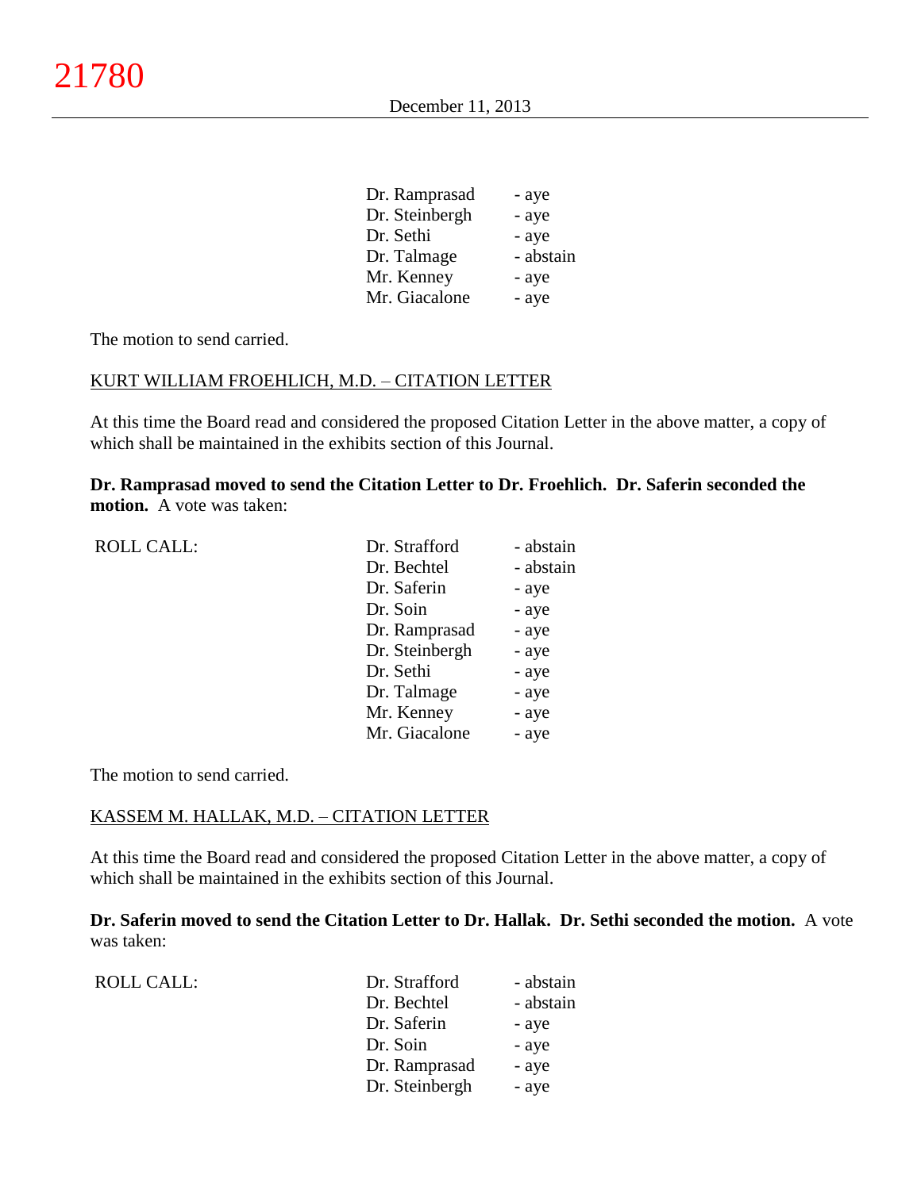| | | |
|---|---|---|
| | Dr. Ramprasad | - aye |
| | Dr. Steinbergh | - aye |
| | Dr. Sethi | - aye |
| | Dr. Talmage | - abstain |
| | Mr. Kenney | - aye |
| | Mr. Giacalone | - aye |

The motion to send carried.

KURT WILLIAM FROEHLICH, M.D. – CITATION LETTER

At this time the Board read and considered the proposed Citation Letter in the above matter, a copy of which shall be maintained in the exhibits section of this Journal.

**Dr. Ramprasad moved to send the Citation Letter to Dr. Froehlich. Dr. Saferin seconded the motion.** A vote was taken:

| | | |
|---|---|---|
| ROLL CALL: | Dr. Strafford | - abstain |
| | Dr. Bechtel | - abstain |
| | Dr. Saferin | - aye |
| | Dr. Soin | - aye |
| | Dr. Ramprasad | - aye |
| | Dr. Steinbergh | - aye |
| | Dr. Sethi | - aye |
| | Dr. Talmage | - aye |
| | Mr. Kenney | - aye |
| | Mr. Giacalone | - aye |

The motion to send carried.

KASSEM M. HALLAK, M.D. – CITATION LETTER

At this time the Board read and considered the proposed Citation Letter in the above matter, a copy of which shall be maintained in the exhibits section of this Journal.

**Dr. Saferin moved to send the Citation Letter to Dr. Hallak. Dr. Sethi seconded the motion.** A vote was taken:

| | | |
|---|---|---|
| ROLL CALL: | Dr. Strafford | - abstain |
| | Dr. Bechtel | - abstain |
| | Dr. Saferin | - aye |
| | Dr. Soin | - aye |
| | Dr. Ramprasad | - aye |
| | Dr. Steinbergh | - aye |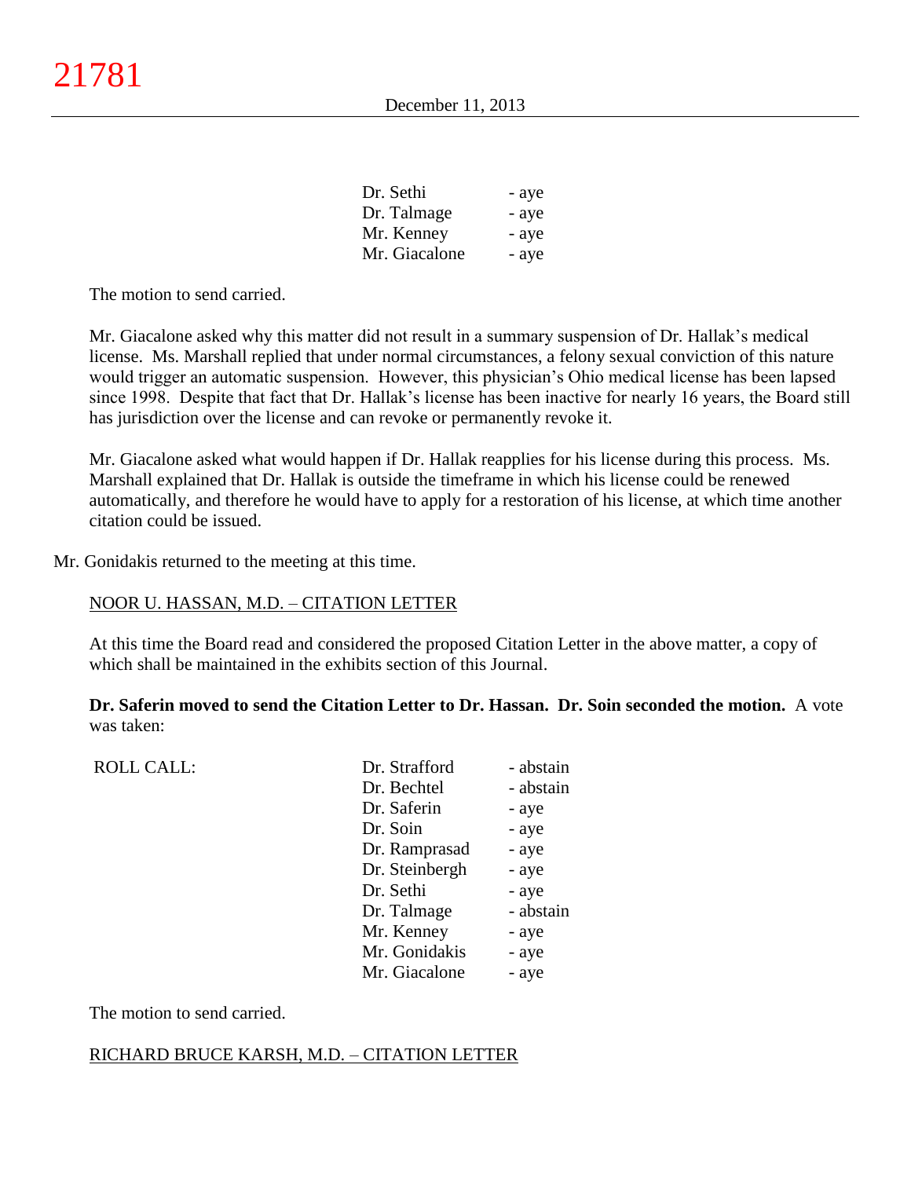| | |
|---|---|
| Dr. Sethi | - aye |
| Dr. Talmage | - aye |
| Mr. Kenney | - aye |
| Mr. Giacalone | - aye |

The motion to send carried.

Mr. Giacalone asked why this matter did not result in a summary suspension of Dr. Hallak's medical license. Ms. Marshall replied that under normal circumstances, a felony sexual conviction of this nature would trigger an automatic suspension. However, this physician's Ohio medical license has been lapsed since 1998. Despite that fact that Dr. Hallak's license has been inactive for nearly 16 years, the Board still has jurisdiction over the license and can revoke or permanently revoke it.

Mr. Giacalone asked what would happen if Dr. Hallak reapplies for his license during this process. Ms. Marshall explained that Dr. Hallak is outside the timeframe in which his license could be renewed automatically, and therefore he would have to apply for a restoration of his license, at which time another citation could be issued.

Mr. Gonidakis returned to the meeting at this time.

NOOR U. HASSAN, M.D. – CITATION LETTER

At this time the Board read and considered the proposed Citation Letter in the above matter, a copy of which shall be maintained in the exhibits section of this Journal.

**Dr. Saferin moved to send the Citation Letter to Dr. Hassan. Dr. Soin seconded the motion.** A vote was taken:

| ROLL CALL: | | |
|---|---|---|
| | Dr. Strafford | - abstain |
| | Dr. Bechtel | - abstain |
| | Dr. Saferin | - aye |
| | Dr. Soin | - aye |
| | Dr. Ramprasad | - aye |
| | Dr. Steinbergh | - aye |
| | Dr. Sethi | - aye |
| | Dr. Talmage | - abstain |
| | Mr. Kenney | - aye |
| | Mr. Gonidakis | - aye |
| | Mr. Giacalone | - aye |

The motion to send carried.

RICHARD BRUCE KARSH, M.D. – CITATION LETTER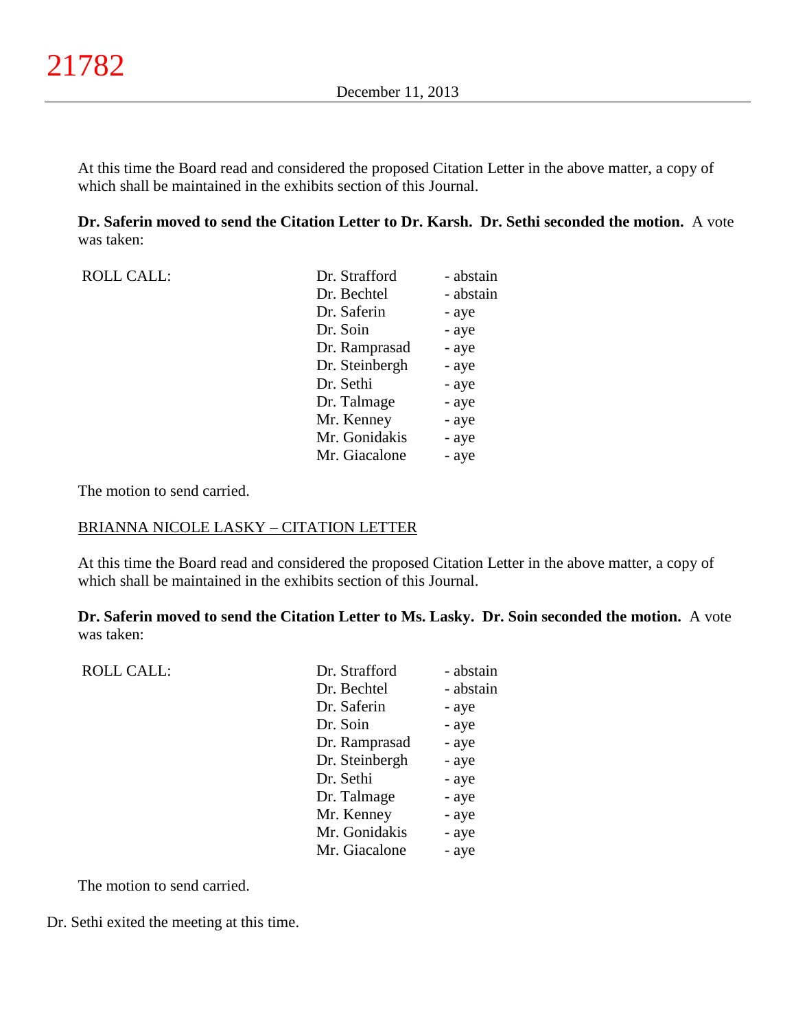At this time the Board read and considered the proposed Citation Letter in the above matter, a copy of which shall be maintained in the exhibits section of this Journal.

**Dr. Saferin moved to send the Citation Letter to Dr. Karsh. Dr. Sethi seconded the motion.** A vote was taken:

| ROLL CALL: | Dr. Strafford | - abstain |
|---|---|---|
| | Dr. Bechtel | - abstain |
| | Dr. Saferin | - aye |
| | Dr. Soin | - aye |
| | Dr. Ramprasad | - aye |
| | Dr. Steinbergh | - aye |
| | Dr. Sethi | - aye |
| | Dr. Talmage | - aye |
| | Mr. Kenney | - aye |
| | Mr. Gonidakis | - aye |
| | Mr. Giacalone | - aye |

The motion to send carried.

BRIANNA NICOLE LASKY – CITATION LETTER

At this time the Board read and considered the proposed Citation Letter in the above matter, a copy of which shall be maintained in the exhibits section of this Journal.

**Dr. Saferin moved to send the Citation Letter to Ms. Lasky. Dr. Soin seconded the motion.** A vote was taken:

| ROLL CALL: | Dr. Strafford | - abstain |
|---|---|---|
| | Dr. Bechtel | - abstain |
| | Dr. Saferin | - aye |
| | Dr. Soin | - aye |
| | Dr. Ramprasad | - aye |
| | Dr. Steinbergh | - aye |
| | Dr. Sethi | - aye |
| | Dr. Talmage | - aye |
| | Mr. Kenney | - aye |
| | Mr. Gonidakis | - aye |
| | Mr. Giacalone | - aye |

The motion to send carried.

Dr. Sethi exited the meeting at this time.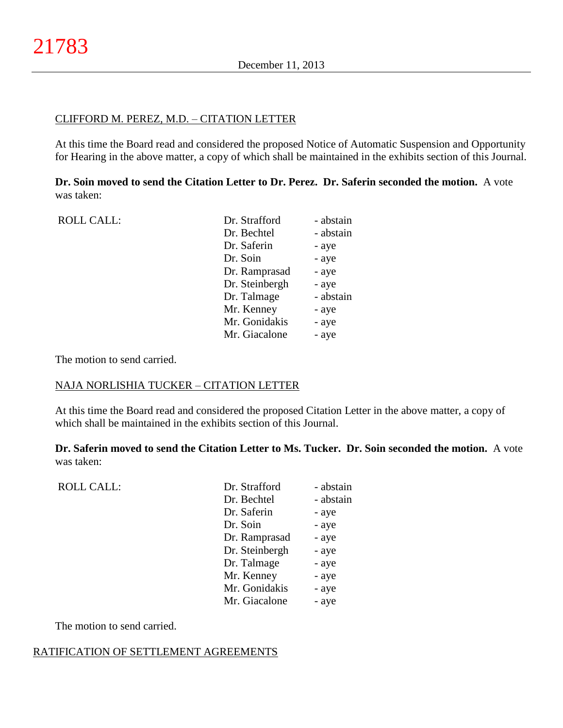CLIFFORD M. PEREZ, M.D. – CITATION LETTER

At this time the Board read and considered the proposed Notice of Automatic Suspension and Opportunity for Hearing in the above matter, a copy of which shall be maintained in the exhibits section of this Journal.

**Dr. Soin moved to send the Citation Letter to Dr. Perez. Dr. Saferin seconded the motion.** A vote was taken:

| ROLL CALL: | Dr. Strafford | - abstain |
|---|---|---|
| | Dr. Bechtel | - abstain |
| | Dr. Saferin | - aye |
| | Dr. Soin | - aye |
| | Dr. Ramprasad | - aye |
| | Dr. Steinbergh | - aye |
| | Dr. Talmage | - abstain |
| | Mr. Kenney | - aye |
| | Mr. Gonidakis | - aye |
| | Mr. Giacalone | - aye |

The motion to send carried.

NAJA NORLISHIA TUCKER – CITATION LETTER

At this time the Board read and considered the proposed Citation Letter in the above matter, a copy of which shall be maintained in the exhibits section of this Journal.

**Dr. Saferin moved to send the Citation Letter to Ms. Tucker. Dr. Soin seconded the motion.** A vote was taken:

| ROLL CALL: | Dr. Strafford | - abstain |
|---|---|---|
| | Dr. Bechtel | - abstain |
| | Dr. Saferin | - aye |
| | Dr. Soin | - aye |
| | Dr. Ramprasad | - aye |
| | Dr. Steinbergh | - aye |
| | Dr. Talmage | - aye |
| | Mr. Kenney | - aye |
| | Mr. Gonidakis | - aye |
| | Mr. Giacalone | - aye |

The motion to send carried.

RATIFICATION OF SETTLEMENT AGREEMENTS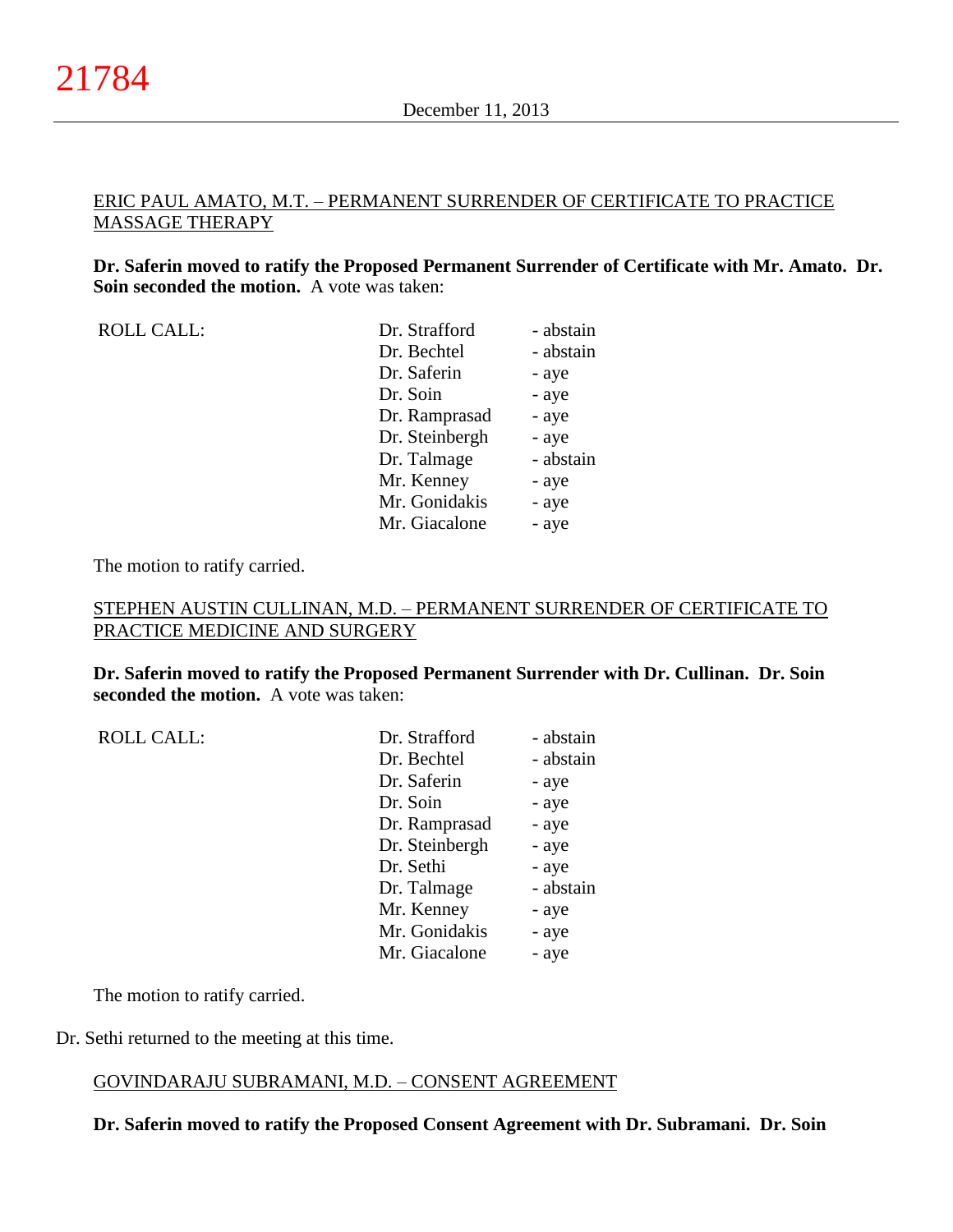ERIC PAUL AMATO, M.T. – PERMANENT SURRENDER OF CERTIFICATE TO PRACTICE MASSAGE THERAPY

**Dr. Saferin moved to ratify the Proposed Permanent Surrender of Certificate with Mr. Amato. Dr. Soin seconded the motion.** A vote was taken:

| ROLL CALL: | Dr. Strafford | - abstain |
|---|---|---|
| | Dr. Bechtel | - abstain |
| | Dr. Saferin | - aye |
| | Dr. Soin | - aye |
| | Dr. Ramprasad | - aye |
| | Dr. Steinbergh | - aye |
| | Dr. Talmage | - abstain |
| | Mr. Kenney | - aye |
| | Mr. Gonidakis | - aye |
| | Mr. Giacalone | - aye |

The motion to ratify carried.

STEPHEN AUSTIN CULLINAN, M.D. – PERMANENT SURRENDER OF CERTIFICATE TO PRACTICE MEDICINE AND SURGERY

**Dr. Saferin moved to ratify the Proposed Permanent Surrender with Dr. Cullinan. Dr. Soin seconded the motion.** A vote was taken:

| ROLL CALL: | Dr. Strafford | - abstain |
|---|---|---|
| | Dr. Bechtel | - abstain |
| | Dr. Saferin | - aye |
| | Dr. Soin | - aye |
| | Dr. Ramprasad | - aye |
| | Dr. Steinbergh | - aye |
| | Dr. Sethi | - aye |
| | Dr. Talmage | - abstain |
| | Mr. Kenney | - aye |
| | Mr. Gonidakis | - aye |
| | Mr. Giacalone | - aye |

The motion to ratify carried.

Dr. Sethi returned to the meeting at this time.

GOVINDARAJU SUBRAMANI, M.D. – CONSENT AGREEMENT

**Dr. Saferin moved to ratify the Proposed Consent Agreement with Dr. Subramani. Dr. Soin**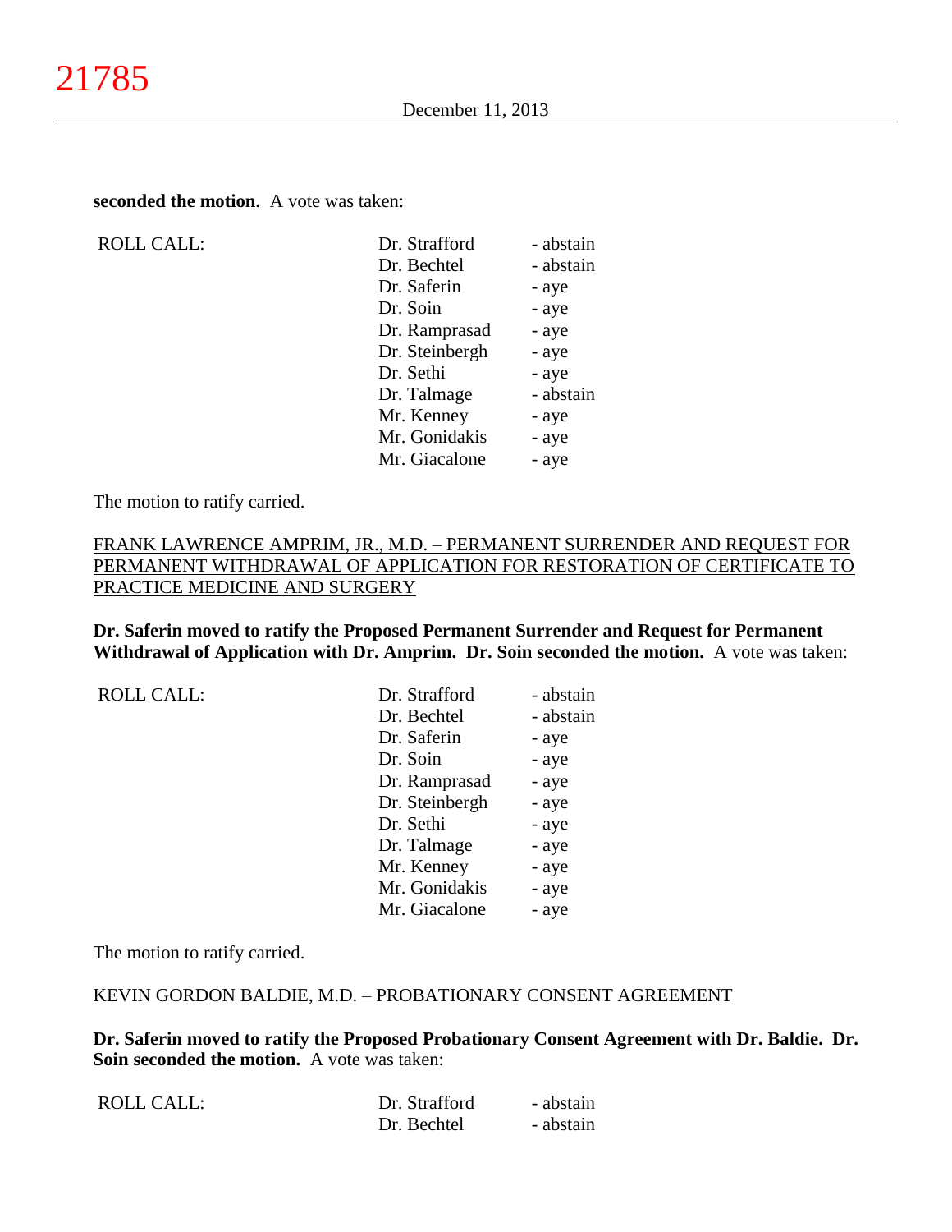**seconded the motion.** A vote was taken:

| ROLL CALL: | | |
|---|---|---|
| | Dr. Strafford | - abstain |
| | Dr. Bechtel | - abstain |
| | Dr. Saferin | - aye |
| | Dr. Soin | - aye |
| | Dr. Ramprasad | - aye |
| | Dr. Steinbergh | - aye |
| | Dr. Sethi | - aye |
| | Dr. Talmage | - abstain |
| | Mr. Kenney | - aye |
| | Mr. Gonidakis | - aye |
| | Mr. Giacalone | - aye |

The motion to ratify carried.

FRANK LAWRENCE AMPRIM, JR., M.D. – PERMANENT SURRENDER AND REQUEST FOR PERMANENT WITHDRAWAL OF APPLICATION FOR RESTORATION OF CERTIFICATE TO PRACTICE MEDICINE AND SURGERY

**Dr. Saferin moved to ratify the Proposed Permanent Surrender and Request for Permanent Withdrawal of Application with Dr. Amprim. Dr. Soin seconded the motion.** A vote was taken:

| ROLL CALL: | | |
|---|---|---|
| | Dr. Strafford | - abstain |
| | Dr. Bechtel | - abstain |
| | Dr. Saferin | - aye |
| | Dr. Soin | - aye |
| | Dr. Ramprasad | - aye |
| | Dr. Steinbergh | - aye |
| | Dr. Sethi | - aye |
| | Dr. Talmage | - aye |
| | Mr. Kenney | - aye |
| | Mr. Gonidakis | - aye |
| | Mr. Giacalone | - aye |

The motion to ratify carried.

KEVIN GORDON BALDIE, M.D. – PROBATIONARY CONSENT AGREEMENT

**Dr. Saferin moved to ratify the Proposed Probationary Consent Agreement with Dr. Baldie. Dr. Soin seconded the motion.** A vote was taken:

| ROLL CALL: | | |
|---|---|---|
| | Dr. Strafford | - abstain |
| | Dr. Bechtel | - abstain |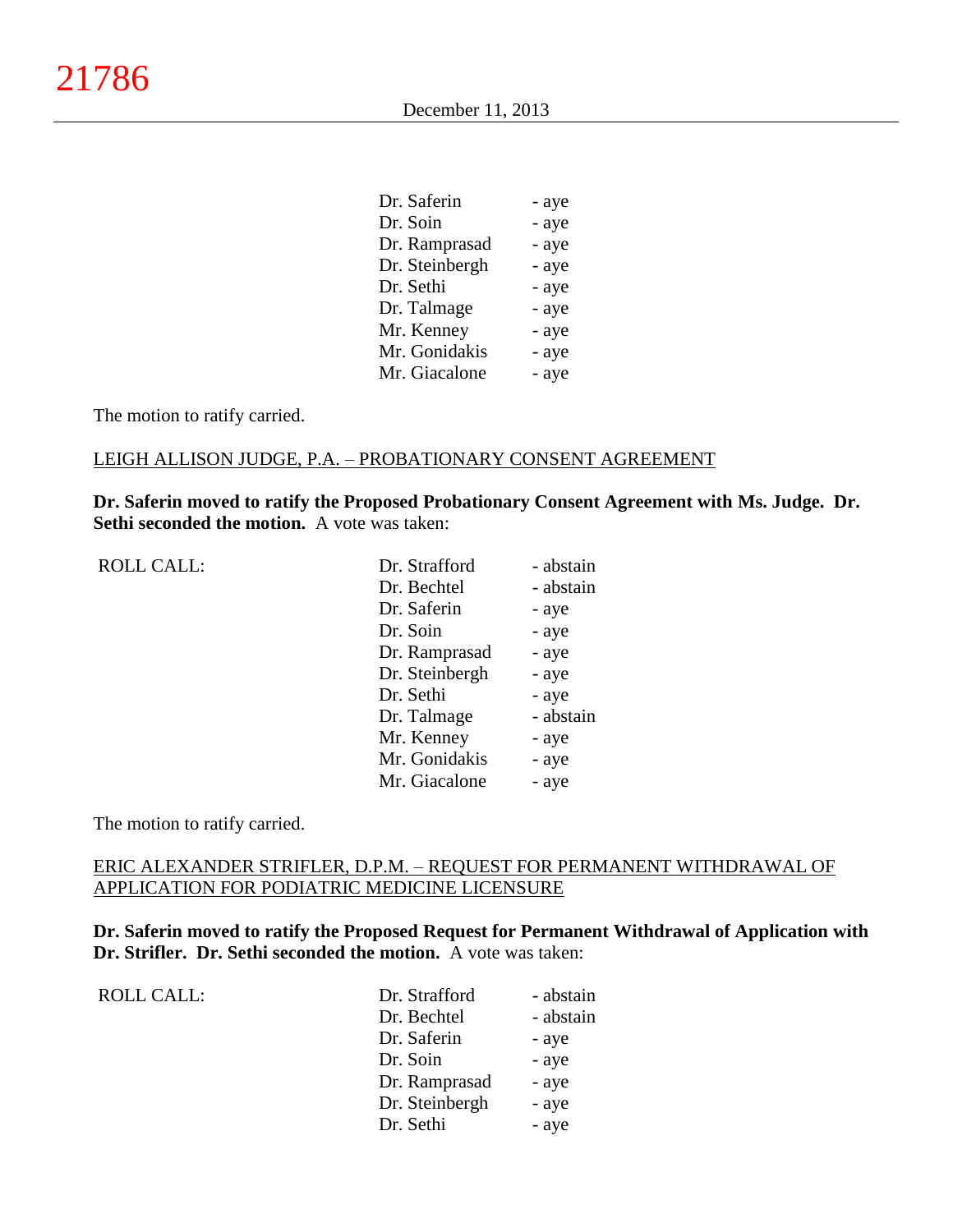| | | |
|---|---|---|
| | Dr. Saferin | - aye |
| | Dr. Soin | - aye |
| | Dr. Ramprasad | - aye |
| | Dr. Steinbergh | - aye |
| | Dr. Sethi | - aye |
| | Dr. Talmage | - aye |
| | Mr. Kenney | - aye |
| | Mr. Gonidakis | - aye |
| | Mr. Giacalone | - aye |

The motion to ratify carried.

LEIGH ALLISON JUDGE, P.A. – PROBATIONARY CONSENT AGREEMENT

**Dr. Saferin moved to ratify the Proposed Probationary Consent Agreement with Ms. Judge. Dr. Sethi seconded the motion.** A vote was taken:

| | | |
|---|---|---|
| ROLL CALL: | Dr. Strafford | - abstain |
| | Dr. Bechtel | - abstain |
| | Dr. Saferin | - aye |
| | Dr. Soin | - aye |
| | Dr. Ramprasad | - aye |
| | Dr. Steinbergh | - aye |
| | Dr. Sethi | - aye |
| | Dr. Talmage | - abstain |
| | Mr. Kenney | - aye |
| | Mr. Gonidakis | - aye |
| | Mr. Giacalone | - aye |

The motion to ratify carried.

ERIC ALEXANDER STRIFLER, D.P.M. – REQUEST FOR PERMANENT WITHDRAWAL OF APPLICATION FOR PODIATRIC MEDICINE LICENSURE

**Dr. Saferin moved to ratify the Proposed Request for Permanent Withdrawal of Application with Dr. Strifler. Dr. Sethi seconded the motion.** A vote was taken:

| | | |
|---|---|---|
| ROLL CALL: | Dr. Strafford | - abstain |
| | Dr. Bechtel | - abstain |
| | Dr. Saferin | - aye |
| | Dr. Soin | - aye |
| | Dr. Ramprasad | - aye |
| | Dr. Steinbergh | - aye |
| | Dr. Sethi | - aye |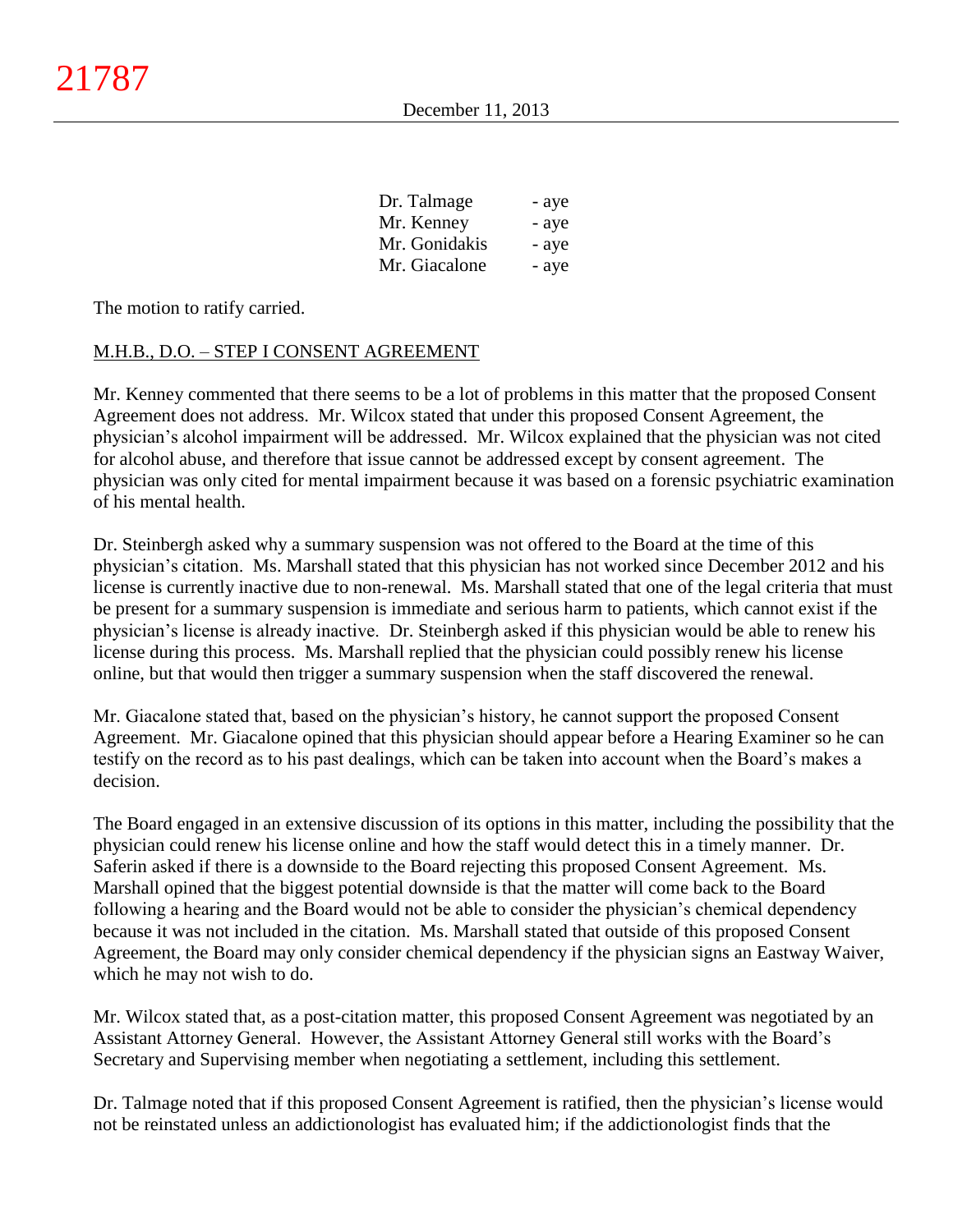| | |
|---|---|
| Dr. Talmage | - aye |
| Mr. Kenney | - aye |
| Mr. Gonidakis | - aye |
| Mr. Giacalone | - aye |

The motion to ratify carried.

M.H.B., D.O. – STEP I CONSENT AGREEMENT

Mr. Kenney commented that there seems to be a lot of problems in this matter that the proposed Consent Agreement does not address. Mr. Wilcox stated that under this proposed Consent Agreement, the physician's alcohol impairment will be addressed. Mr. Wilcox explained that the physician was not cited for alcohol abuse, and therefore that issue cannot be addressed except by consent agreement. The physician was only cited for mental impairment because it was based on a forensic psychiatric examination of his mental health.

Dr. Steinbergh asked why a summary suspension was not offered to the Board at the time of this physician's citation. Ms. Marshall stated that this physician has not worked since December 2012 and his license is currently inactive due to non-renewal. Ms. Marshall stated that one of the legal criteria that must be present for a summary suspension is immediate and serious harm to patients, which cannot exist if the physician's license is already inactive. Dr. Steinbergh asked if this physician would be able to renew his license during this process. Ms. Marshall replied that the physician could possibly renew his license online, but that would then trigger a summary suspension when the staff discovered the renewal.

Mr. Giacalone stated that, based on the physician's history, he cannot support the proposed Consent Agreement. Mr. Giacalone opined that this physician should appear before a Hearing Examiner so he can testify on the record as to his past dealings, which can be taken into account when the Board's makes a decision.

The Board engaged in an extensive discussion of its options in this matter, including the possibility that the physician could renew his license online and how the staff would detect this in a timely manner. Dr. Saferin asked if there is a downside to the Board rejecting this proposed Consent Agreement. Ms. Marshall opined that the biggest potential downside is that the matter will come back to the Board following a hearing and the Board would not be able to consider the physician's chemical dependency because it was not included in the citation. Ms. Marshall stated that outside of this proposed Consent Agreement, the Board may only consider chemical dependency if the physician signs an Eastway Waiver, which he may not wish to do.

Mr. Wilcox stated that, as a post-citation matter, this proposed Consent Agreement was negotiated by an Assistant Attorney General. However, the Assistant Attorney General still works with the Board's Secretary and Supervising member when negotiating a settlement, including this settlement.

Dr. Talmage noted that if this proposed Consent Agreement is ratified, then the physician's license would not be reinstated unless an addictionologist has evaluated him; if the addictionologist finds that the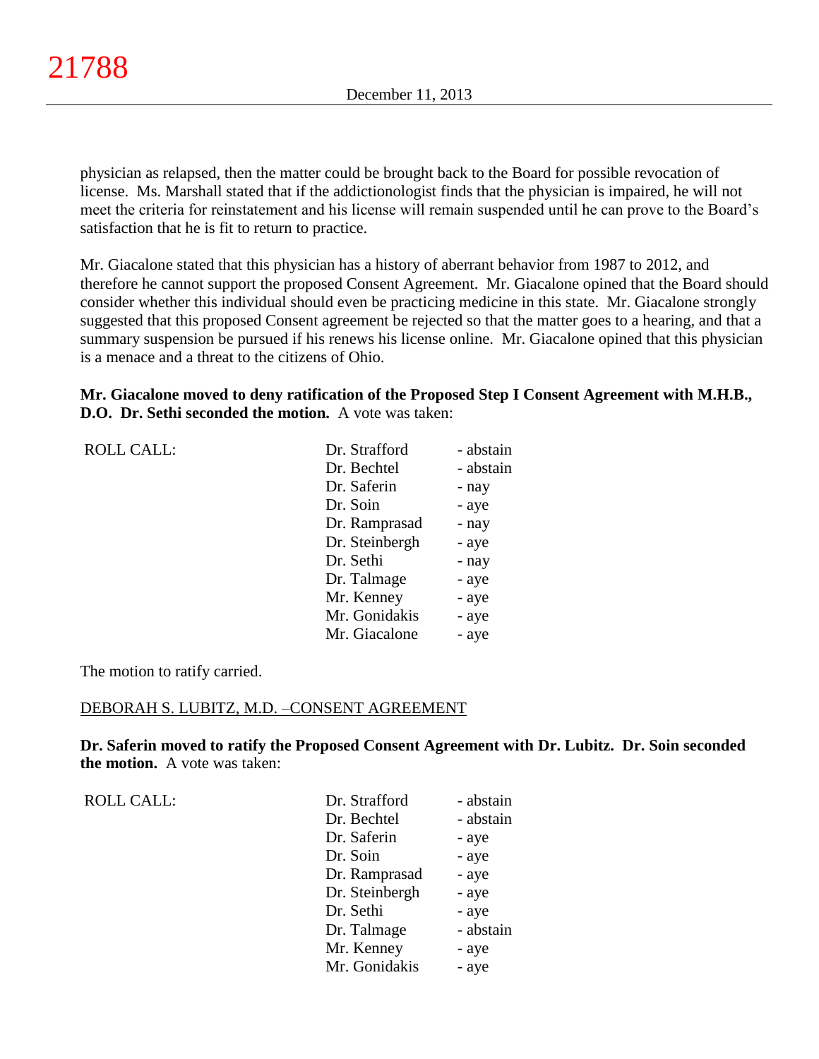physician as relapsed, then the matter could be brought back to the Board for possible revocation of license. Ms. Marshall stated that if the addictionologist finds that the physician is impaired, he will not meet the criteria for reinstatement and his license will remain suspended until he can prove to the Board's satisfaction that he is fit to return to practice.

Mr. Giacalone stated that this physician has a history of aberrant behavior from 1987 to 2012, and therefore he cannot support the proposed Consent Agreement. Mr. Giacalone opined that the Board should consider whether this individual should even be practicing medicine in this state. Mr. Giacalone strongly suggested that this proposed Consent agreement be rejected so that the matter goes to a hearing, and that a summary suspension be pursued if his renews his license online. Mr. Giacalone opined that this physician is a menace and a threat to the citizens of Ohio.

**Mr. Giacalone moved to deny ratification of the Proposed Step I Consent Agreement with M.H.B., D.O. Dr. Sethi seconded the motion.** A vote was taken:

| ROLL CALL: | | |
|---|---|---|
| | Dr. Strafford | - abstain |
| | Dr. Bechtel | - abstain |
| | Dr. Saferin | - nay |
| | Dr. Soin | - aye |
| | Dr. Ramprasad | - nay |
| | Dr. Steinbergh | - aye |
| | Dr. Sethi | - nay |
| | Dr. Talmage | - aye |
| | Mr. Kenney | - aye |
| | Mr. Gonidakis | - aye |
| | Mr. Giacalone | - aye |

The motion to ratify carried.

DEBORAH S. LUBITZ, M.D. –CONSENT AGREEMENT

**Dr. Saferin moved to ratify the Proposed Consent Agreement with Dr. Lubitz. Dr. Soin seconded the motion.** A vote was taken:

| ROLL CALL: | | |
|---|---|---|
| | Dr. Strafford | - abstain |
| | Dr. Bechtel | - abstain |
| | Dr. Saferin | - aye |
| | Dr. Soin | - aye |
| | Dr. Ramprasad | - aye |
| | Dr. Steinbergh | - aye |
| | Dr. Sethi | - aye |
| | Dr. Talmage | - abstain |
| | Mr. Kenney | - aye |
| | Mr. Gonidakis | - aye |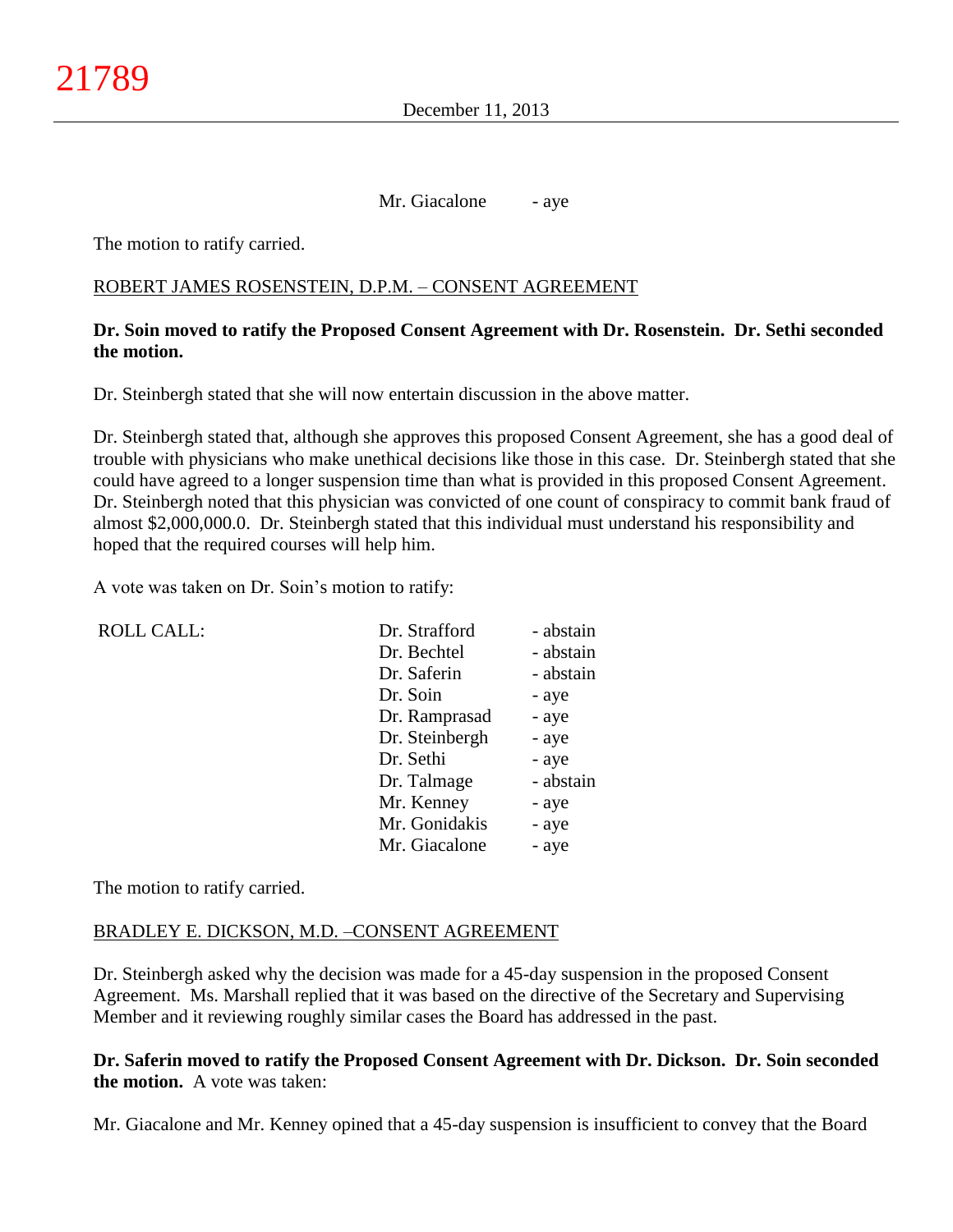Mr. Giacalone - aye

The motion to ratify carried.

ROBERT JAMES ROSENSTEIN, D.P.M. – CONSENT AGREEMENT

**Dr. Soin moved to ratify the Proposed Consent Agreement with Dr. Rosenstein. Dr. Sethi seconded the motion.**

Dr. Steinbergh stated that she will now entertain discussion in the above matter.

Dr. Steinbergh stated that, although she approves this proposed Consent Agreement, she has a good deal of trouble with physicians who make unethical decisions like those in this case. Dr. Steinbergh stated that she could have agreed to a longer suspension time than what is provided in this proposed Consent Agreement. Dr. Steinbergh noted that this physician was convicted of one count of conspiracy to commit bank fraud of almost $2,000,000.0. Dr. Steinbergh stated that this individual must understand his responsibility and hoped that the required courses will help him.

A vote was taken on Dr. Soin's motion to ratify:

| ROLL CALL: | | |
|---|---|---|
| | Dr. Strafford | - abstain |
| | Dr. Bechtel | - abstain |
| | Dr. Saferin | - abstain |
| | Dr. Soin | - aye |
| | Dr. Ramprasad | - aye |
| | Dr. Steinbergh | - aye |
| | Dr. Sethi | - aye |
| | Dr. Talmage | - abstain |
| | Mr. Kenney | - aye |
| | Mr. Gonidakis | - aye |
| | Mr. Giacalone | - aye |

The motion to ratify carried.

BRADLEY E. DICKSON, M.D. –CONSENT AGREEMENT

Dr. Steinbergh asked why the decision was made for a 45-day suspension in the proposed Consent Agreement. Ms. Marshall replied that it was based on the directive of the Secretary and Supervising Member and it reviewing roughly similar cases the Board has addressed in the past.

**Dr. Saferin moved to ratify the Proposed Consent Agreement with Dr. Dickson. Dr. Soin seconded the motion.** A vote was taken:

Mr. Giacalone and Mr. Kenney opined that a 45-day suspension is insufficient to convey that the Board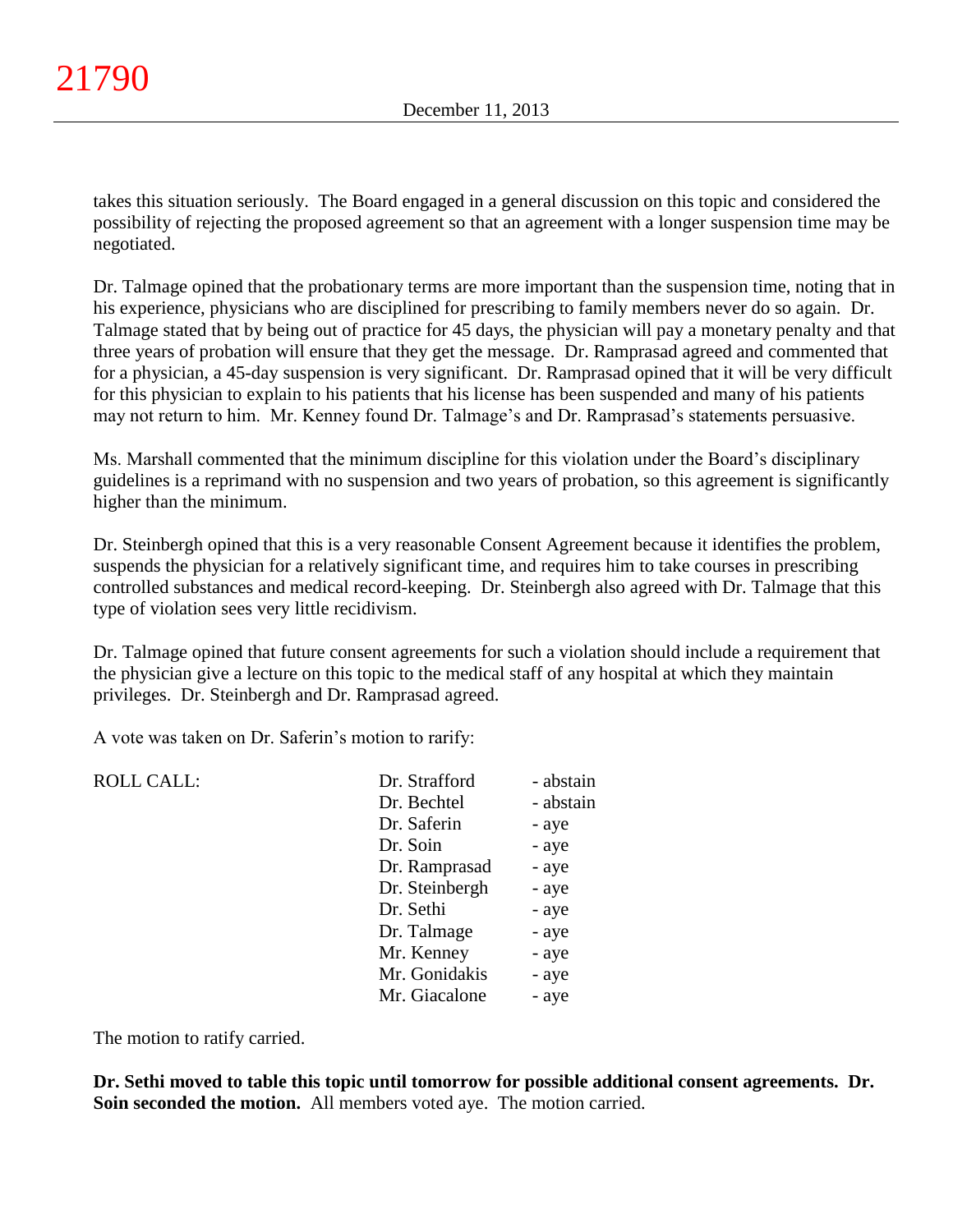takes this situation seriously. The Board engaged in a general discussion on this topic and considered the possibility of rejecting the proposed agreement so that an agreement with a longer suspension time may be negotiated.

Dr. Talmage opined that the probationary terms are more important than the suspension time, noting that in his experience, physicians who are disciplined for prescribing to family members never do so again. Dr. Talmage stated that by being out of practice for 45 days, the physician will pay a monetary penalty and that three years of probation will ensure that they get the message. Dr. Ramprasad agreed and commented that for a physician, a 45-day suspension is very significant. Dr. Ramprasad opined that it will be very difficult for this physician to explain to his patients that his license has been suspended and many of his patients may not return to him. Mr. Kenney found Dr. Talmage's and Dr. Ramprasad's statements persuasive.

Ms. Marshall commented that the minimum discipline for this violation under the Board's disciplinary guidelines is a reprimand with no suspension and two years of probation, so this agreement is significantly higher than the minimum.

Dr. Steinbergh opined that this is a very reasonable Consent Agreement because it identifies the problem, suspends the physician for a relatively significant time, and requires him to take courses in prescribing controlled substances and medical record-keeping. Dr. Steinbergh also agreed with Dr. Talmage that this type of violation sees very little recidivism.

Dr. Talmage opined that future consent agreements for such a violation should include a requirement that the physician give a lecture on this topic to the medical staff of any hospital at which they maintain privileges. Dr. Steinbergh and Dr. Ramprasad agreed.

A vote was taken on Dr. Saferin's motion to rarify:

| ROLL CALL: | | |
|---|---|---|
| | Dr. Strafford | - abstain |
| | Dr. Bechtel | - abstain |
| | Dr. Saferin | - aye |
| | Dr. Soin | - aye |
| | Dr. Ramprasad | - aye |
| | Dr. Steinbergh | - aye |
| | Dr. Sethi | - aye |
| | Dr. Talmage | - aye |
| | Mr. Kenney | - aye |
| | Mr. Gonidakis | - aye |
| | Mr. Giacalone | - aye |

The motion to ratify carried.

**Dr. Sethi moved to table this topic until tomorrow for possible additional consent agreements. Dr. Soin seconded the motion.** All members voted aye. The motion carried.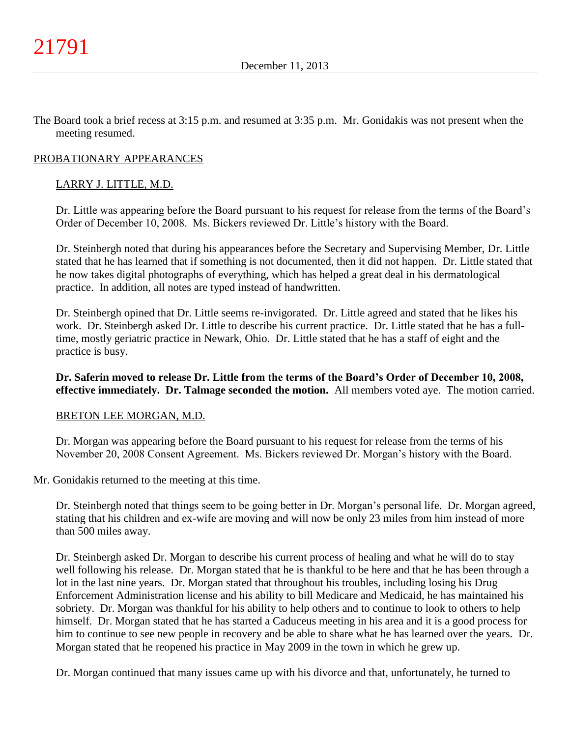The Board took a brief recess at 3:15 p.m. and resumed at 3:35 p.m. Mr. Gonidakis was not present when the meeting resumed.

PROBATIONARY APPEARANCES

LARRY J. LITTLE, M.D.

Dr. Little was appearing before the Board pursuant to his request for release from the terms of the Board's Order of December 10, 2008. Ms. Bickers reviewed Dr. Little's history with the Board.

Dr. Steinbergh noted that during his appearances before the Secretary and Supervising Member, Dr. Little stated that he has learned that if something is not documented, then it did not happen. Dr. Little stated that he now takes digital photographs of everything, which has helped a great deal in his dermatological practice. In addition, all notes are typed instead of handwritten.

Dr. Steinbergh opined that Dr. Little seems re-invigorated. Dr. Little agreed and stated that he likes his work. Dr. Steinbergh asked Dr. Little to describe his current practice. Dr. Little stated that he has a full-time, mostly geriatric practice in Newark, Ohio. Dr. Little stated that he has a staff of eight and the practice is busy.

**Dr. Saferin moved to release Dr. Little from the terms of the Board's Order of December 10, 2008, effective immediately. Dr. Talmage seconded the motion.** All members voted aye. The motion carried.

BRETON LEE MORGAN, M.D.

Dr. Morgan was appearing before the Board pursuant to his request for release from the terms of his November 20, 2008 Consent Agreement. Ms. Bickers reviewed Dr. Morgan's history with the Board.

Mr. Gonidakis returned to the meeting at this time.

Dr. Steinbergh noted that things seem to be going better in Dr. Morgan's personal life. Dr. Morgan agreed, stating that his children and ex-wife are moving and will now be only 23 miles from him instead of more than 500 miles away.

Dr. Steinbergh asked Dr. Morgan to describe his current process of healing and what he will do to stay well following his release. Dr. Morgan stated that he is thankful to be here and that he has been through a lot in the last nine years. Dr. Morgan stated that throughout his troubles, including losing his Drug Enforcement Administration license and his ability to bill Medicare and Medicaid, he has maintained his sobriety. Dr. Morgan was thankful for his ability to help others and to continue to look to others to help himself. Dr. Morgan stated that he has started a Caduceus meeting in his area and it is a good process for him to continue to see new people in recovery and be able to share what he has learned over the years. Dr. Morgan stated that he reopened his practice in May 2009 in the town in which he grew up.

Dr. Morgan continued that many issues came up with his divorce and that, unfortunately, he turned to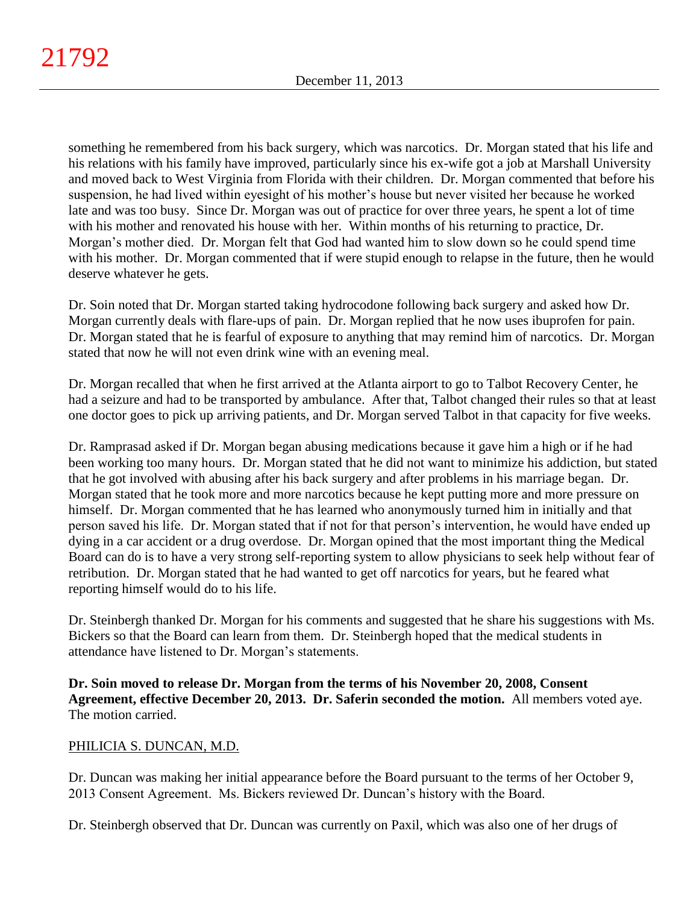something he remembered from his back surgery, which was narcotics. Dr. Morgan stated that his life and his relations with his family have improved, particularly since his ex-wife got a job at Marshall University and moved back to West Virginia from Florida with their children. Dr. Morgan commented that before his suspension, he had lived within eyesight of his mother's house but never visited her because he worked late and was too busy. Since Dr. Morgan was out of practice for over three years, he spent a lot of time with his mother and renovated his house with her. Within months of his returning to practice, Dr. Morgan's mother died. Dr. Morgan felt that God had wanted him to slow down so he could spend time with his mother. Dr. Morgan commented that if were stupid enough to relapse in the future, then he would deserve whatever he gets.

Dr. Soin noted that Dr. Morgan started taking hydrocodone following back surgery and asked how Dr. Morgan currently deals with flare-ups of pain. Dr. Morgan replied that he now uses ibuprofen for pain. Dr. Morgan stated that he is fearful of exposure to anything that may remind him of narcotics. Dr. Morgan stated that now he will not even drink wine with an evening meal.

Dr. Morgan recalled that when he first arrived at the Atlanta airport to go to Talbot Recovery Center, he had a seizure and had to be transported by ambulance. After that, Talbot changed their rules so that at least one doctor goes to pick up arriving patients, and Dr. Morgan served Talbot in that capacity for five weeks.

Dr. Ramprasad asked if Dr. Morgan began abusing medications because it gave him a high or if he had been working too many hours. Dr. Morgan stated that he did not want to minimize his addiction, but stated that he got involved with abusing after his back surgery and after problems in his marriage began. Dr. Morgan stated that he took more and more narcotics because he kept putting more and more pressure on himself. Dr. Morgan commented that he has learned who anonymously turned him in initially and that person saved his life. Dr. Morgan stated that if not for that person's intervention, he would have ended up dying in a car accident or a drug overdose. Dr. Morgan opined that the most important thing the Medical Board can do is to have a very strong self-reporting system to allow physicians to seek help without fear of retribution. Dr. Morgan stated that he had wanted to get off narcotics for years, but he feared what reporting himself would do to his life.

Dr. Steinbergh thanked Dr. Morgan for his comments and suggested that he share his suggestions with Ms. Bickers so that the Board can learn from them. Dr. Steinbergh hoped that the medical students in attendance have listened to Dr. Morgan's statements.

**Dr. Soin moved to release Dr. Morgan from the terms of his November 20, 2008, Consent Agreement, effective December 20, 2013. Dr. Saferin seconded the motion.** All members voted aye. The motion carried.

PHILICIA S. DUNCAN, M.D.

Dr. Duncan was making her initial appearance before the Board pursuant to the terms of her October 9, 2013 Consent Agreement. Ms. Bickers reviewed Dr. Duncan's history with the Board.

Dr. Steinbergh observed that Dr. Duncan was currently on Paxil, which was also one of her drugs of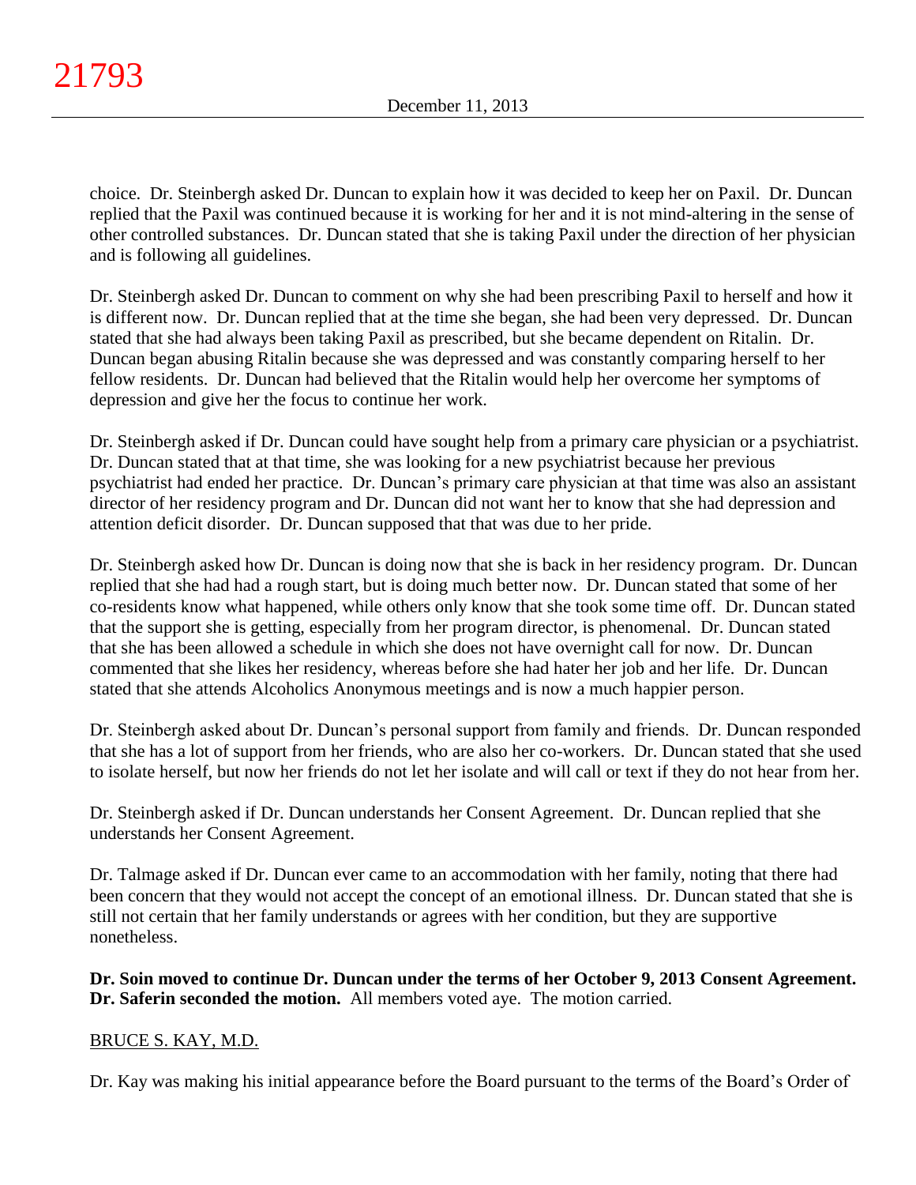choice. Dr. Steinbergh asked Dr. Duncan to explain how it was decided to keep her on Paxil. Dr. Duncan replied that the Paxil was continued because it is working for her and it is not mind-altering in the sense of other controlled substances. Dr. Duncan stated that she is taking Paxil under the direction of her physician and is following all guidelines.

Dr. Steinbergh asked Dr. Duncan to comment on why she had been prescribing Paxil to herself and how it is different now. Dr. Duncan replied that at the time she began, she had been very depressed. Dr. Duncan stated that she had always been taking Paxil as prescribed, but she became dependent on Ritalin. Dr. Duncan began abusing Ritalin because she was depressed and was constantly comparing herself to her fellow residents. Dr. Duncan had believed that the Ritalin would help her overcome her symptoms of depression and give her the focus to continue her work.

Dr. Steinbergh asked if Dr. Duncan could have sought help from a primary care physician or a psychiatrist. Dr. Duncan stated that at that time, she was looking for a new psychiatrist because her previous psychiatrist had ended her practice. Dr. Duncan's primary care physician at that time was also an assistant director of her residency program and Dr. Duncan did not want her to know that she had depression and attention deficit disorder. Dr. Duncan supposed that that was due to her pride.

Dr. Steinbergh asked how Dr. Duncan is doing now that she is back in her residency program. Dr. Duncan replied that she had had a rough start, but is doing much better now. Dr. Duncan stated that some of her co-residents know what happened, while others only know that she took some time off. Dr. Duncan stated that the support she is getting, especially from her program director, is phenomenal. Dr. Duncan stated that she has been allowed a schedule in which she does not have overnight call for now. Dr. Duncan commented that she likes her residency, whereas before she had hater her job and her life. Dr. Duncan stated that she attends Alcoholics Anonymous meetings and is now a much happier person.

Dr. Steinbergh asked about Dr. Duncan's personal support from family and friends. Dr. Duncan responded that she has a lot of support from her friends, who are also her co-workers. Dr. Duncan stated that she used to isolate herself, but now her friends do not let her isolate and will call or text if they do not hear from her.

Dr. Steinbergh asked if Dr. Duncan understands her Consent Agreement. Dr. Duncan replied that she understands her Consent Agreement.

Dr. Talmage asked if Dr. Duncan ever came to an accommodation with her family, noting that there had been concern that they would not accept the concept of an emotional illness. Dr. Duncan stated that she is still not certain that her family understands or agrees with her condition, but they are supportive nonetheless.

**Dr. Soin moved to continue Dr. Duncan under the terms of her October 9, 2013 Consent Agreement. Dr. Saferin seconded the motion.** All members voted aye. The motion carried.

BRUCE S. KAY, M.D.

Dr. Kay was making his initial appearance before the Board pursuant to the terms of the Board's Order of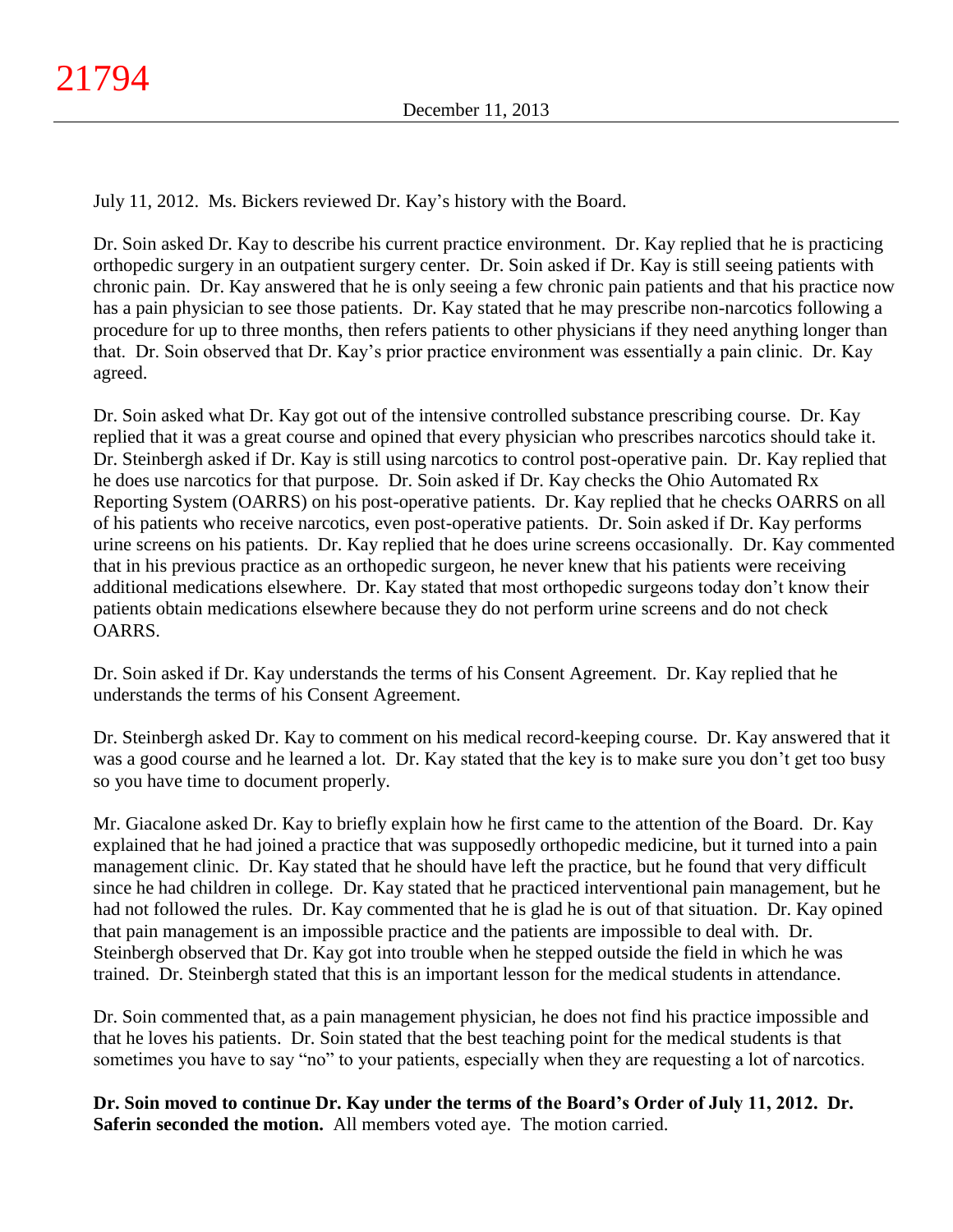July 11, 2012. Ms. Bickers reviewed Dr. Kay's history with the Board.

Dr. Soin asked Dr. Kay to describe his current practice environment. Dr. Kay replied that he is practicing orthopedic surgery in an outpatient surgery center. Dr. Soin asked if Dr. Kay is still seeing patients with chronic pain. Dr. Kay answered that he is only seeing a few chronic pain patients and that his practice now has a pain physician to see those patients. Dr. Kay stated that he may prescribe non-narcotics following a procedure for up to three months, then refers patients to other physicians if they need anything longer than that. Dr. Soin observed that Dr. Kay's prior practice environment was essentially a pain clinic. Dr. Kay agreed.

Dr. Soin asked what Dr. Kay got out of the intensive controlled substance prescribing course. Dr. Kay replied that it was a great course and opined that every physician who prescribes narcotics should take it. Dr. Steinbergh asked if Dr. Kay is still using narcotics to control post-operative pain. Dr. Kay replied that he does use narcotics for that purpose. Dr. Soin asked if Dr. Kay checks the Ohio Automated Rx Reporting System (OARRS) on his post-operative patients. Dr. Kay replied that he checks OARRS on all of his patients who receive narcotics, even post-operative patients. Dr. Soin asked if Dr. Kay performs urine screens on his patients. Dr. Kay replied that he does urine screens occasionally. Dr. Kay commented that in his previous practice as an orthopedic surgeon, he never knew that his patients were receiving additional medications elsewhere. Dr. Kay stated that most orthopedic surgeons today don't know their patients obtain medications elsewhere because they do not perform urine screens and do not check OARRS.

Dr. Soin asked if Dr. Kay understands the terms of his Consent Agreement. Dr. Kay replied that he understands the terms of his Consent Agreement.

Dr. Steinbergh asked Dr. Kay to comment on his medical record-keeping course. Dr. Kay answered that it was a good course and he learned a lot. Dr. Kay stated that the key is to make sure you don't get too busy so you have time to document properly.

Mr. Giacalone asked Dr. Kay to briefly explain how he first came to the attention of the Board. Dr. Kay explained that he had joined a practice that was supposedly orthopedic medicine, but it turned into a pain management clinic. Dr. Kay stated that he should have left the practice, but he found that very difficult since he had children in college. Dr. Kay stated that he practiced interventional pain management, but he had not followed the rules. Dr. Kay commented that he is glad he is out of that situation. Dr. Kay opined that pain management is an impossible practice and the patients are impossible to deal with. Dr. Steinbergh observed that Dr. Kay got into trouble when he stepped outside the field in which he was trained. Dr. Steinbergh stated that this is an important lesson for the medical students in attendance.

Dr. Soin commented that, as a pain management physician, he does not find his practice impossible and that he loves his patients. Dr. Soin stated that the best teaching point for the medical students is that sometimes you have to say "no" to your patients, especially when they are requesting a lot of narcotics.

**Dr. Soin moved to continue Dr. Kay under the terms of the Board's Order of July 11, 2012. Dr. Saferin seconded the motion.** All members voted aye. The motion carried.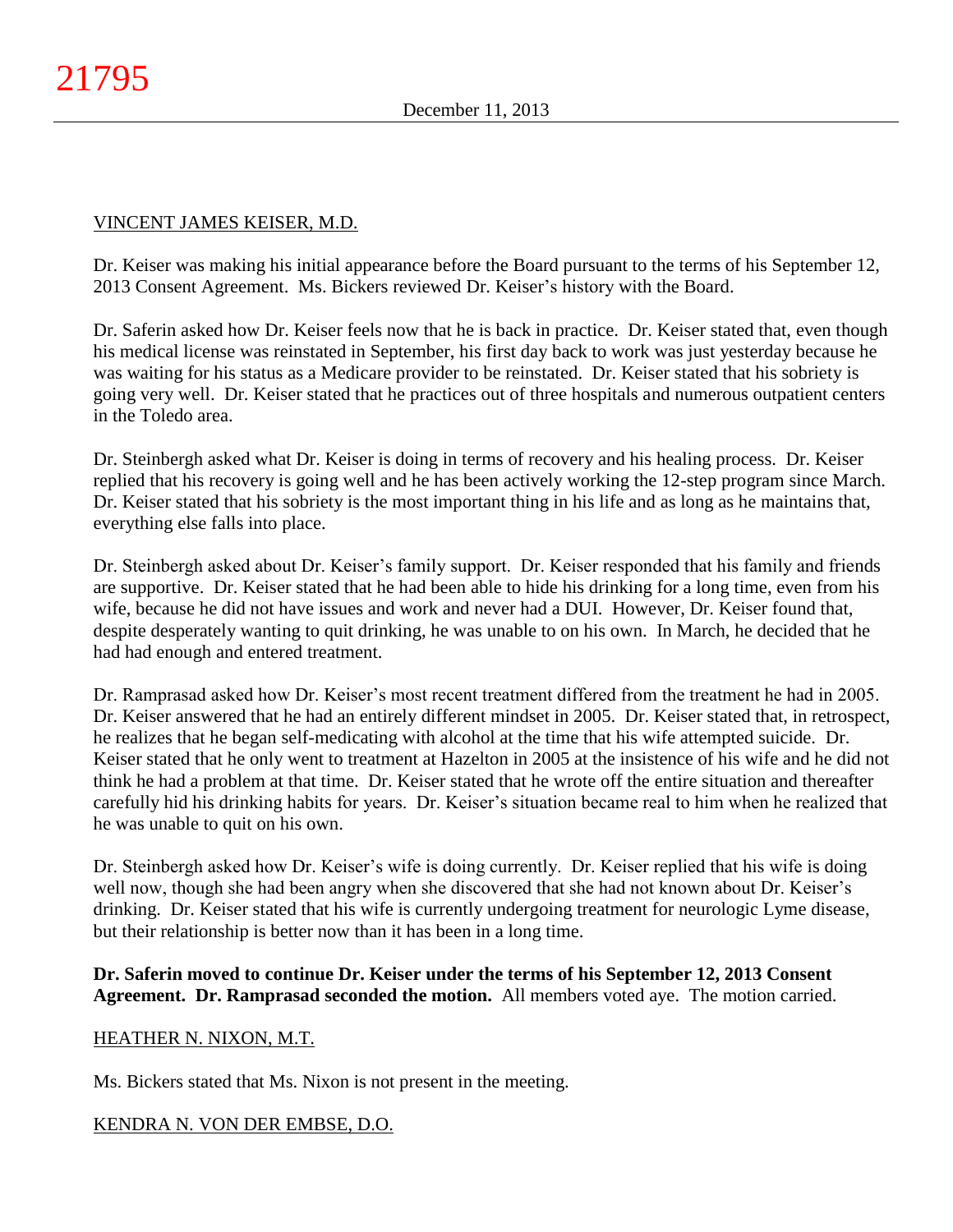VINCENT JAMES KEISER, M.D.

Dr. Keiser was making his initial appearance before the Board pursuant to the terms of his September 12, 2013 Consent Agreement. Ms. Bickers reviewed Dr. Keiser's history with the Board.

Dr. Saferin asked how Dr. Keiser feels now that he is back in practice. Dr. Keiser stated that, even though his medical license was reinstated in September, his first day back to work was just yesterday because he was waiting for his status as a Medicare provider to be reinstated. Dr. Keiser stated that his sobriety is going very well. Dr. Keiser stated that he practices out of three hospitals and numerous outpatient centers in the Toledo area.

Dr. Steinbergh asked what Dr. Keiser is doing in terms of recovery and his healing process. Dr. Keiser replied that his recovery is going well and he has been actively working the 12-step program since March. Dr. Keiser stated that his sobriety is the most important thing in his life and as long as he maintains that, everything else falls into place.

Dr. Steinbergh asked about Dr. Keiser's family support. Dr. Keiser responded that his family and friends are supportive. Dr. Keiser stated that he had been able to hide his drinking for a long time, even from his wife, because he did not have issues and work and never had a DUI. However, Dr. Keiser found that, despite desperately wanting to quit drinking, he was unable to on his own. In March, he decided that he had had enough and entered treatment.

Dr. Ramprasad asked how Dr. Keiser's most recent treatment differed from the treatment he had in 2005. Dr. Keiser answered that he had an entirely different mindset in 2005. Dr. Keiser stated that, in retrospect, he realizes that he began self-medicating with alcohol at the time that his wife attempted suicide. Dr. Keiser stated that he only went to treatment at Hazelton in 2005 at the insistence of his wife and he did not think he had a problem at that time. Dr. Keiser stated that he wrote off the entire situation and thereafter carefully hid his drinking habits for years. Dr. Keiser's situation became real to him when he realized that he was unable to quit on his own.

Dr. Steinbergh asked how Dr. Keiser's wife is doing currently. Dr. Keiser replied that his wife is doing well now, though she had been angry when she discovered that she had not known about Dr. Keiser's drinking. Dr. Keiser stated that his wife is currently undergoing treatment for neurologic Lyme disease, but their relationship is better now than it has been in a long time.

**Dr. Saferin moved to continue Dr. Keiser under the terms of his September 12, 2013 Consent Agreement. Dr. Ramprasad seconded the motion.** All members voted aye. The motion carried.

HEATHER N. NIXON, M.T.

Ms. Bickers stated that Ms. Nixon is not present in the meeting.

KENDRA N. VON DER EMBSE, D.O.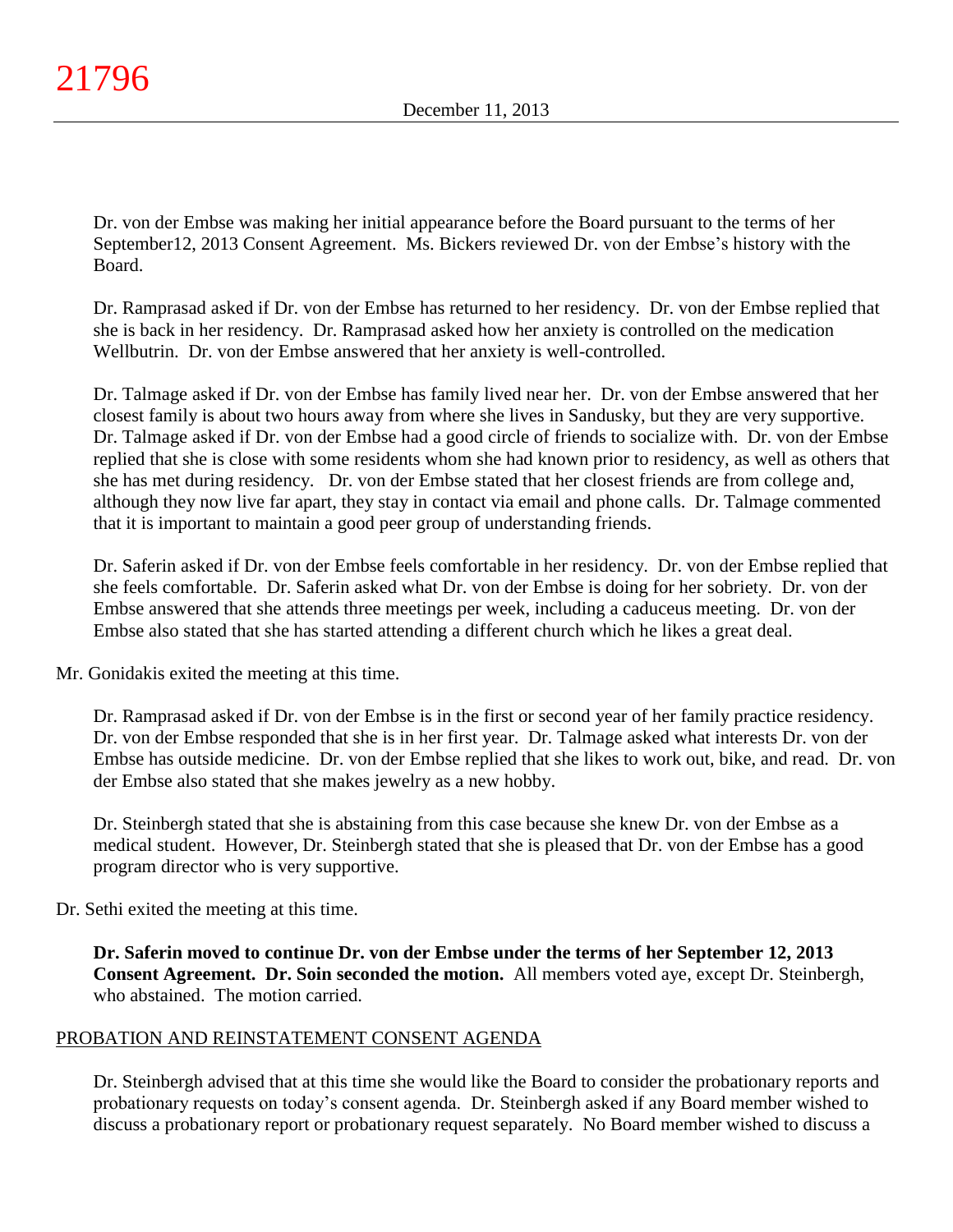Dr. von der Embse was making her initial appearance before the Board pursuant to the terms of her September12, 2013 Consent Agreement. Ms. Bickers reviewed Dr. von der Embse's history with the Board.

Dr. Ramprasad asked if Dr. von der Embse has returned to her residency. Dr. von der Embse replied that she is back in her residency. Dr. Ramprasad asked how her anxiety is controlled on the medication Wellbutrin. Dr. von der Embse answered that her anxiety is well-controlled.

Dr. Talmage asked if Dr. von der Embse has family lived near her. Dr. von der Embse answered that her closest family is about two hours away from where she lives in Sandusky, but they are very supportive. Dr. Talmage asked if Dr. von der Embse had a good circle of friends to socialize with. Dr. von der Embse replied that she is close with some residents whom she had known prior to residency, as well as others that she has met during residency. Dr. von der Embse stated that her closest friends are from college and, although they now live far apart, they stay in contact via email and phone calls. Dr. Talmage commented that it is important to maintain a good peer group of understanding friends.

Dr. Saferin asked if Dr. von der Embse feels comfortable in her residency. Dr. von der Embse replied that she feels comfortable. Dr. Saferin asked what Dr. von der Embse is doing for her sobriety. Dr. von der Embse answered that she attends three meetings per week, including a caduceus meeting. Dr. von der Embse also stated that she has started attending a different church which he likes a great deal.

Mr. Gonidakis exited the meeting at this time.

Dr. Ramprasad asked if Dr. von der Embse is in the first or second year of her family practice residency. Dr. von der Embse responded that she is in her first year. Dr. Talmage asked what interests Dr. von der Embse has outside medicine. Dr. von der Embse replied that she likes to work out, bike, and read. Dr. von der Embse also stated that she makes jewelry as a new hobby.

Dr. Steinbergh stated that she is abstaining from this case because she knew Dr. von der Embse as a medical student. However, Dr. Steinbergh stated that she is pleased that Dr. von der Embse has a good program director who is very supportive.

Dr. Sethi exited the meeting at this time.

**Dr. Saferin moved to continue Dr. von der Embse under the terms of her September 12, 2013 Consent Agreement. Dr. Soin seconded the motion.** All members voted aye, except Dr. Steinbergh, who abstained. The motion carried.

## PROBATION AND REINSTATEMENT CONSENT AGENDA

Dr. Steinbergh advised that at this time she would like the Board to consider the probationary reports and probationary requests on today's consent agenda. Dr. Steinbergh asked if any Board member wished to discuss a probationary report or probationary request separately. No Board member wished to discuss a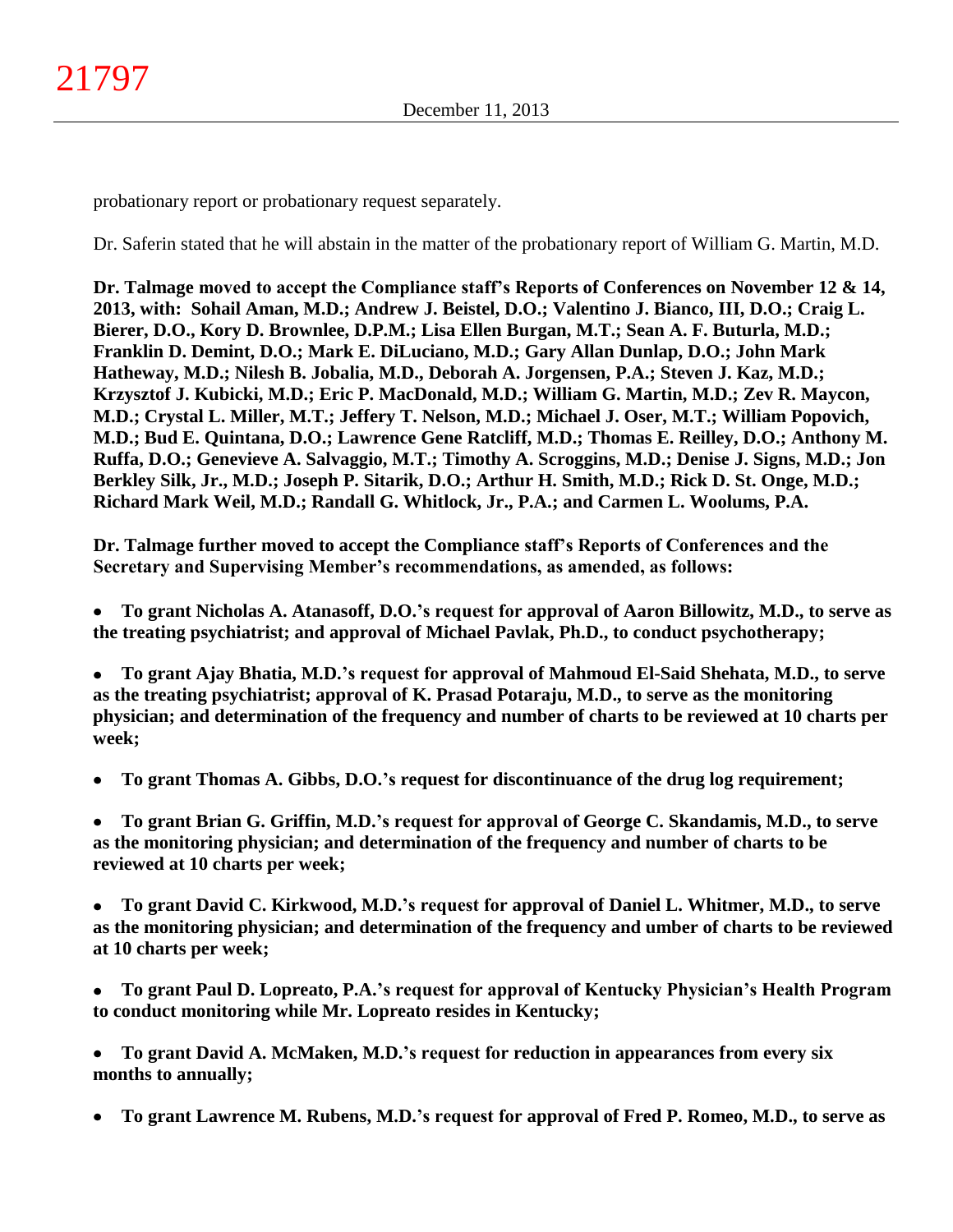probationary report or probationary request separately.

Dr. Saferin stated that he will abstain in the matter of the probationary report of William G. Martin, M.D.

**Dr. Talmage moved to accept the Compliance staff's Reports of Conferences on November 12 & 14, 2013, with: Sohail Aman, M.D.; Andrew J. Beistel, D.O.; Valentino J. Bianco, III, D.O.; Craig L. Bierer, D.O., Kory D. Brownlee, D.P.M.; Lisa Ellen Burgan, M.T.; Sean A. F. Buturla, M.D.; Franklin D. Demint, D.O.; Mark E. DiLuciano, M.D.; Gary Allan Dunlap, D.O.; John Mark Hatheway, M.D.; Nilesh B. Jobalia, M.D., Deborah A. Jorgensen, P.A.; Steven J. Kaz, M.D.; Krzysztof J. Kubicki, M.D.; Eric P. MacDonald, M.D.; William G. Martin, M.D.; Zev R. Maycon, M.D.; Crystal L. Miller, M.T.; Jeffery T. Nelson, M.D.; Michael J. Oser, M.T.; William Popovich, M.D.; Bud E. Quintana, D.O.; Lawrence Gene Ratcliff, M.D.; Thomas E. Reilley, D.O.; Anthony M. Ruffa, D.O.; Genevieve A. Salvaggio, M.T.; Timothy A. Scroggins, M.D.; Denise J. Signs, M.D.; Jon Berkley Silk, Jr., M.D.; Joseph P. Sitarik, D.O.; Arthur H. Smith, M.D.; Rick D. St. Onge, M.D.; Richard Mark Weil, M.D.; Randall G. Whitlock, Jr., P.A.; and Carmen L. Woolums, P.A.**

**Dr. Talmage further moved to accept the Compliance staff's Reports of Conferences and the Secretary and Supervising Member's recommendations, as amended, as follows:**

- **To grant Nicholas A. Atanasoff, D.O.'s request for approval of Aaron Billowitz, M.D., to serve as the treating psychiatrist; and approval of Michael Pavlak, Ph.D., to conduct psychotherapy;**
- **To grant Ajay Bhatia, M.D.'s request for approval of Mahmoud El-Said Shehata, M.D., to serve as the treating psychiatrist; approval of K. Prasad Potaraju, M.D., to serve as the monitoring physician; and determination of the frequency and number of charts to be reviewed at 10 charts per week;**
- **To grant Thomas A. Gibbs, D.O.'s request for discontinuance of the drug log requirement;**
- **To grant Brian G. Griffin, M.D.'s request for approval of George C. Skandamis, M.D., to serve as the monitoring physician; and determination of the frequency and number of charts to be reviewed at 10 charts per week;**
- **To grant David C. Kirkwood, M.D.'s request for approval of Daniel L. Whitmer, M.D., to serve as the monitoring physician; and determination of the frequency and umber of charts to be reviewed at 10 charts per week;**
- **To grant Paul D. Lopreato, P.A.'s request for approval of Kentucky Physician's Health Program to conduct monitoring while Mr. Lopreato resides in Kentucky;**
- **To grant David A. McMaken, M.D.'s request for reduction in appearances from every six months to annually;**
- **To grant Lawrence M. Rubens, M.D.'s request for approval of Fred P. Romeo, M.D., to serve as**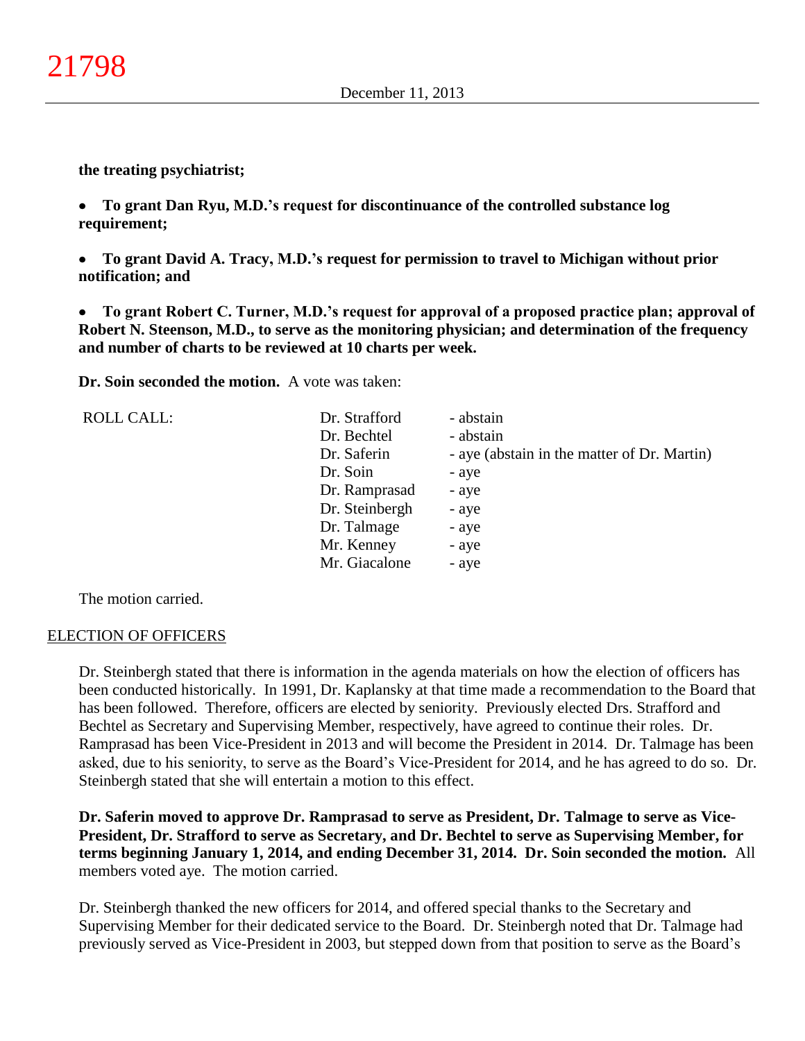**the treating psychiatrist;**

- **To grant Dan Ryu, M.D.'s request for discontinuance of the controlled substance log requirement;**

- **To grant David A. Tracy, M.D.'s request for permission to travel to Michigan without prior notification; and**

- **To grant Robert C. Turner, M.D.'s request for approval of a proposed practice plan; approval of Robert N. Steenson, M.D., to serve as the monitoring physician; and determination of the frequency and number of charts to be reviewed at 10 charts per week.**

**Dr. Soin seconded the motion.** A vote was taken:

| ROLL CALL: | | |
|---|---|---|
| | Dr. Strafford | - abstain |
| | Dr. Bechtel | - abstain |
| | Dr. Saferin | - aye (abstain in the matter of Dr. Martin) |
| | Dr. Soin | - aye |
| | Dr. Ramprasad | - aye |
| | Dr. Steinbergh | - aye |
| | Dr. Talmage | - aye |
| | Mr. Kenney | - aye |
| | Mr. Giacalone | - aye |

The motion carried.

## ELECTION OF OFFICERS

Dr. Steinbergh stated that there is information in the agenda materials on how the election of officers has been conducted historically. In 1991, Dr. Kaplansky at that time made a recommendation to the Board that has been followed. Therefore, officers are elected by seniority. Previously elected Drs. Strafford and Bechtel as Secretary and Supervising Member, respectively, have agreed to continue their roles. Dr. Ramprasad has been Vice-President in 2013 and will become the President in 2014. Dr. Talmage has been asked, due to his seniority, to serve as the Board's Vice-President for 2014, and he has agreed to do so. Dr. Steinbergh stated that she will entertain a motion to this effect.

**Dr. Saferin moved to approve Dr. Ramprasad to serve as President, Dr. Talmage to serve as Vice-President, Dr. Strafford to serve as Secretary, and Dr. Bechtel to serve as Supervising Member, for terms beginning January 1, 2014, and ending December 31, 2014. Dr. Soin seconded the motion.** All members voted aye. The motion carried.

Dr. Steinbergh thanked the new officers for 2014, and offered special thanks to the Secretary and Supervising Member for their dedicated service to the Board. Dr. Steinbergh noted that Dr. Talmage had previously served as Vice-President in 2003, but stepped down from that position to serve as the Board's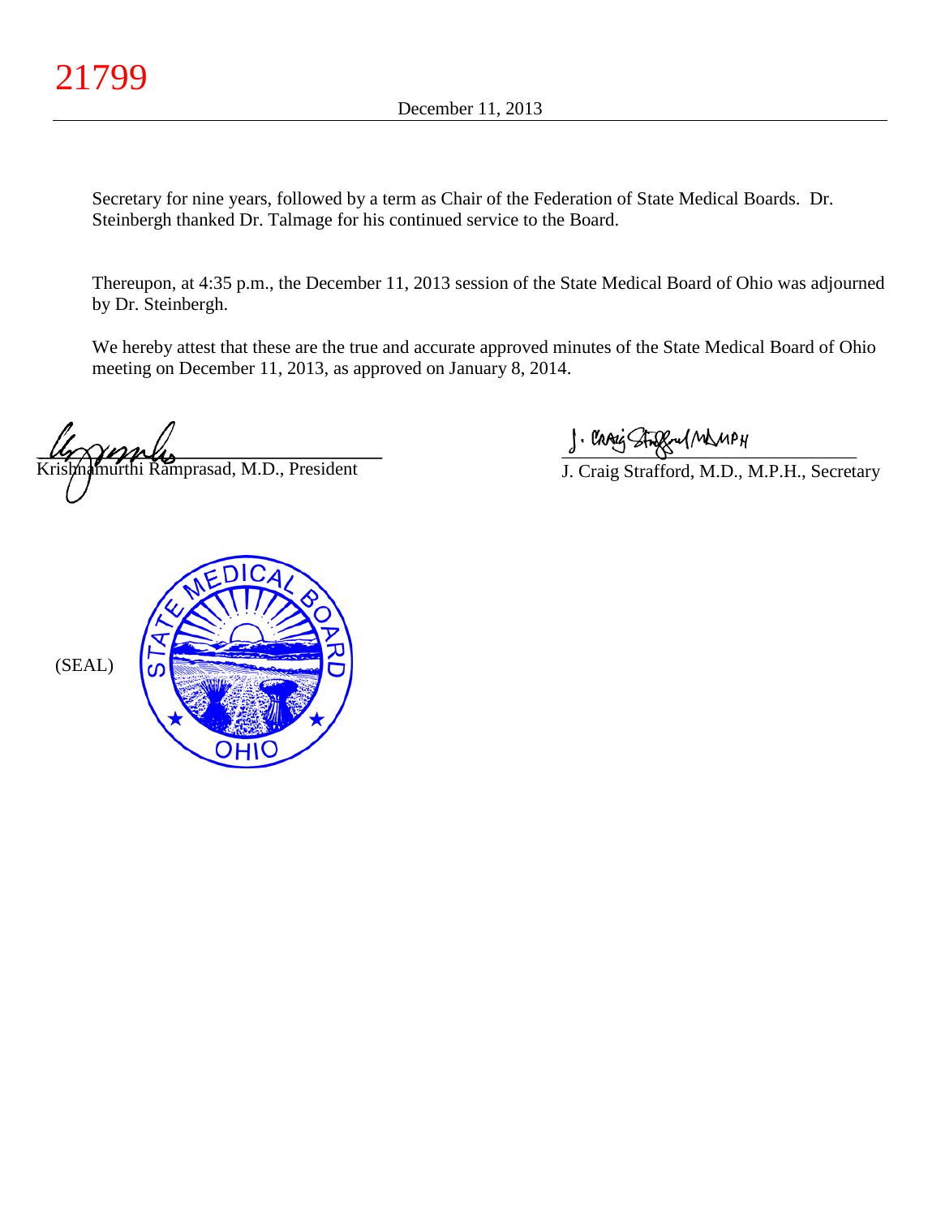Secretary for nine years, followed by a term as Chair of the Federation of State Medical Boards. Dr. Steinbergh thanked Dr. Talmage for his continued service to the Board.

Thereupon, at 4:35 p.m., the December 11, 2013 session of the State Medical Board of Ohio was adjourned by Dr. Steinbergh.

We hereby attest that these are the true and accurate approved minutes of the State Medical Board of Ohio meeting on December 11, 2013, as approved on January 8, 2014.

Krishnamurthi Ramprasad, M.D., President

J. Craig Strafford, M.D., M.P.H., Secretary

(SEAL)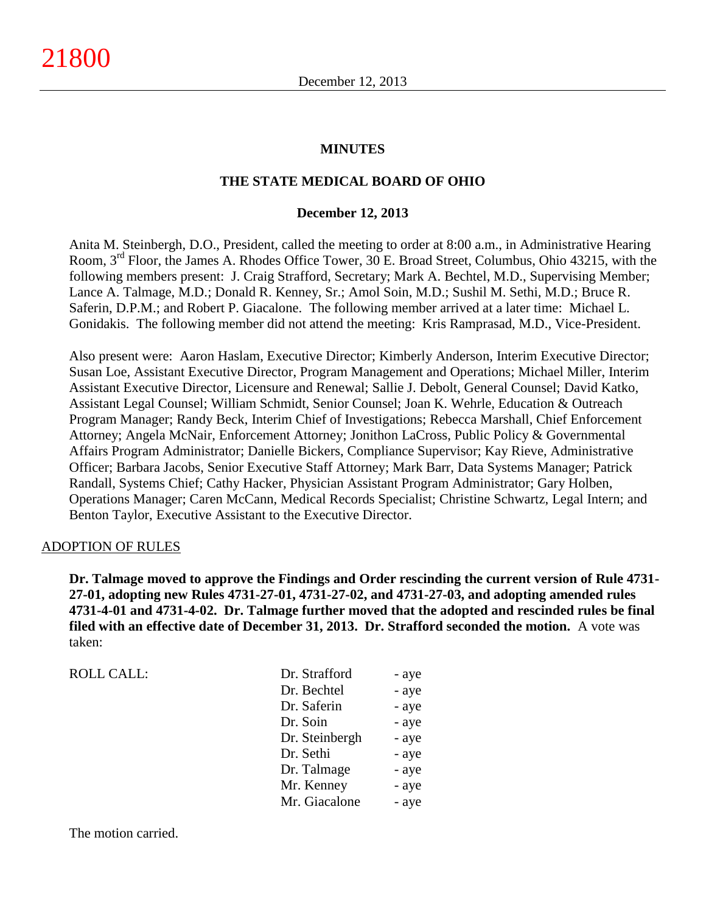**MINUTES**

**THE STATE MEDICAL BOARD OF OHIO**

**December 12, 2013**

Anita M. Steinbergh, D.O., President, called the meeting to order at 8:00 a.m., in Administrative Hearing Room, 3rd Floor, the James A. Rhodes Office Tower, 30 E. Broad Street, Columbus, Ohio 43215, with the following members present: J. Craig Strafford, Secretary; Mark A. Bechtel, M.D., Supervising Member; Lance A. Talmage, M.D.; Donald R. Kenney, Sr.; Amol Soin, M.D.; Sushil M. Sethi, M.D.; Bruce R. Saferin, D.P.M.; and Robert P. Giacalone. The following member arrived at a later time: Michael L. Gonidakis. The following member did not attend the meeting: Kris Ramprasad, M.D., Vice-President.

Also present were: Aaron Haslam, Executive Director; Kimberly Anderson, Interim Executive Director; Susan Loe, Assistant Executive Director, Program Management and Operations; Michael Miller, Interim Assistant Executive Director, Licensure and Renewal; Sallie J. Debolt, General Counsel; David Katko, Assistant Legal Counsel; William Schmidt, Senior Counsel; Joan K. Wehrle, Education & Outreach Program Manager; Randy Beck, Interim Chief of Investigations; Rebecca Marshall, Chief Enforcement Attorney; Angela McNair, Enforcement Attorney; Jonithon LaCross, Public Policy & Governmental Affairs Program Administrator; Danielle Bickers, Compliance Supervisor; Kay Rieve, Administrative Officer; Barbara Jacobs, Senior Executive Staff Attorney; Mark Barr, Data Systems Manager; Patrick Randall, Systems Chief; Cathy Hacker, Physician Assistant Program Administrator; Gary Holben, Operations Manager; Caren McCann, Medical Records Specialist; Christine Schwartz, Legal Intern; and Benton Taylor, Executive Assistant to the Executive Director.

ADOPTION OF RULES

**Dr. Talmage moved to approve the Findings and Order rescinding the current version of Rule 4731-27-01, adopting new Rules 4731-27-01, 4731-27-02, and 4731-27-03, and adopting amended rules 4731-4-01 and 4731-4-02. Dr. Talmage further moved that the adopted and rescinded rules be final filed with an effective date of December 31, 2013. Dr. Strafford seconded the motion.** A vote was taken:

| ROLL CALL: | | |
|---|---|---|
| | Dr. Strafford | - aye |
| | Dr. Bechtel | - aye |
| | Dr. Saferin | - aye |
| | Dr. Soin | - aye |
| | Dr. Steinbergh | - aye |
| | Dr. Sethi | - aye |
| | Dr. Talmage | - aye |
| | Mr. Kenney | - aye |
| | Mr. Giacalone | - aye |

The motion carried.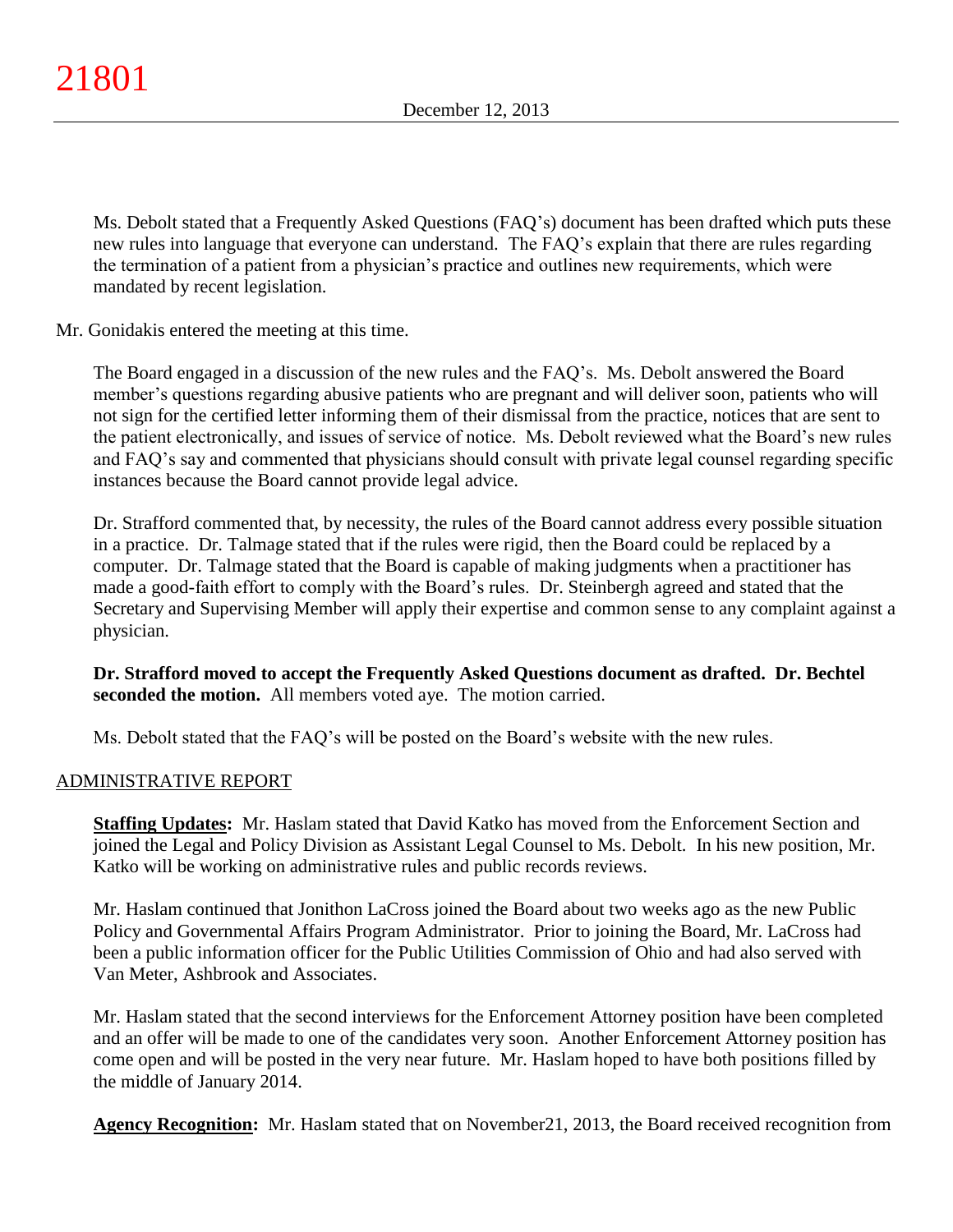Ms. Debolt stated that a Frequently Asked Questions (FAQ's) document has been drafted which puts these new rules into language that everyone can understand. The FAQ's explain that there are rules regarding the termination of a patient from a physician's practice and outlines new requirements, which were mandated by recent legislation.

Mr. Gonidakis entered the meeting at this time.

The Board engaged in a discussion of the new rules and the FAQ's. Ms. Debolt answered the Board member's questions regarding abusive patients who are pregnant and will deliver soon, patients who will not sign for the certified letter informing them of their dismissal from the practice, notices that are sent to the patient electronically, and issues of service of notice. Ms. Debolt reviewed what the Board's new rules and FAQ's say and commented that physicians should consult with private legal counsel regarding specific instances because the Board cannot provide legal advice.

Dr. Strafford commented that, by necessity, the rules of the Board cannot address every possible situation in a practice. Dr. Talmage stated that if the rules were rigid, then the Board could be replaced by a computer. Dr. Talmage stated that the Board is capable of making judgments when a practitioner has made a good-faith effort to comply with the Board's rules. Dr. Steinbergh agreed and stated that the Secretary and Supervising Member will apply their expertise and common sense to any complaint against a physician.

**Dr. Strafford moved to accept the Frequently Asked Questions document as drafted. Dr. Bechtel seconded the motion.** All members voted aye. The motion carried.

Ms. Debolt stated that the FAQ's will be posted on the Board's website with the new rules.

## ADMINISTRATIVE REPORT

**Staffing Updates:** Mr. Haslam stated that David Katko has moved from the Enforcement Section and joined the Legal and Policy Division as Assistant Legal Counsel to Ms. Debolt. In his new position, Mr. Katko will be working on administrative rules and public records reviews.

Mr. Haslam continued that Jonithon LaCross joined the Board about two weeks ago as the new Public Policy and Governmental Affairs Program Administrator. Prior to joining the Board, Mr. LaCross had been a public information officer for the Public Utilities Commission of Ohio and had also served with Van Meter, Ashbrook and Associates.

Mr. Haslam stated that the second interviews for the Enforcement Attorney position have been completed and an offer will be made to one of the candidates very soon. Another Enforcement Attorney position has come open and will be posted in the very near future. Mr. Haslam hoped to have both positions filled by the middle of January 2014.

**Agency Recognition:** Mr. Haslam stated that on November21, 2013, the Board received recognition from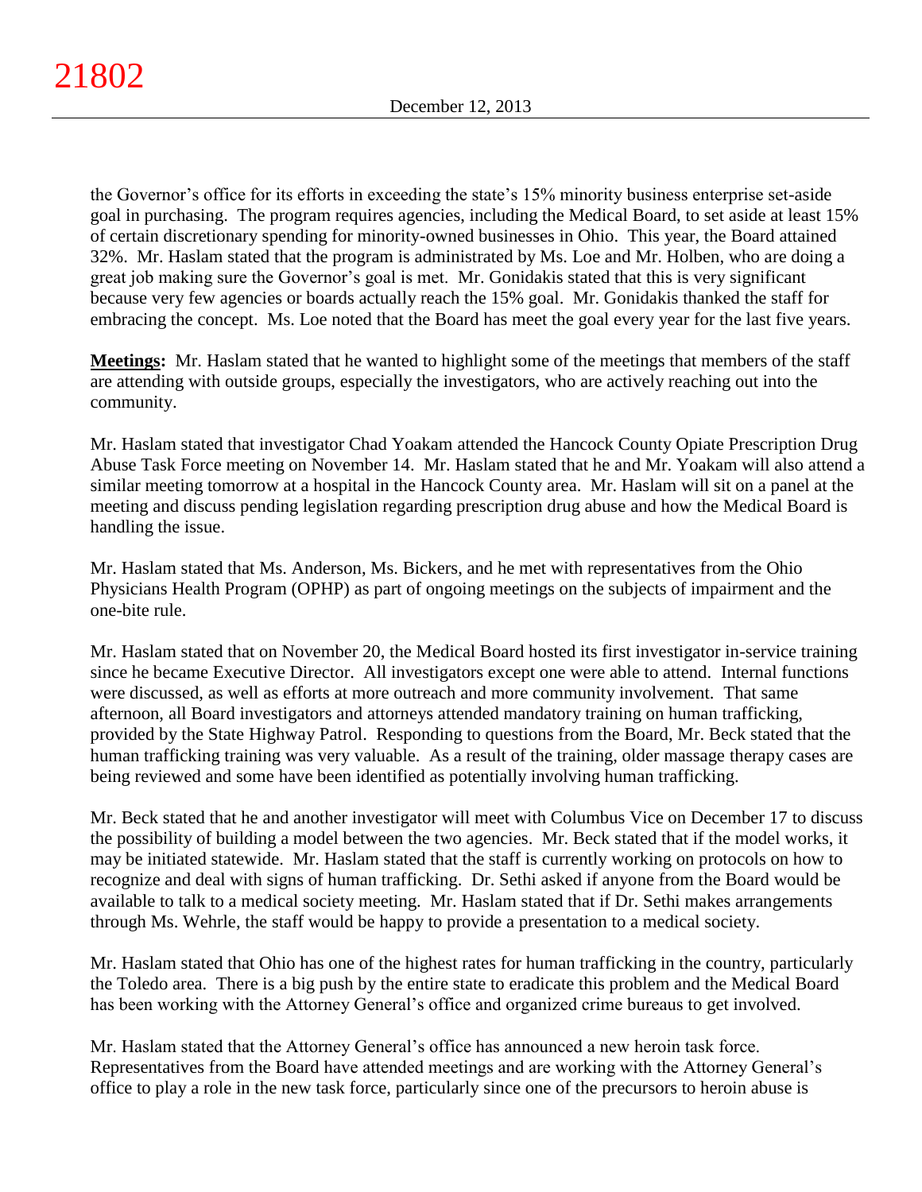the Governor's office for its efforts in exceeding the state's 15% minority business enterprise set-aside goal in purchasing. The program requires agencies, including the Medical Board, to set aside at least 15% of certain discretionary spending for minority-owned businesses in Ohio. This year, the Board attained 32%. Mr. Haslam stated that the program is administrated by Ms. Loe and Mr. Holben, who are doing a great job making sure the Governor's goal is met. Mr. Gonidakis stated that this is very significant because very few agencies or boards actually reach the 15% goal. Mr. Gonidakis thanked the staff for embracing the concept. Ms. Loe noted that the Board has meet the goal every year for the last five years.

**Meetings:** Mr. Haslam stated that he wanted to highlight some of the meetings that members of the staff are attending with outside groups, especially the investigators, who are actively reaching out into the community.

Mr. Haslam stated that investigator Chad Yoakam attended the Hancock County Opiate Prescription Drug Abuse Task Force meeting on November 14. Mr. Haslam stated that he and Mr. Yoakam will also attend a similar meeting tomorrow at a hospital in the Hancock County area. Mr. Haslam will sit on a panel at the meeting and discuss pending legislation regarding prescription drug abuse and how the Medical Board is handling the issue.

Mr. Haslam stated that Ms. Anderson, Ms. Bickers, and he met with representatives from the Ohio Physicians Health Program (OPHP) as part of ongoing meetings on the subjects of impairment and the one-bite rule.

Mr. Haslam stated that on November 20, the Medical Board hosted its first investigator in-service training since he became Executive Director. All investigators except one were able to attend. Internal functions were discussed, as well as efforts at more outreach and more community involvement. That same afternoon, all Board investigators and attorneys attended mandatory training on human trafficking, provided by the State Highway Patrol. Responding to questions from the Board, Mr. Beck stated that the human trafficking training was very valuable. As a result of the training, older massage therapy cases are being reviewed and some have been identified as potentially involving human trafficking.

Mr. Beck stated that he and another investigator will meet with Columbus Vice on December 17 to discuss the possibility of building a model between the two agencies. Mr. Beck stated that if the model works, it may be initiated statewide. Mr. Haslam stated that the staff is currently working on protocols on how to recognize and deal with signs of human trafficking. Dr. Sethi asked if anyone from the Board would be available to talk to a medical society meeting. Mr. Haslam stated that if Dr. Sethi makes arrangements through Ms. Wehrle, the staff would be happy to provide a presentation to a medical society.

Mr. Haslam stated that Ohio has one of the highest rates for human trafficking in the country, particularly the Toledo area. There is a big push by the entire state to eradicate this problem and the Medical Board has been working with the Attorney General's office and organized crime bureaus to get involved.

Mr. Haslam stated that the Attorney General's office has announced a new heroin task force. Representatives from the Board have attended meetings and are working with the Attorney General's office to play a role in the new task force, particularly since one of the precursors to heroin abuse is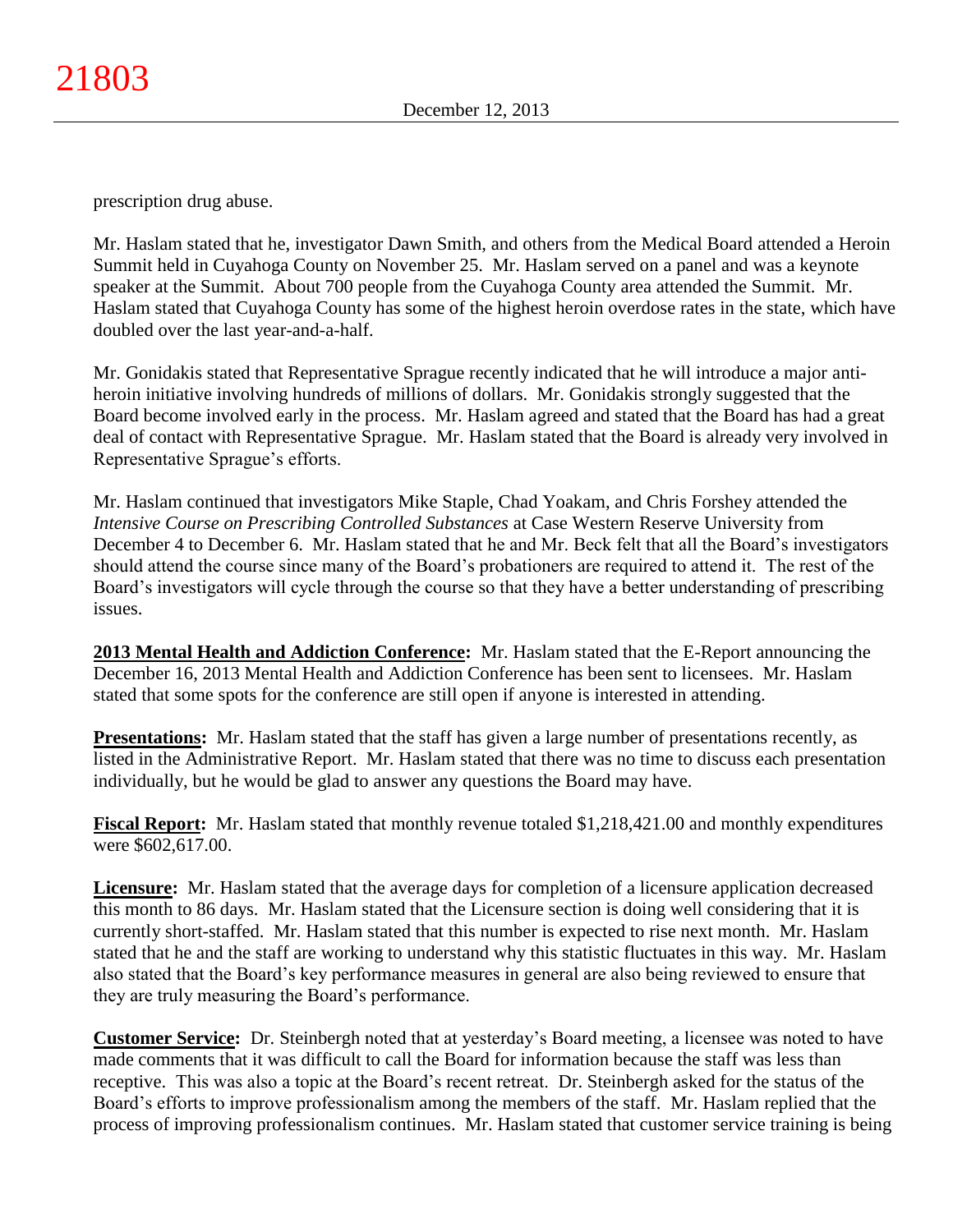prescription drug abuse.

Mr. Haslam stated that he, investigator Dawn Smith, and others from the Medical Board attended a Heroin Summit held in Cuyahoga County on November 25. Mr. Haslam served on a panel and was a keynote speaker at the Summit. About 700 people from the Cuyahoga County area attended the Summit. Mr. Haslam stated that Cuyahoga County has some of the highest heroin overdose rates in the state, which have doubled over the last year-and-a-half.

Mr. Gonidakis stated that Representative Sprague recently indicated that he will introduce a major anti-heroin initiative involving hundreds of millions of dollars. Mr. Gonidakis strongly suggested that the Board become involved early in the process. Mr. Haslam agreed and stated that the Board has had a great deal of contact with Representative Sprague. Mr. Haslam stated that the Board is already very involved in Representative Sprague's efforts.

Mr. Haslam continued that investigators Mike Staple, Chad Yoakam, and Chris Forshey attended the *Intensive Course on Prescribing Controlled Substances* at Case Western Reserve University from December 4 to December 6. Mr. Haslam stated that he and Mr. Beck felt that all the Board's investigators should attend the course since many of the Board's probationers are required to attend it. The rest of the Board's investigators will cycle through the course so that they have a better understanding of prescribing issues.

**2013 Mental Health and Addiction Conference:** Mr. Haslam stated that the E-Report announcing the December 16, 2013 Mental Health and Addiction Conference has been sent to licensees. Mr. Haslam stated that some spots for the conference are still open if anyone is interested in attending.

**Presentations:** Mr. Haslam stated that the staff has given a large number of presentations recently, as listed in the Administrative Report. Mr. Haslam stated that there was no time to discuss each presentation individually, but he would be glad to answer any questions the Board may have.

**Fiscal Report:** Mr. Haslam stated that monthly revenue totaled $1,218,421.00 and monthly expenditures were $602,617.00.

**Licensure:** Mr. Haslam stated that the average days for completion of a licensure application decreased this month to 86 days. Mr. Haslam stated that the Licensure section is doing well considering that it is currently short-staffed. Mr. Haslam stated that this number is expected to rise next month. Mr. Haslam stated that he and the staff are working to understand why this statistic fluctuates in this way. Mr. Haslam also stated that the Board's key performance measures in general are also being reviewed to ensure that they are truly measuring the Board's performance.

**Customer Service:** Dr. Steinbergh noted that at yesterday's Board meeting, a licensee was noted to have made comments that it was difficult to call the Board for information because the staff was less than receptive. This was also a topic at the Board's recent retreat. Dr. Steinbergh asked for the status of the Board's efforts to improve professionalism among the members of the staff. Mr. Haslam replied that the process of improving professionalism continues. Mr. Haslam stated that customer service training is being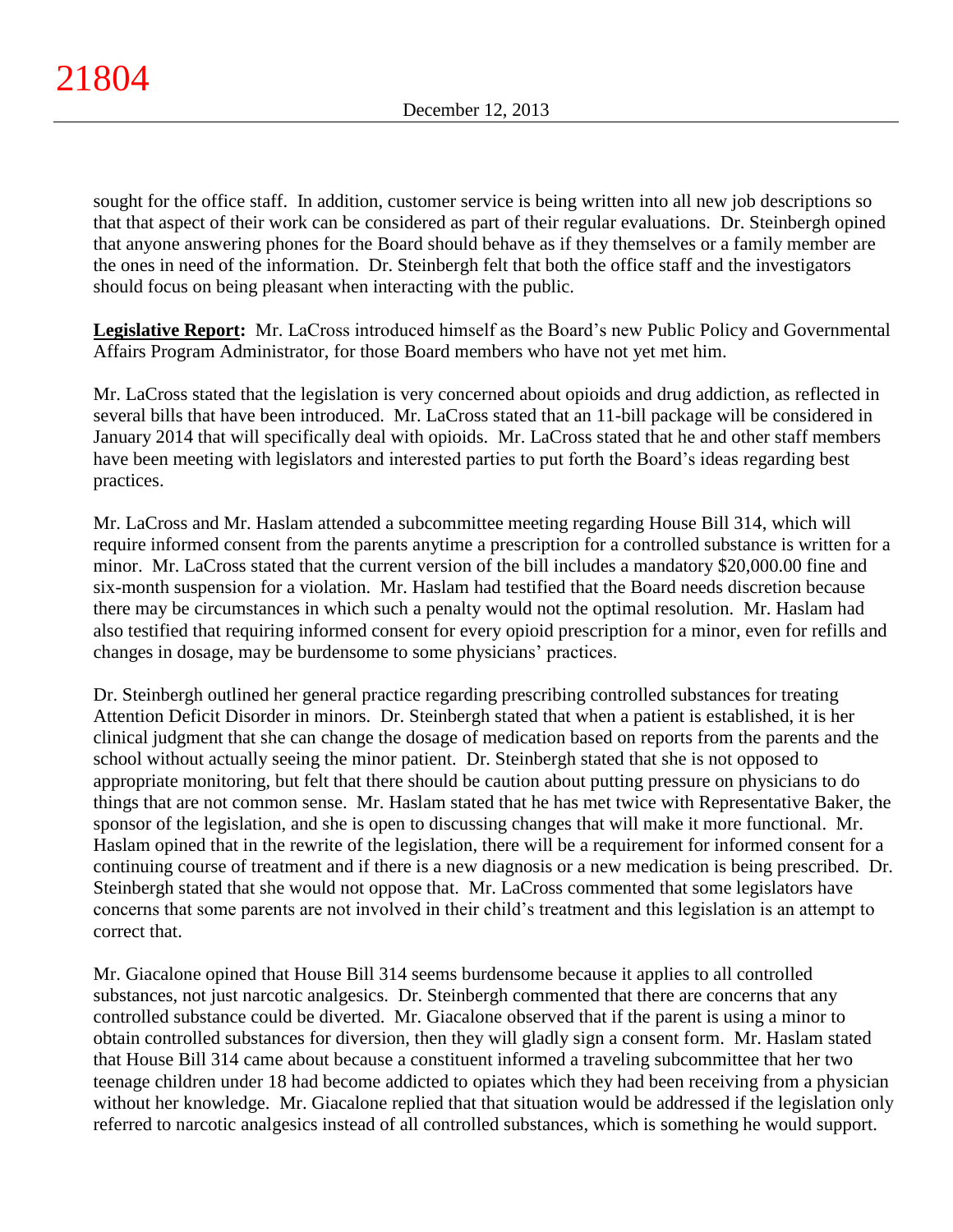sought for the office staff. In addition, customer service is being written into all new job descriptions so that that aspect of their work can be considered as part of their regular evaluations. Dr. Steinbergh opined that anyone answering phones for the Board should behave as if they themselves or a family member are the ones in need of the information. Dr. Steinbergh felt that both the office staff and the investigators should focus on being pleasant when interacting with the public.

**Legislative Report:** Mr. LaCross introduced himself as the Board's new Public Policy and Governmental Affairs Program Administrator, for those Board members who have not yet met him.

Mr. LaCross stated that the legislation is very concerned about opioids and drug addiction, as reflected in several bills that have been introduced. Mr. LaCross stated that an 11-bill package will be considered in January 2014 that will specifically deal with opioids. Mr. LaCross stated that he and other staff members have been meeting with legislators and interested parties to put forth the Board's ideas regarding best practices.

Mr. LaCross and Mr. Haslam attended a subcommittee meeting regarding House Bill 314, which will require informed consent from the parents anytime a prescription for a controlled substance is written for a minor. Mr. LaCross stated that the current version of the bill includes a mandatory $20,000.00 fine and six-month suspension for a violation. Mr. Haslam had testified that the Board needs discretion because there may be circumstances in which such a penalty would not the optimal resolution. Mr. Haslam had also testified that requiring informed consent for every opioid prescription for a minor, even for refills and changes in dosage, may be burdensome to some physicians' practices.

Dr. Steinbergh outlined her general practice regarding prescribing controlled substances for treating Attention Deficit Disorder in minors. Dr. Steinbergh stated that when a patient is established, it is her clinical judgment that she can change the dosage of medication based on reports from the parents and the school without actually seeing the minor patient. Dr. Steinbergh stated that she is not opposed to appropriate monitoring, but felt that there should be caution about putting pressure on physicians to do things that are not common sense. Mr. Haslam stated that he has met twice with Representative Baker, the sponsor of the legislation, and she is open to discussing changes that will make it more functional. Mr. Haslam opined that in the rewrite of the legislation, there will be a requirement for informed consent for a continuing course of treatment and if there is a new diagnosis or a new medication is being prescribed. Dr. Steinbergh stated that she would not oppose that. Mr. LaCross commented that some legislators have concerns that some parents are not involved in their child's treatment and this legislation is an attempt to correct that.

Mr. Giacalone opined that House Bill 314 seems burdensome because it applies to all controlled substances, not just narcotic analgesics. Dr. Steinbergh commented that there are concerns that any controlled substance could be diverted. Mr. Giacalone observed that if the parent is using a minor to obtain controlled substances for diversion, then they will gladly sign a consent form. Mr. Haslam stated that House Bill 314 came about because a constituent informed a traveling subcommittee that her two teenage children under 18 had become addicted to opiates which they had been receiving from a physician without her knowledge. Mr. Giacalone replied that that situation would be addressed if the legislation only referred to narcotic analgesics instead of all controlled substances, which is something he would support.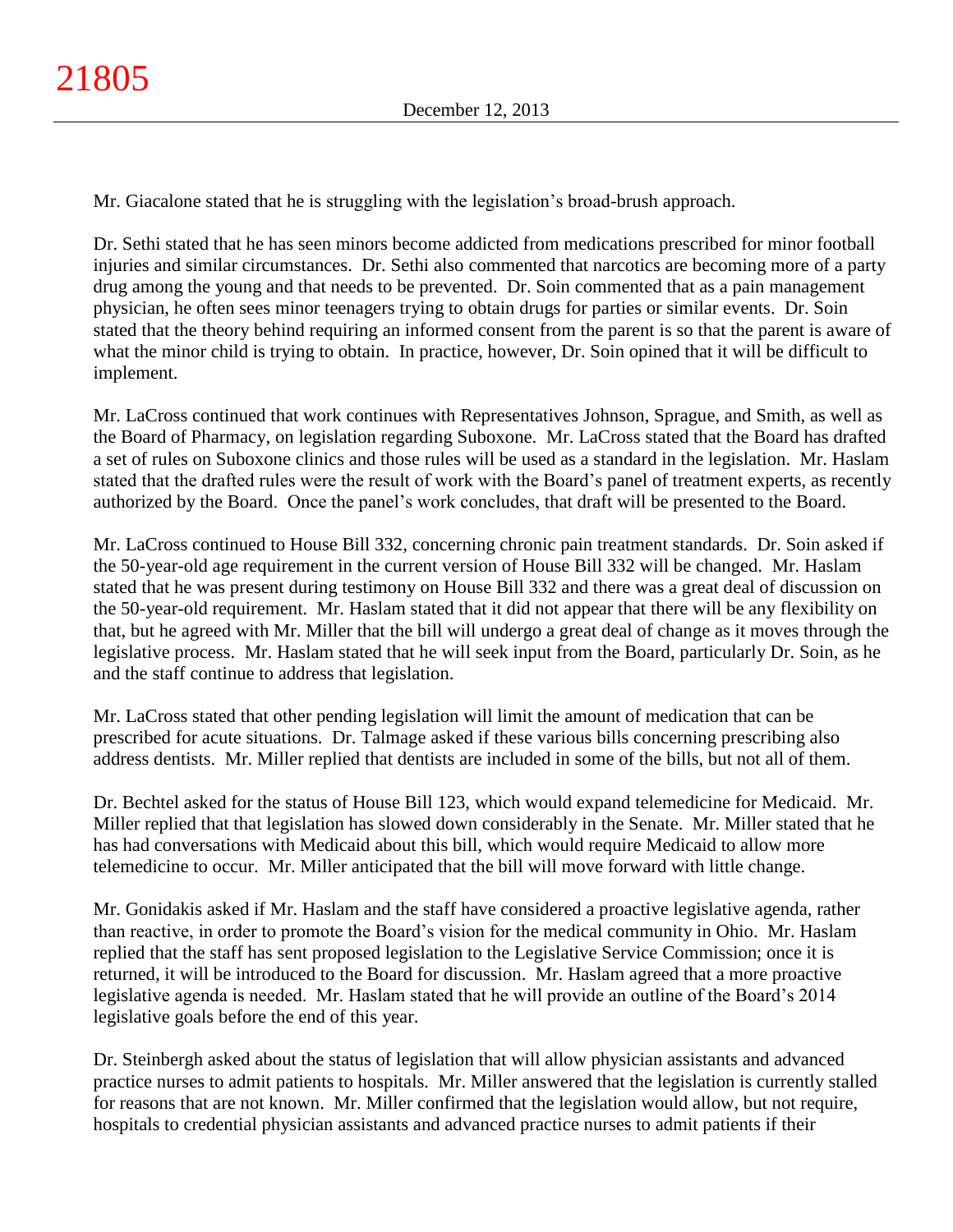Mr. Giacalone stated that he is struggling with the legislation's broad-brush approach.

Dr. Sethi stated that he has seen minors become addicted from medications prescribed for minor football injuries and similar circumstances. Dr. Sethi also commented that narcotics are becoming more of a party drug among the young and that needs to be prevented. Dr. Soin commented that as a pain management physician, he often sees minor teenagers trying to obtain drugs for parties or similar events. Dr. Soin stated that the theory behind requiring an informed consent from the parent is so that the parent is aware of what the minor child is trying to obtain. In practice, however, Dr. Soin opined that it will be difficult to implement.

Mr. LaCross continued that work continues with Representatives Johnson, Sprague, and Smith, as well as the Board of Pharmacy, on legislation regarding Suboxone. Mr. LaCross stated that the Board has drafted a set of rules on Suboxone clinics and those rules will be used as a standard in the legislation. Mr. Haslam stated that the drafted rules were the result of work with the Board's panel of treatment experts, as recently authorized by the Board. Once the panel's work concludes, that draft will be presented to the Board.

Mr. LaCross continued to House Bill 332, concerning chronic pain treatment standards. Dr. Soin asked if the 50-year-old age requirement in the current version of House Bill 332 will be changed. Mr. Haslam stated that he was present during testimony on House Bill 332 and there was a great deal of discussion on the 50-year-old requirement. Mr. Haslam stated that it did not appear that there will be any flexibility on that, but he agreed with Mr. Miller that the bill will undergo a great deal of change as it moves through the legislative process. Mr. Haslam stated that he will seek input from the Board, particularly Dr. Soin, as he and the staff continue to address that legislation.

Mr. LaCross stated that other pending legislation will limit the amount of medication that can be prescribed for acute situations. Dr. Talmage asked if these various bills concerning prescribing also address dentists. Mr. Miller replied that dentists are included in some of the bills, but not all of them.

Dr. Bechtel asked for the status of House Bill 123, which would expand telemedicine for Medicaid. Mr. Miller replied that that legislation has slowed down considerably in the Senate. Mr. Miller stated that he has had conversations with Medicaid about this bill, which would require Medicaid to allow more telemedicine to occur. Mr. Miller anticipated that the bill will move forward with little change.

Mr. Gonidakis asked if Mr. Haslam and the staff have considered a proactive legislative agenda, rather than reactive, in order to promote the Board's vision for the medical community in Ohio. Mr. Haslam replied that the staff has sent proposed legislation to the Legislative Service Commission; once it is returned, it will be introduced to the Board for discussion. Mr. Haslam agreed that a more proactive legislative agenda is needed. Mr. Haslam stated that he will provide an outline of the Board's 2014 legislative goals before the end of this year.

Dr. Steinbergh asked about the status of legislation that will allow physician assistants and advanced practice nurses to admit patients to hospitals. Mr. Miller answered that the legislation is currently stalled for reasons that are not known. Mr. Miller confirmed that the legislation would allow, but not require, hospitals to credential physician assistants and advanced practice nurses to admit patients if their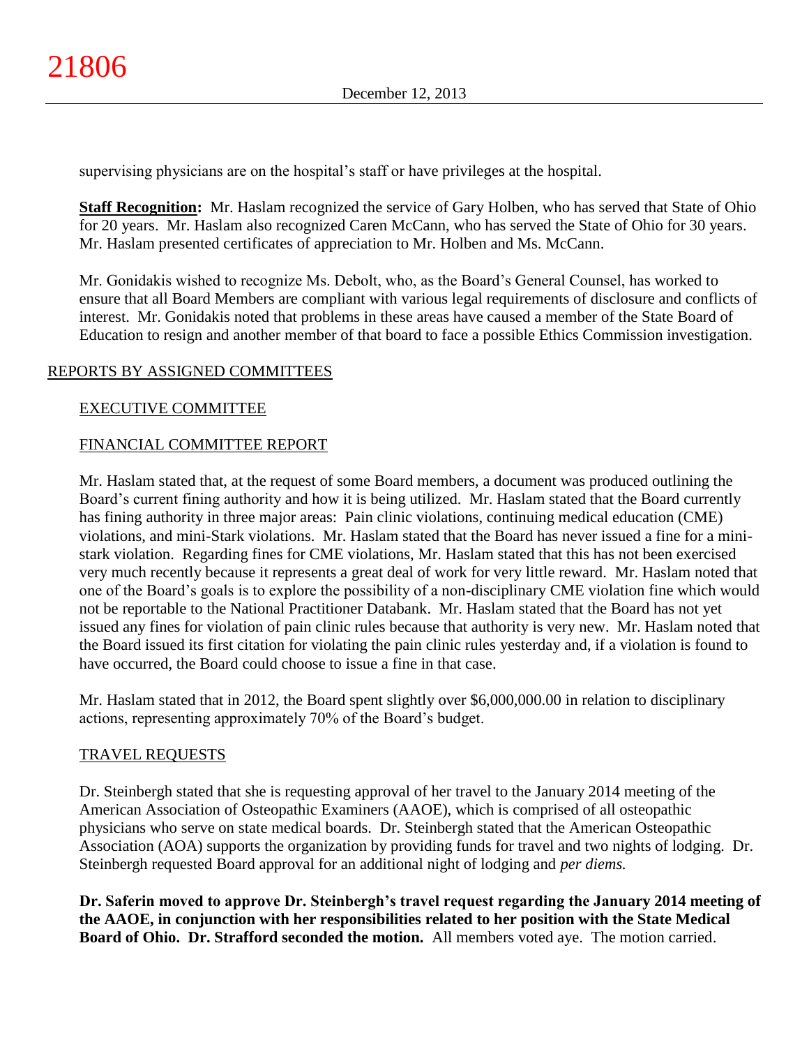supervising physicians are on the hospital's staff or have privileges at the hospital.

**Staff Recognition:** Mr. Haslam recognized the service of Gary Holben, who has served that State of Ohio for 20 years. Mr. Haslam also recognized Caren McCann, who has served the State of Ohio for 30 years. Mr. Haslam presented certificates of appreciation to Mr. Holben and Ms. McCann.

Mr. Gonidakis wished to recognize Ms. Debolt, who, as the Board's General Counsel, has worked to ensure that all Board Members are compliant with various legal requirements of disclosure and conflicts of interest. Mr. Gonidakis noted that problems in these areas have caused a member of the State Board of Education to resign and another member of that board to face a possible Ethics Commission investigation.

## REPORTS BY ASSIGNED COMMITTEES

### EXECUTIVE COMMITTEE

### FINANCIAL COMMITTEE REPORT

Mr. Haslam stated that, at the request of some Board members, a document was produced outlining the Board's current fining authority and how it is being utilized. Mr. Haslam stated that the Board currently has fining authority in three major areas: Pain clinic violations, continuing medical education (CME) violations, and mini-Stark violations. Mr. Haslam stated that the Board has never issued a fine for a mini-stark violation. Regarding fines for CME violations, Mr. Haslam stated that this has not been exercised very much recently because it represents a great deal of work for very little reward. Mr. Haslam noted that one of the Board's goals is to explore the possibility of a non-disciplinary CME violation fine which would not be reportable to the National Practitioner Databank. Mr. Haslam stated that the Board has not yet issued any fines for violation of pain clinic rules because that authority is very new. Mr. Haslam noted that the Board issued its first citation for violating the pain clinic rules yesterday and, if a violation is found to have occurred, the Board could choose to issue a fine in that case.

Mr. Haslam stated that in 2012, the Board spent slightly over $6,000,000.00 in relation to disciplinary actions, representing approximately 70% of the Board's budget.

### TRAVEL REQUESTS

Dr. Steinbergh stated that she is requesting approval of her travel to the January 2014 meeting of the American Association of Osteopathic Examiners (AAOE), which is comprised of all osteopathic physicians who serve on state medical boards. Dr. Steinbergh stated that the American Osteopathic Association (AOA) supports the organization by providing funds for travel and two nights of lodging. Dr. Steinbergh requested Board approval for an additional night of lodging and *per diems.*

**Dr. Saferin moved to approve Dr. Steinbergh's travel request regarding the January 2014 meeting of the AAOE, in conjunction with her responsibilities related to her position with the State Medical Board of Ohio. Dr. Strafford seconded the motion.** All members voted aye. The motion carried.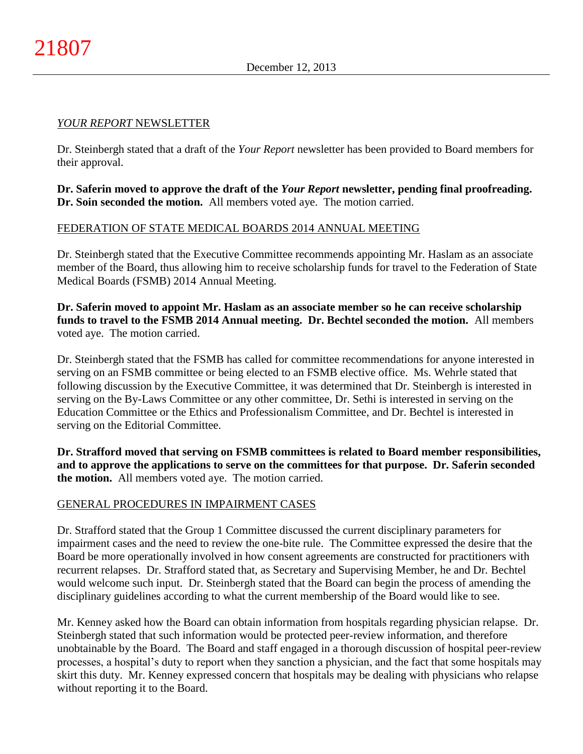## *YOUR REPORT* NEWSLETTER

Dr. Steinbergh stated that a draft of the *Your Report* newsletter has been provided to Board members for their approval.

**Dr. Saferin moved to approve the draft of the *Your Report* newsletter, pending final proofreading. Dr. Soin seconded the motion.** All members voted aye. The motion carried.

## FEDERATION OF STATE MEDICAL BOARDS 2014 ANNUAL MEETING

Dr. Steinbergh stated that the Executive Committee recommends appointing Mr. Haslam as an associate member of the Board, thus allowing him to receive scholarship funds for travel to the Federation of State Medical Boards (FSMB) 2014 Annual Meeting.

**Dr. Saferin moved to appoint Mr. Haslam as an associate member so he can receive scholarship funds to travel to the FSMB 2014 Annual meeting. Dr. Bechtel seconded the motion.** All members voted aye. The motion carried.

Dr. Steinbergh stated that the FSMB has called for committee recommendations for anyone interested in serving on an FSMB committee or being elected to an FSMB elective office. Ms. Wehrle stated that following discussion by the Executive Committee, it was determined that Dr. Steinbergh is interested in serving on the By-Laws Committee or any other committee, Dr. Sethi is interested in serving on the Education Committee or the Ethics and Professionalism Committee, and Dr. Bechtel is interested in serving on the Editorial Committee.

**Dr. Strafford moved that serving on FSMB committees is related to Board member responsibilities, and to approve the applications to serve on the committees for that purpose. Dr. Saferin seconded the motion.** All members voted aye. The motion carried.

## GENERAL PROCEDURES IN IMPAIRMENT CASES

Dr. Strafford stated that the Group 1 Committee discussed the current disciplinary parameters for impairment cases and the need to review the one-bite rule. The Committee expressed the desire that the Board be more operationally involved in how consent agreements are constructed for practitioners with recurrent relapses. Dr. Strafford stated that, as Secretary and Supervising Member, he and Dr. Bechtel would welcome such input. Dr. Steinbergh stated that the Board can begin the process of amending the disciplinary guidelines according to what the current membership of the Board would like to see.

Mr. Kenney asked how the Board can obtain information from hospitals regarding physician relapse. Dr. Steinbergh stated that such information would be protected peer-review information, and therefore unobtainable by the Board. The Board and staff engaged in a thorough discussion of hospital peer-review processes, a hospital's duty to report when they sanction a physician, and the fact that some hospitals may skirt this duty. Mr. Kenney expressed concern that hospitals may be dealing with physicians who relapse without reporting it to the Board.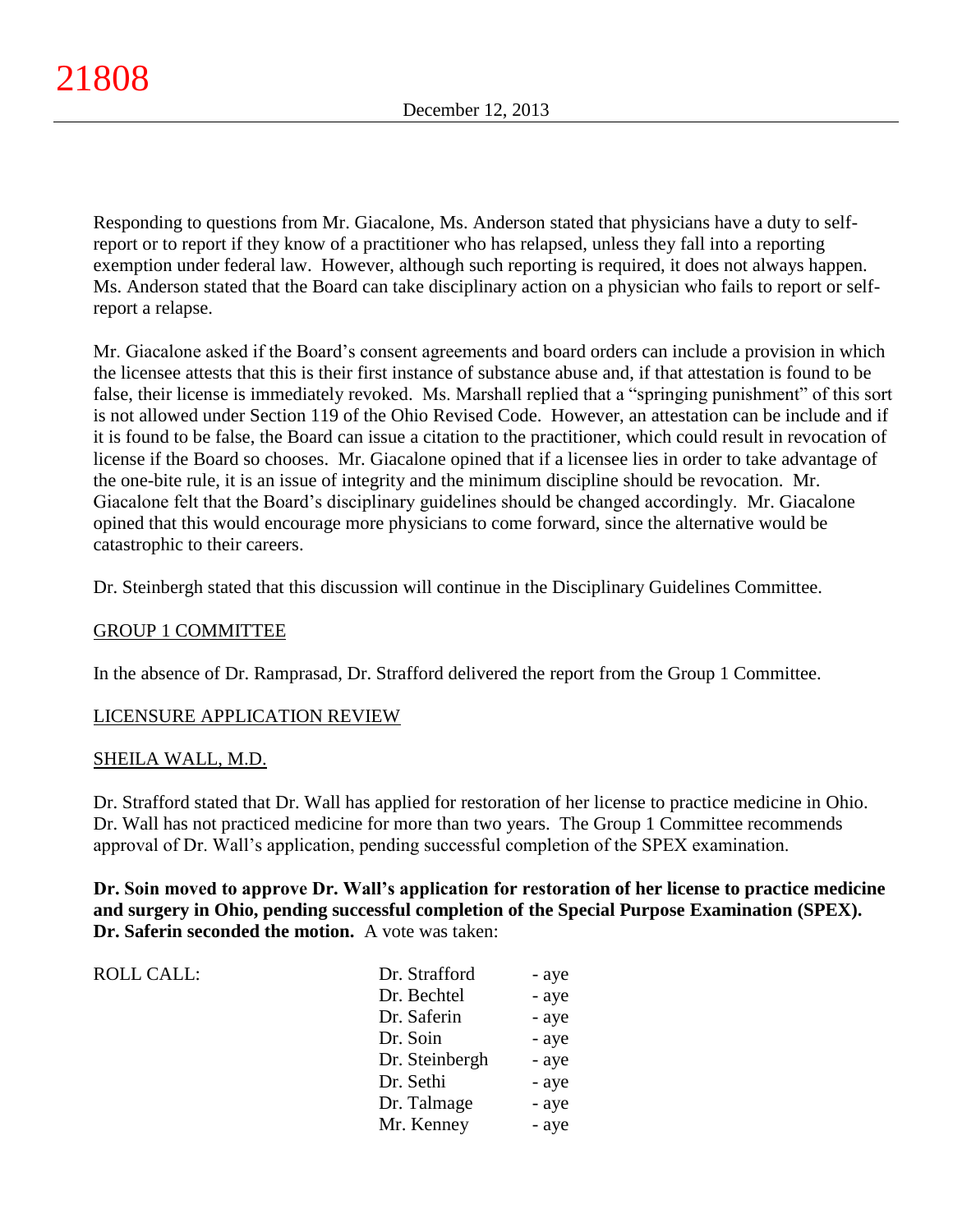Responding to questions from Mr. Giacalone, Ms. Anderson stated that physicians have a duty to self-report or to report if they know of a practitioner who has relapsed, unless they fall into a reporting exemption under federal law. However, although such reporting is required, it does not always happen. Ms. Anderson stated that the Board can take disciplinary action on a physician who fails to report or self-report a relapse.

Mr. Giacalone asked if the Board's consent agreements and board orders can include a provision in which the licensee attests that this is their first instance of substance abuse and, if that attestation is found to be false, their license is immediately revoked. Ms. Marshall replied that a "springing punishment" of this sort is not allowed under Section 119 of the Ohio Revised Code. However, an attestation can be include and if it is found to be false, the Board can issue a citation to the practitioner, which could result in revocation of license if the Board so chooses. Mr. Giacalone opined that if a licensee lies in order to take advantage of the one-bite rule, it is an issue of integrity and the minimum discipline should be revocation. Mr. Giacalone felt that the Board's disciplinary guidelines should be changed accordingly. Mr. Giacalone opined that this would encourage more physicians to come forward, since the alternative would be catastrophic to their careers.

Dr. Steinbergh stated that this discussion will continue in the Disciplinary Guidelines Committee.

GROUP 1 COMMITTEE

In the absence of Dr. Ramprasad, Dr. Strafford delivered the report from the Group 1 Committee.

LICENSURE APPLICATION REVIEW

SHEILA WALL, M.D.

Dr. Strafford stated that Dr. Wall has applied for restoration of her license to practice medicine in Ohio. Dr. Wall has not practiced medicine for more than two years. The Group 1 Committee recommends approval of Dr. Wall's application, pending successful completion of the SPEX examination.

**Dr. Soin moved to approve Dr. Wall's application for restoration of her license to practice medicine and surgery in Ohio, pending successful completion of the Special Purpose Examination (SPEX). Dr. Saferin seconded the motion.** A vote was taken:

| ROLL CALL: | Dr. Strafford | - aye |
|---|---|---|
| | Dr. Bechtel | - aye |
| | Dr. Saferin | - aye |
| | Dr. Soin | - aye |
| | Dr. Steinbergh | - aye |
| | Dr. Sethi | - aye |
| | Dr. Talmage | - aye |
| | Mr. Kenney | - aye |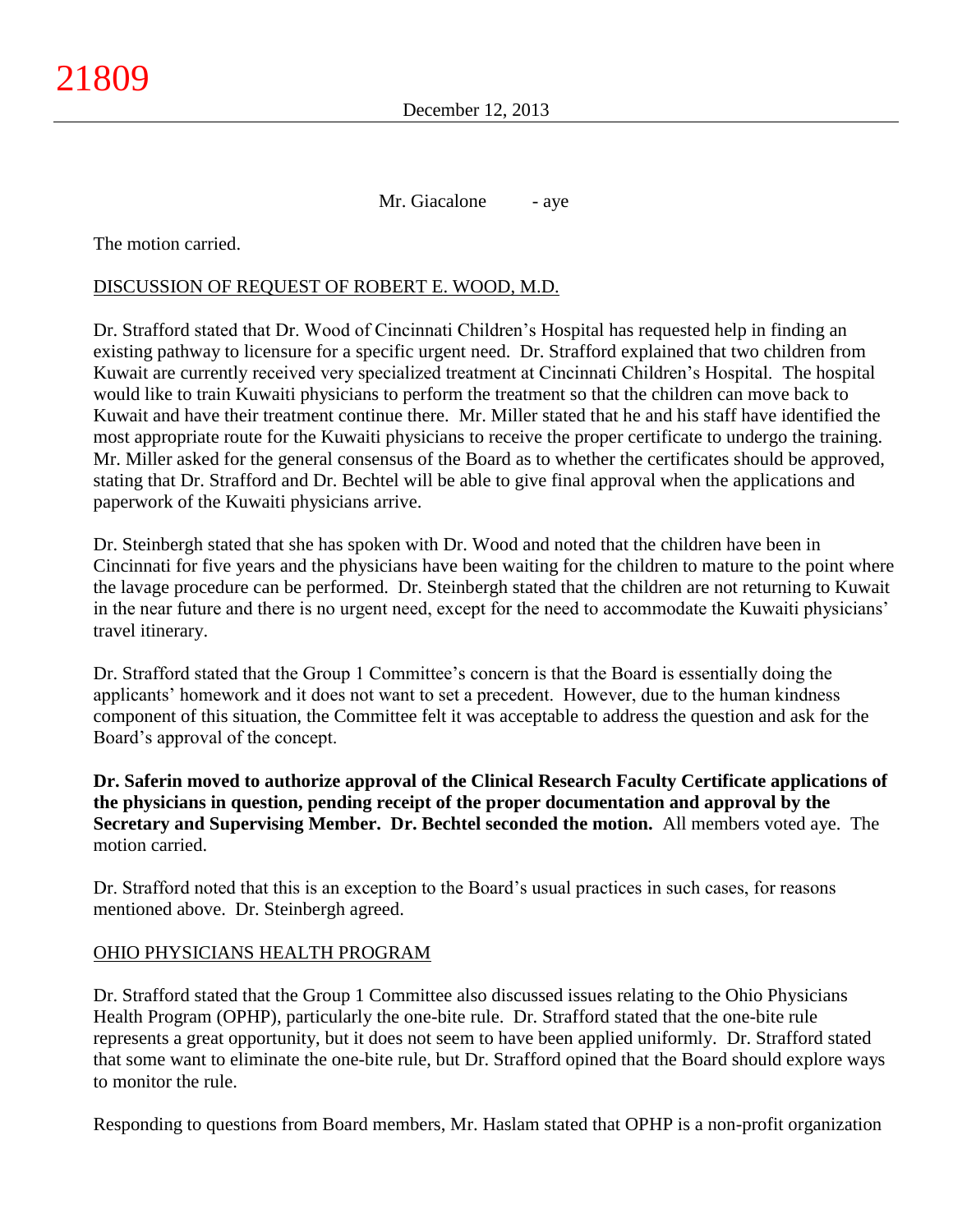Mr. Giacalone - aye

The motion carried.

DISCUSSION OF REQUEST OF ROBERT E. WOOD, M.D.

Dr. Strafford stated that Dr. Wood of Cincinnati Children's Hospital has requested help in finding an existing pathway to licensure for a specific urgent need. Dr. Strafford explained that two children from Kuwait are currently received very specialized treatment at Cincinnati Children's Hospital. The hospital would like to train Kuwaiti physicians to perform the treatment so that the children can move back to Kuwait and have their treatment continue there. Mr. Miller stated that he and his staff have identified the most appropriate route for the Kuwaiti physicians to receive the proper certificate to undergo the training. Mr. Miller asked for the general consensus of the Board as to whether the certificates should be approved, stating that Dr. Strafford and Dr. Bechtel will be able to give final approval when the applications and paperwork of the Kuwaiti physicians arrive.

Dr. Steinbergh stated that she has spoken with Dr. Wood and noted that the children have been in Cincinnati for five years and the physicians have been waiting for the children to mature to the point where the lavage procedure can be performed. Dr. Steinbergh stated that the children are not returning to Kuwait in the near future and there is no urgent need, except for the need to accommodate the Kuwaiti physicians' travel itinerary.

Dr. Strafford stated that the Group 1 Committee's concern is that the Board is essentially doing the applicants' homework and it does not want to set a precedent. However, due to the human kindness component of this situation, the Committee felt it was acceptable to address the question and ask for the Board's approval of the concept.

**Dr. Saferin moved to authorize approval of the Clinical Research Faculty Certificate applications of the physicians in question, pending receipt of the proper documentation and approval by the Secretary and Supervising Member. Dr. Bechtel seconded the motion.** All members voted aye. The motion carried.

Dr. Strafford noted that this is an exception to the Board's usual practices in such cases, for reasons mentioned above. Dr. Steinbergh agreed.

OHIO PHYSICIANS HEALTH PROGRAM

Dr. Strafford stated that the Group 1 Committee also discussed issues relating to the Ohio Physicians Health Program (OPHP), particularly the one-bite rule. Dr. Strafford stated that the one-bite rule represents a great opportunity, but it does not seem to have been applied uniformly. Dr. Strafford stated that some want to eliminate the one-bite rule, but Dr. Strafford opined that the Board should explore ways to monitor the rule.

Responding to questions from Board members, Mr. Haslam stated that OPHP is a non-profit organization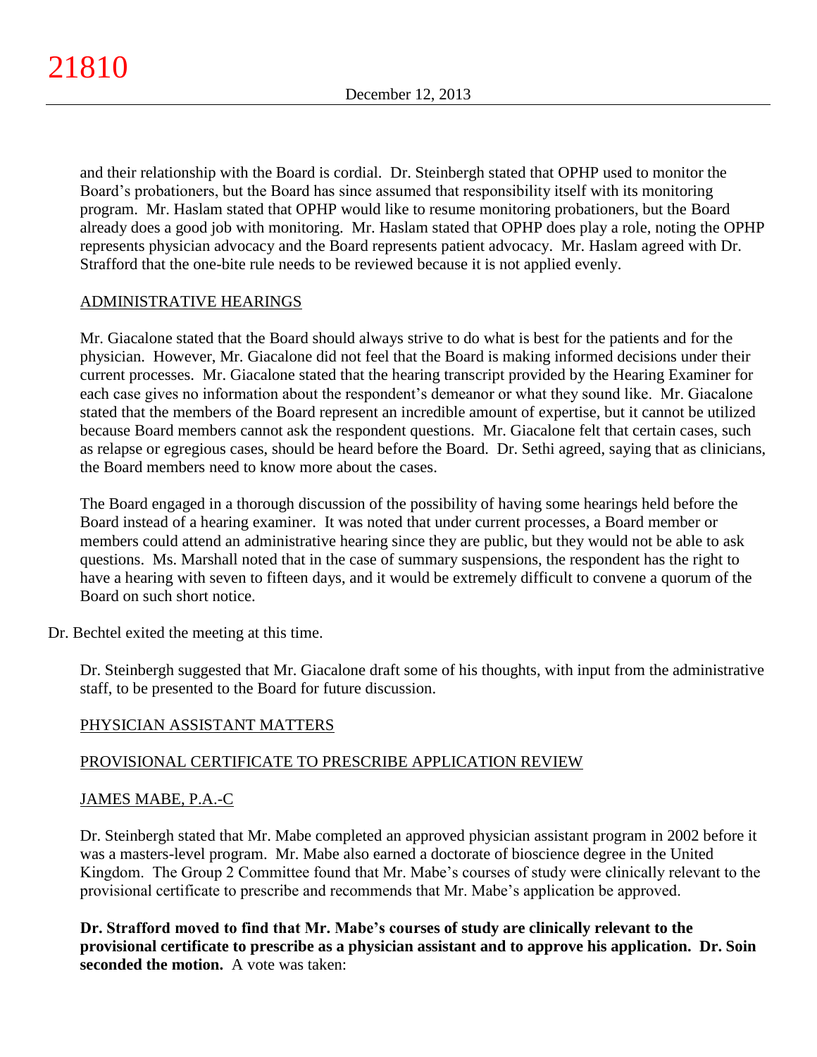and their relationship with the Board is cordial. Dr. Steinbergh stated that OPHP used to monitor the Board's probationers, but the Board has since assumed that responsibility itself with its monitoring program. Mr. Haslam stated that OPHP would like to resume monitoring probationers, but the Board already does a good job with monitoring. Mr. Haslam stated that OPHP does play a role, noting the OPHP represents physician advocacy and the Board represents patient advocacy. Mr. Haslam agreed with Dr. Strafford that the one-bite rule needs to be reviewed because it is not applied evenly.

ADMINISTRATIVE HEARINGS

Mr. Giacalone stated that the Board should always strive to do what is best for the patients and for the physician. However, Mr. Giacalone did not feel that the Board is making informed decisions under their current processes. Mr. Giacalone stated that the hearing transcript provided by the Hearing Examiner for each case gives no information about the respondent's demeanor or what they sound like. Mr. Giacalone stated that the members of the Board represent an incredible amount of expertise, but it cannot be utilized because Board members cannot ask the respondent questions. Mr. Giacalone felt that certain cases, such as relapse or egregious cases, should be heard before the Board. Dr. Sethi agreed, saying that as clinicians, the Board members need to know more about the cases.

The Board engaged in a thorough discussion of the possibility of having some hearings held before the Board instead of a hearing examiner. It was noted that under current processes, a Board member or members could attend an administrative hearing since they are public, but they would not be able to ask questions. Ms. Marshall noted that in the case of summary suspensions, the respondent has the right to have a hearing with seven to fifteen days, and it would be extremely difficult to convene a quorum of the Board on such short notice.

Dr. Bechtel exited the meeting at this time.

Dr. Steinbergh suggested that Mr. Giacalone draft some of his thoughts, with input from the administrative staff, to be presented to the Board for future discussion.

PHYSICIAN ASSISTANT MATTERS

PROVISIONAL CERTIFICATE TO PRESCRIBE APPLICATION REVIEW

JAMES MABE, P.A.-C

Dr. Steinbergh stated that Mr. Mabe completed an approved physician assistant program in 2002 before it was a masters-level program. Mr. Mabe also earned a doctorate of bioscience degree in the United Kingdom. The Group 2 Committee found that Mr. Mabe's courses of study were clinically relevant to the provisional certificate to prescribe and recommends that Mr. Mabe's application be approved.

**Dr. Strafford moved to find that Mr. Mabe's courses of study are clinically relevant to the provisional certificate to prescribe as a physician assistant and to approve his application. Dr. Soin seconded the motion.** A vote was taken: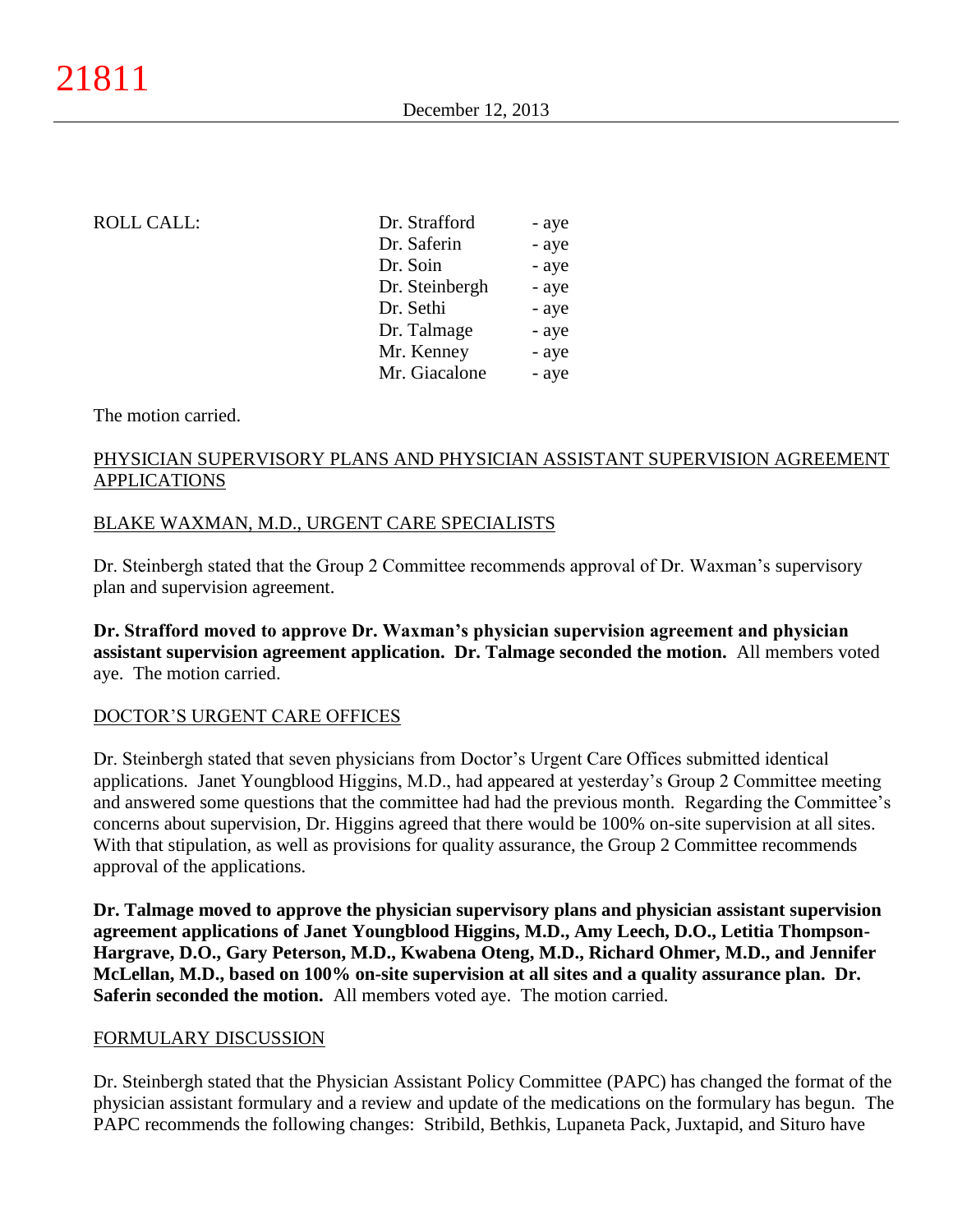ROLL CALL:

| | |
|---|---|
| Dr. Strafford | - aye |
| Dr. Saferin | - aye |
| Dr. Soin | - aye |
| Dr. Steinbergh | - aye |
| Dr. Sethi | - aye |
| Dr. Talmage | - aye |
| Mr. Kenney | - aye |
| Mr. Giacalone | - aye |

The motion carried.

PHYSICIAN SUPERVISORY PLANS AND PHYSICIAN ASSISTANT SUPERVISION AGREEMENT APPLICATIONS

BLAKE WAXMAN, M.D., URGENT CARE SPECIALISTS

Dr. Steinbergh stated that the Group 2 Committee recommends approval of Dr. Waxman's supervisory plan and supervision agreement.

**Dr. Strafford moved to approve Dr. Waxman's physician supervision agreement and physician assistant supervision agreement application. Dr. Talmage seconded the motion.** All members voted aye. The motion carried.

DOCTOR'S URGENT CARE OFFICES

Dr. Steinbergh stated that seven physicians from Doctor's Urgent Care Offices submitted identical applications. Janet Youngblood Higgins, M.D., had appeared at yesterday's Group 2 Committee meeting and answered some questions that the committee had had the previous month. Regarding the Committee's concerns about supervision, Dr. Higgins agreed that there would be 100% on-site supervision at all sites. With that stipulation, as well as provisions for quality assurance, the Group 2 Committee recommends approval of the applications.

**Dr. Talmage moved to approve the physician supervisory plans and physician assistant supervision agreement applications of Janet Youngblood Higgins, M.D., Amy Leech, D.O., Letitia Thompson-Hargrave, D.O., Gary Peterson, M.D., Kwabena Oteng, M.D., Richard Ohmer, M.D., and Jennifer McLellan, M.D., based on 100% on-site supervision at all sites and a quality assurance plan. Dr. Saferin seconded the motion.** All members voted aye. The motion carried.

FORMULARY DISCUSSION

Dr. Steinbergh stated that the Physician Assistant Policy Committee (PAPC) has changed the format of the physician assistant formulary and a review and update of the medications on the formulary has begun. The PAPC recommends the following changes: Stribild, Bethkis, Lupaneta Pack, Juxtapid, and Situro have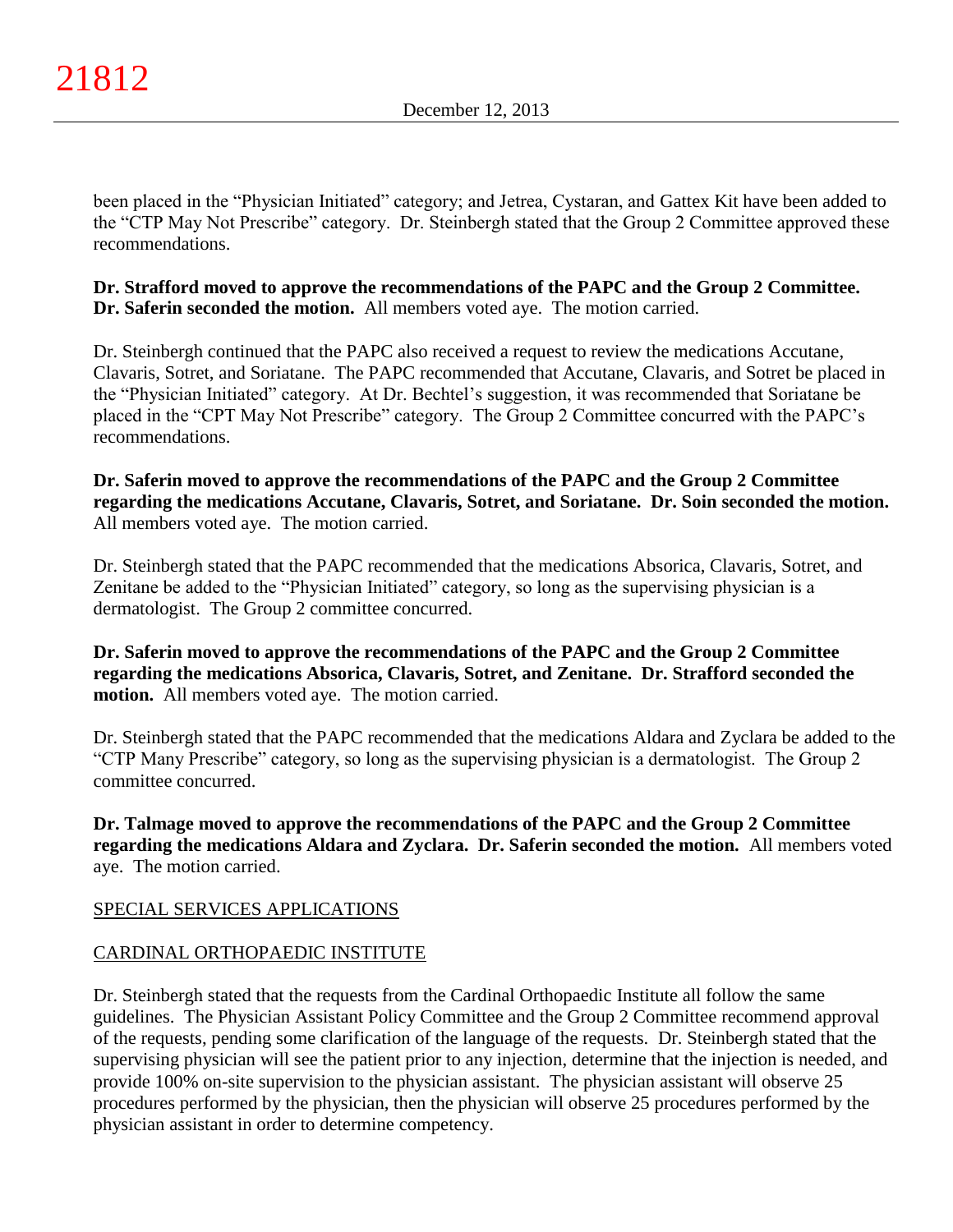been placed in the "Physician Initiated" category; and Jetrea, Cystaran, and Gattex Kit have been added to the "CTP May Not Prescribe" category. Dr. Steinbergh stated that the Group 2 Committee approved these recommendations.

**Dr. Strafford moved to approve the recommendations of the PAPC and the Group 2 Committee. Dr. Saferin seconded the motion.** All members voted aye. The motion carried.

Dr. Steinbergh continued that the PAPC also received a request to review the medications Accutane, Clavaris, Sotret, and Soriatane. The PAPC recommended that Accutane, Clavaris, and Sotret be placed in the "Physician Initiated" category. At Dr. Bechtel's suggestion, it was recommended that Soriatane be placed in the "CPT May Not Prescribe" category. The Group 2 Committee concurred with the PAPC's recommendations.

**Dr. Saferin moved to approve the recommendations of the PAPC and the Group 2 Committee regarding the medications Accutane, Clavaris, Sotret, and Soriatane. Dr. Soin seconded the motion.** All members voted aye. The motion carried.

Dr. Steinbergh stated that the PAPC recommended that the medications Absorica, Clavaris, Sotret, and Zenitane be added to the "Physician Initiated" category, so long as the supervising physician is a dermatologist. The Group 2 committee concurred.

**Dr. Saferin moved to approve the recommendations of the PAPC and the Group 2 Committee regarding the medications Absorica, Clavaris, Sotret, and Zenitane. Dr. Strafford seconded the motion.** All members voted aye. The motion carried.

Dr. Steinbergh stated that the PAPC recommended that the medications Aldara and Zyclara be added to the "CTP Many Prescribe" category, so long as the supervising physician is a dermatologist. The Group 2 committee concurred.

**Dr. Talmage moved to approve the recommendations of the PAPC and the Group 2 Committee regarding the medications Aldara and Zyclara. Dr. Saferin seconded the motion.** All members voted aye. The motion carried.

## SPECIAL SERVICES APPLICATIONS

### CARDINAL ORTHOPAEDIC INSTITUTE

Dr. Steinbergh stated that the requests from the Cardinal Orthopaedic Institute all follow the same guidelines. The Physician Assistant Policy Committee and the Group 2 Committee recommend approval of the requests, pending some clarification of the language of the requests. Dr. Steinbergh stated that the supervising physician will see the patient prior to any injection, determine that the injection is needed, and provide 100% on-site supervision to the physician assistant. The physician assistant will observe 25 procedures performed by the physician, then the physician will observe 25 procedures performed by the physician assistant in order to determine competency.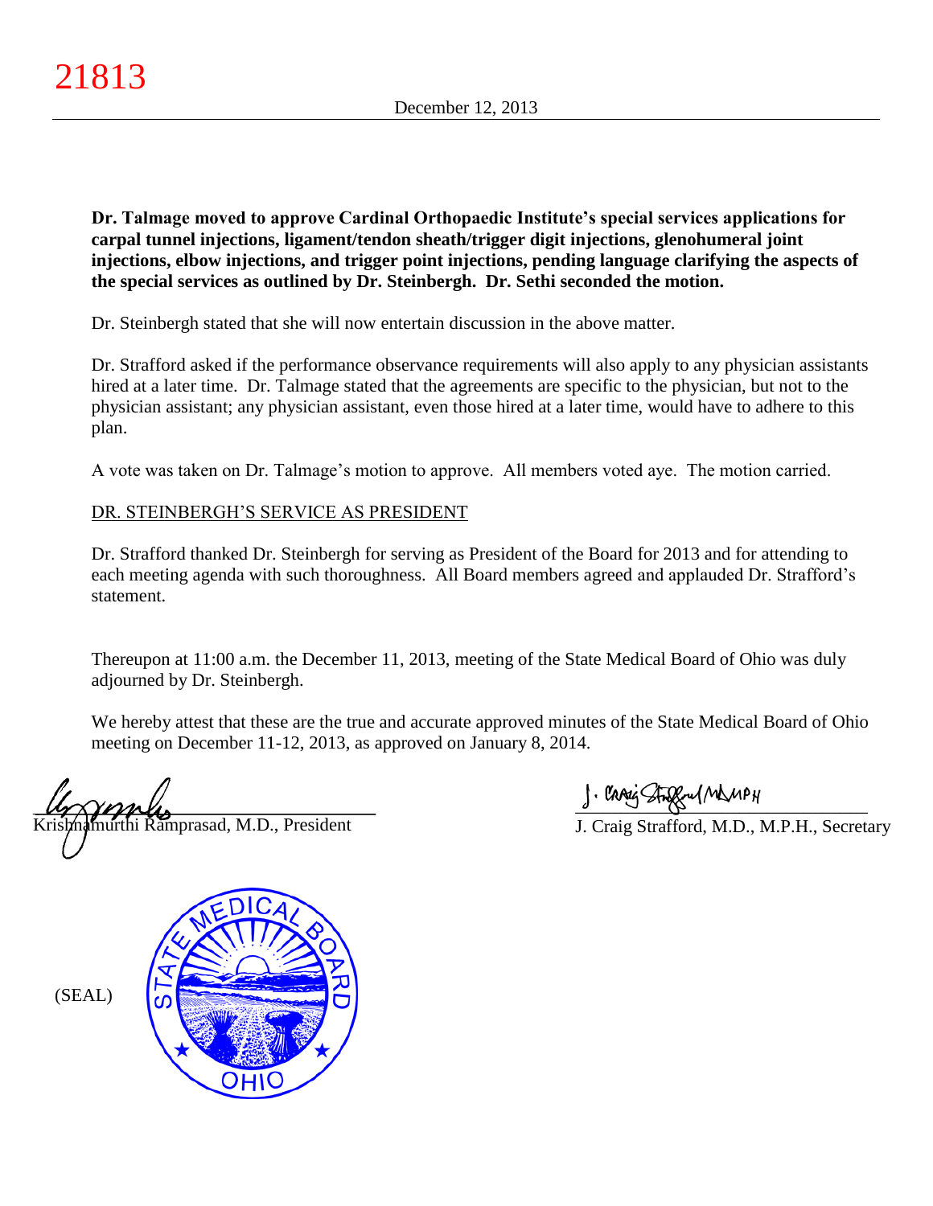**Dr. Talmage moved to approve Cardinal Orthopaedic Institute's special services applications for carpal tunnel injections, ligament/tendon sheath/trigger digit injections, glenohumeral joint injections, elbow injections, and trigger point injections, pending language clarifying the aspects of the special services as outlined by Dr. Steinbergh. Dr. Sethi seconded the motion.**

Dr. Steinbergh stated that she will now entertain discussion in the above matter.

Dr. Strafford asked if the performance observance requirements will also apply to any physician assistants hired at a later time. Dr. Talmage stated that the agreements are specific to the physician, but not to the physician assistant; any physician assistant, even those hired at a later time, would have to adhere to this plan.

A vote was taken on Dr. Talmage's motion to approve. All members voted aye. The motion carried.

DR. STEINBERGH'S SERVICE AS PRESIDENT

Dr. Strafford thanked Dr. Steinbergh for serving as President of the Board for 2013 and for attending to each meeting agenda with such thoroughness. All Board members agreed and applauded Dr. Strafford's statement.

Thereupon at 11:00 a.m. the December 11, 2013, meeting of the State Medical Board of Ohio was duly adjourned by Dr. Steinbergh.

We hereby attest that these are the true and accurate approved minutes of the State Medical Board of Ohio meeting on December 11-12, 2013, as approved on January 8, 2014.

Krishnamurthi Ramprasad, M.D., President

J. Craig Strafford, M.D., M.P.H., Secretary

(SEAL)